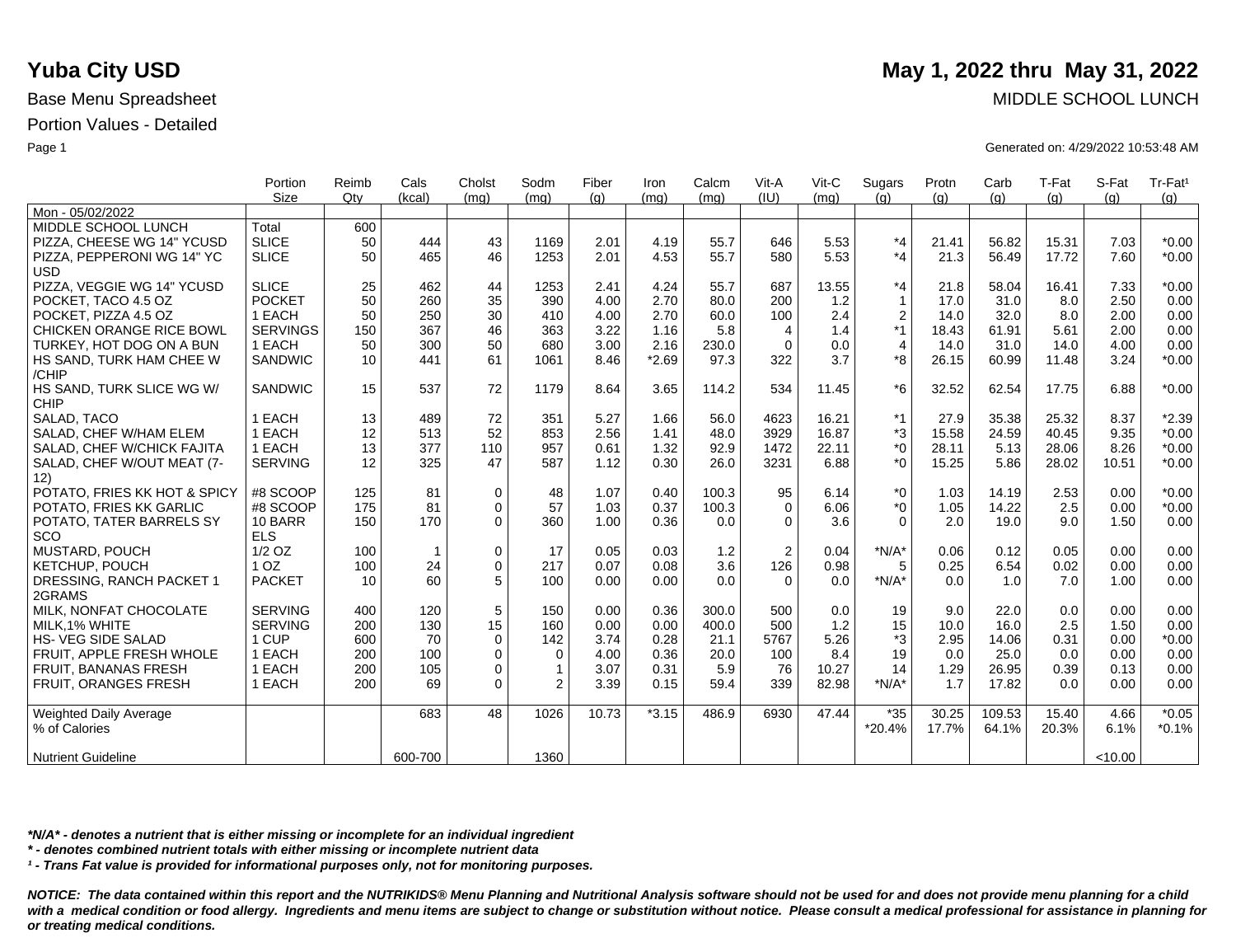# Yuba City USD

**May 1, 2022 thru May 31, 2022**

Base Menu Spreadsheet

MIDDLE SCHOOL LUNCH

Portion Values - Detailed

Generated on: 4/29/2022 10:53:48 AM

| | Portion Size | Reimb Qty | Cals (kcal) | Cholst (mg) | Sodm (mg) | Fiber (g) | Iron (mg) | Calcm (mg) | Vit-A (IU) | Vit-C (mg) | Sugars (g) | Protn (g) | Carb (g) | T-Fat (g) | S-Fat (g) | Tr-Fat¹ (g) |
|---|---|---|---|---|---|---|---|---|---|---|---|---|---|---|---|---|
| Mon - 05/02/2022 | | | | | | | | | | | | | | | | |
| MIDDLE SCHOOL LUNCH | Total | 600 | | | | | | | | | | | | | | |
| PIZZA, CHEESE WG 14" YCUSD | SLICE | 50 | 444 | 43 | 1169 | 2.01 | 4.19 | 55.7 | 646 | 5.53 | *4 | 21.41 | 56.82 | 15.31 | 7.03 | *0.00 |
| PIZZA, PEPPERONI WG 14" YC USD | SLICE | 50 | 465 | 46 | 1253 | 2.01 | 4.53 | 55.7 | 580 | 5.53 | *4 | 21.3 | 56.49 | 17.72 | 7.60 | *0.00 |
| PIZZA, VEGGIE WG 14" YCUSD | SLICE | 25 | 462 | 44 | 1253 | 2.41 | 4.24 | 55.7 | 687 | 13.55 | *4 | 21.8 | 58.04 | 16.41 | 7.33 | *0.00 |
| POCKET, TACO 4.5 OZ | POCKET | 50 | 260 | 35 | 390 | 4.00 | 2.70 | 80.0 | 200 | 1.2 | 1 | 17.0 | 31.0 | 8.0 | 2.50 | 0.00 |
| POCKET, PIZZA 4.5 OZ | 1 EACH | 50 | 250 | 30 | 410 | 4.00 | 2.70 | 60.0 | 100 | 2.4 | 2 | 14.0 | 32.0 | 8.0 | 2.00 | 0.00 |
| CHICKEN ORANGE RICE BOWL | SERVINGS | 150 | 367 | 46 | 363 | 3.22 | 1.16 | 5.8 | 4 | 1.4 | *1 | 18.43 | 61.91 | 5.61 | 2.00 | 0.00 |
| TURKEY, HOT DOG ON A BUN | 1 EACH | 50 | 300 | 50 | 680 | 3.00 | 2.16 | 230.0 | 0 | 0.0 | 4 | 14.0 | 31.0 | 14.0 | 4.00 | 0.00 |
| HS SAND, TURK HAM CHEE W /CHIP | SANDWIC | 10 | 441 | 61 | 1061 | 8.46 | *2.69 | 97.3 | 322 | 3.7 | *8 | 26.15 | 60.99 | 11.48 | 3.24 | *0.00 |
| HS SAND, TURK SLICE WG W/ CHIP | SANDWIC | 15 | 537 | 72 | 1179 | 8.64 | 3.65 | 114.2 | 534 | 11.45 | *6 | 32.52 | 62.54 | 17.75 | 6.88 | *0.00 |
| SALAD, TACO | 1 EACH | 13 | 489 | 72 | 351 | 5.27 | 1.66 | 56.0 | 4623 | 16.21 | *1 | 27.9 | 35.38 | 25.32 | 8.37 | *2.39 |
| SALAD, CHEF W/HAM ELEM | 1 EACH | 12 | 513 | 52 | 853 | 2.56 | 1.41 | 48.0 | 3929 | 16.87 | *3 | 15.58 | 24.59 | 40.45 | 9.35 | *0.00 |
| SALAD, CHEF W/CHICK FAJITA | 1 EACH | 13 | 377 | 110 | 957 | 0.61 | 1.32 | 92.9 | 1472 | 22.11 | *0 | 28.11 | 5.13 | 28.06 | 8.26 | *0.00 |
| SALAD, CHEF W/OUT MEAT (7-12) | SERVING | 12 | 325 | 47 | 587 | 1.12 | 0.30 | 26.0 | 3231 | 6.88 | *0 | 15.25 | 5.86 | 28.02 | 10.51 | *0.00 |
| POTATO, FRIES KK HOT & SPICY | #8 SCOOP | 125 | 81 | 0 | 48 | 1.07 | 0.40 | 100.3 | 95 | 6.14 | *0 | 1.03 | 14.19 | 2.53 | 0.00 | *0.00 |
| POTATO, FRIES KK GARLIC | #8 SCOOP | 175 | 81 | 0 | 57 | 1.03 | 0.37 | 100.3 | 0 | 6.06 | *0 | 1.05 | 14.22 | 2.5 | 0.00 | *0.00 |
| POTATO, TATER BARRELS SY SCO | 10 BARRELS | 150 | 170 | 0 | 360 | 1.00 | 0.36 | 0.0 | 0 | 3.6 | 0 | 2.0 | 19.0 | 9.0 | 1.50 | 0.00 |
| MUSTARD, POUCH | 1/2 OZ | 100 | 1 | 0 | 17 | 0.05 | 0.03 | 1.2 | 2 | 0.04 | *N/A* | 0.06 | 0.12 | 0.05 | 0.00 | 0.00 |
| KETCHUP, POUCH | 1 OZ | 100 | 24 | 0 | 217 | 0.07 | 0.08 | 3.6 | 126 | 0.98 | 5 | 0.25 | 6.54 | 0.02 | 0.00 | 0.00 |
| DRESSING, RANCH PACKET 1 2GRAMS | PACKET | 10 | 60 | 5 | 100 | 0.00 | 0.00 | 0.0 | 0 | 0.0 | *N/A* | 0.0 | 1.0 | 7.0 | 1.00 | 0.00 |
| MILK, NONFAT CHOCOLATE | SERVING | 400 | 120 | 5 | 150 | 0.00 | 0.36 | 300.0 | 500 | 0.0 | 19 | 9.0 | 22.0 | 0.0 | 0.00 | 0.00 |
| MILK,1% WHITE | SERVING | 200 | 130 | 15 | 160 | 0.00 | 0.00 | 400.0 | 500 | 1.2 | 15 | 10.0 | 16.0 | 2.5 | 1.50 | 0.00 |
| HS- VEG SIDE SALAD | 1 CUP | 600 | 70 | 0 | 142 | 3.74 | 0.28 | 21.1 | 5767 | 5.26 | *3 | 2.95 | 14.06 | 0.31 | 0.00 | *0.00 |
| FRUIT, APPLE FRESH WHOLE | 1 EACH | 200 | 100 | 0 | 0 | 4.00 | 0.36 | 20.0 | 100 | 8.4 | 19 | 0.0 | 25.0 | 0.0 | 0.00 | 0.00 |
| FRUIT, BANANAS FRESH | 1 EACH | 200 | 105 | 0 | 1 | 3.07 | 0.31 | 5.9 | 76 | 10.27 | 14 | 1.29 | 26.95 | 0.39 | 0.13 | 0.00 |
| FRUIT, ORANGES FRESH | 1 EACH | 200 | 69 | 0 | 2 | 3.39 | 0.15 | 59.4 | 339 | 82.98 | *N/A* | 1.7 | 17.82 | 0.0 | 0.00 | 0.00 |
| Weighted Daily Average | | | 683 | 48 | 1026 | 10.73 | *3.15 | 486.9 | 6930 | 47.44 | *35 | 30.25 | 109.53 | 15.40 | 4.66 | *0.05 |
| % of Calories | | | | | | | | | | | *20.4% | 17.7% | 64.1% | 20.3% | 6.1% | *0.1% |
| Nutrient Guideline | | | 600-700 | | 1360 | | | | | | | | | | <10.00 | |

*\*N/A\* - denotes a nutrient that is either missing or incomplete for an individual ingredient*

*\* - denotes combined nutrient totals with either missing or incomplete nutrient data*

*¹ - Trans Fat value is provided for informational purposes only, not for monitoring purposes.*

***NOTICE: The data contained within this report and the NUTRIKIDS® Menu Planning and Nutritional Analysis software should not be used for and does not provide menu planning for a child with a medical condition or food allergy. Ingredients and menu items are subject to change or substitution without notice. Please consult a medical professional for assistance in planning for or treating medical conditions.***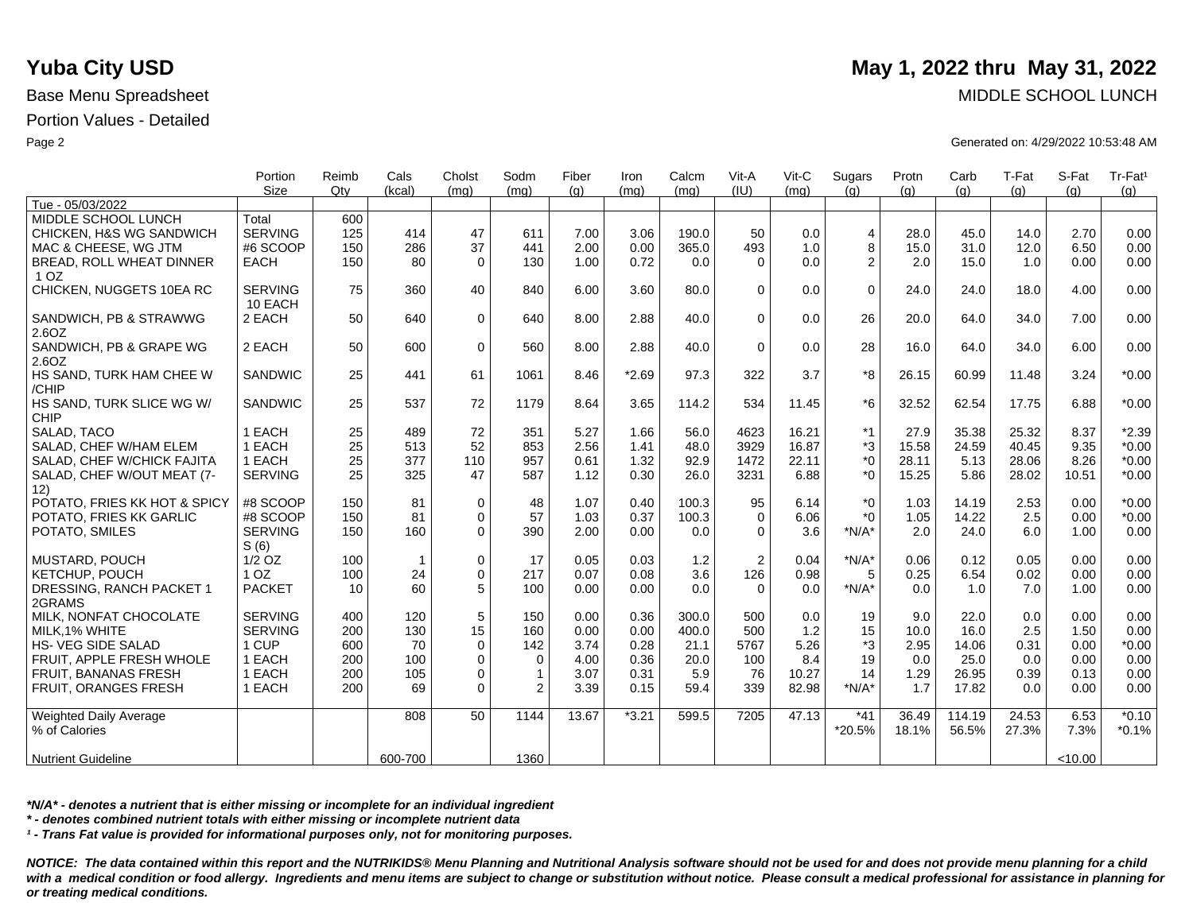# Yuba City USD

**May 1, 2022 thru May 31, 2022**

Base Menu Spreadsheet

MIDDLE SCHOOL LUNCH

Portion Values - Detailed

Generated on: 4/29/2022 10:53:48 AM

| | Portion Size | Reimb Qty | Cals (kcal) | Cholst (mg) | Sodm (mg) | Fiber (g) | Iron (mg) | Calcm (mg) | Vit-A (IU) | Vit-C (mg) | Sugars (g) | Protn (g) | Carb (g) | T-Fat (g) | S-Fat (g) | Tr-Fat[1] (g) |
|---|---|---|---|---|---|---|---|---|---|---|---|---|---|---|---|---|
| Tue - 05/03/2022 | | | | | | | | | | | | | | | | |
| MIDDLE SCHOOL LUNCH | Total | 600 | | | | | | | | | | | | | | |
| CHICKEN, H&S WG SANDWICH | SERVING | 125 | 414 | 47 | 611 | 7.00 | 3.06 | 190.0 | 50 | 0.0 | 4 | 28.0 | 45.0 | 14.0 | 2.70 | 0.00 |
| MAC & CHEESE, WG JTM | #6 SCOOP | 150 | 286 | 37 | 441 | 2.00 | 0.00 | 365.0 | 493 | 1.0 | 8 | 15.0 | 31.0 | 12.0 | 6.50 | 0.00 |
| BREAD, ROLL WHEAT DINNER 1 OZ | EACH | 150 | 80 | 0 | 130 | 1.00 | 0.72 | 0.0 | 0 | 0.0 | 2 | 2.0 | 15.0 | 1.0 | 0.00 | 0.00 |
| CHICKEN, NUGGETS 10EA RC | SERVING 10 EACH | 75 | 360 | 40 | 840 | 6.00 | 3.60 | 80.0 | 0 | 0.0 | 0 | 24.0 | 24.0 | 18.0 | 4.00 | 0.00 |
| SANDWICH, PB & STRAWWG 2.6OZ | 2 EACH | 50 | 640 | 0 | 640 | 8.00 | 2.88 | 40.0 | 0 | 0.0 | 26 | 20.0 | 64.0 | 34.0 | 7.00 | 0.00 |
| SANDWICH, PB & GRAPE WG 2.6OZ | 2 EACH | 50 | 600 | 0 | 560 | 8.00 | 2.88 | 40.0 | 0 | 0.0 | 28 | 16.0 | 64.0 | 34.0 | 6.00 | 0.00 |
| HS SAND, TURK HAM CHEE W /CHIP | SANDWIC | 25 | 441 | 61 | 1061 | 8.46 | *2.69 | 97.3 | 322 | 3.7 | *8 | 26.15 | 60.99 | 11.48 | 3.24 | *0.00 |
| HS SAND, TURK SLICE WG W/ CHIP | SANDWIC | 25 | 537 | 72 | 1179 | 8.64 | 3.65 | 114.2 | 534 | 11.45 | *6 | 32.52 | 62.54 | 17.75 | 6.88 | *0.00 |
| SALAD, TACO | 1 EACH | 25 | 489 | 72 | 351 | 5.27 | 1.66 | 56.0 | 4623 | 16.21 | *1 | 27.9 | 35.38 | 25.32 | 8.37 | *2.39 |
| SALAD, CHEF W/HAM ELEM | 1 EACH | 25 | 513 | 52 | 853 | 2.56 | 1.41 | 48.0 | 3929 | 16.87 | *3 | 15.58 | 24.59 | 40.45 | 9.35 | *0.00 |
| SALAD, CHEF W/CHICK FAJITA | 1 EACH | 25 | 377 | 110 | 957 | 0.61 | 1.32 | 92.9 | 1472 | 22.11 | *0 | 28.11 | 5.13 | 28.06 | 8.26 | *0.00 |
| SALAD, CHEF W/OUT MEAT (7-12) | SERVING | 25 | 325 | 47 | 587 | 1.12 | 0.30 | 26.0 | 3231 | 6.88 | *0 | 15.25 | 5.86 | 28.02 | 10.51 | *0.00 |
| POTATO, FRIES KK HOT & SPICY | #8 SCOOP | 150 | 81 | 0 | 48 | 1.07 | 0.40 | 100.3 | 95 | 6.14 | *0 | 1.03 | 14.19 | 2.53 | 0.00 | *0.00 |
| POTATO, FRIES KK GARLIC | #8 SCOOP | 150 | 81 | 0 | 57 | 1.03 | 0.37 | 100.3 | 0 | 6.06 | *0 | 1.05 | 14.22 | 2.5 | 0.00 | *0.00 |
| POTATO, SMILES | SERVING S (6) | 150 | 160 | 0 | 390 | 2.00 | 0.00 | 0.0 | 0 | 3.6 | *N/A* | 2.0 | 24.0 | 6.0 | 1.00 | 0.00 |
| MUSTARD, POUCH | 1/2 OZ | 100 | 1 | 0 | 17 | 0.05 | 0.03 | 1.2 | 2 | 0.04 | *N/A* | 0.06 | 0.12 | 0.05 | 0.00 | 0.00 |
| KETCHUP, POUCH | 1 OZ | 100 | 24 | 0 | 217 | 0.07 | 0.08 | 3.6 | 126 | 0.98 | 5 | 0.25 | 6.54 | 0.02 | 0.00 | 0.00 |
| DRESSING, RANCH PACKET 1 2GRAMS | PACKET | 10 | 60 | 5 | 100 | 0.00 | 0.00 | 0.0 | 0 | 0.0 | *N/A* | 0.0 | 1.0 | 7.0 | 1.00 | 0.00 |
| MILK, NONFAT CHOCOLATE | SERVING | 400 | 120 | 5 | 150 | 0.00 | 0.36 | 300.0 | 500 | 0.0 | 19 | 9.0 | 22.0 | 0.0 | 0.00 | 0.00 |
| MILK,1% WHITE | SERVING | 200 | 130 | 15 | 160 | 0.00 | 0.00 | 400.0 | 500 | 1.2 | 15 | 10.0 | 16.0 | 2.5 | 1.50 | 0.00 |
| HS- VEG SIDE SALAD | 1 CUP | 600 | 70 | 0 | 142 | 3.74 | 0.28 | 21.1 | 5767 | 5.26 | *3 | 2.95 | 14.06 | 0.31 | 0.00 | *0.00 |
| FRUIT, APPLE FRESH WHOLE | 1 EACH | 200 | 100 | 0 | 0 | 4.00 | 0.36 | 20.0 | 100 | 8.4 | 19 | 0.0 | 25.0 | 0.0 | 0.00 | 0.00 |
| FRUIT, BANANAS FRESH | 1 EACH | 200 | 105 | 0 | 1 | 3.07 | 0.31 | 5.9 | 76 | 10.27 | 14 | 1.29 | 26.95 | 0.39 | 0.13 | 0.00 |
| FRUIT, ORANGES FRESH | 1 EACH | 200 | 69 | 0 | 2 | 3.39 | 0.15 | 59.4 | 339 | 82.98 | *N/A* | 1.7 | 17.82 | 0.0 | 0.00 | 0.00 |
| Weighted Daily Average | | | 808 | 50 | 1144 | 13.67 | *3.21 | 599.5 | 7205 | 47.13 | *41 | 36.49 | 114.19 | 24.53 | 6.53 | *0.10 |
| % of Calories | | | | | | | | | | | *20.5% | 18.1% | 56.5% | 27.3% | 7.3% | *0.1% |
| Nutrient Guideline | | | 600-700 | | 1360 | | | | | | | | | | <10.00 | |

***N/A* - denotes a nutrient that is either missing or incomplete for an individual ingredient**

***** - denotes combined nutrient totals with either missing or incomplete nutrient data**

**[1] - Trans Fat value is provided for informational purposes only, not for monitoring purposes.**

***NOTICE: The data contained within this report and the NUTRIKIDS® Menu Planning and Nutritional Analysis software should not be used for and does not provide menu planning for a child with a medical condition or food allergy. Ingredients and menu items are subject to change or substitution without notice. Please consult a medical professional for assistance in planning for or treating medical conditions.***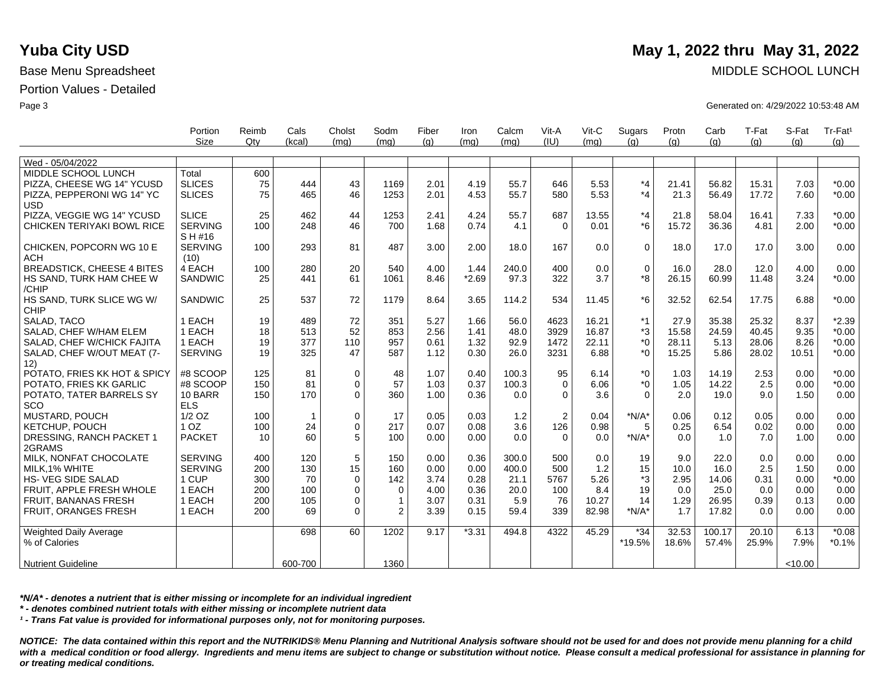# Yuba City USD

**May 1, 2022 thru May 31, 2022**

Base Menu Spreadsheet

MIDDLE SCHOOL LUNCH

Portion Values - Detailed

Generated on: 4/29/2022 10:53:48 AM

| | Portion Size | Reimb Qty | Cals (kcal) | Cholst (mg) | Sodm (mg) | Fiber (g) | Iron (mg) | Calcm (mg) | Vit-A (IU) | Vit-C (mg) | Sugars (g) | Protn (g) | Carb (g) | T-Fat (g) | S-Fat (g) | Tr-Fat[1] (g) |
|---|---|---|---|---|---|---|---|---|---|---|---|---|---|---|---|---|
| Wed - 05/04/2022 | | | | | | | | | | | | | | | | |
| MIDDLE SCHOOL LUNCH | Total | 600 | | | | | | | | | | | | | | |
| PIZZA, CHEESE WG 14" YCUSD | SLICES | 75 | 444 | 43 | 1169 | 2.01 | 4.19 | 55.7 | 646 | 5.53 | *4 | 21.41 | 56.82 | 15.31 | 7.03 | *0.00 |
| PIZZA, PEPPERONI WG 14" YC USD | SLICES | 75 | 465 | 46 | 1253 | 2.01 | 4.53 | 55.7 | 580 | 5.53 | *4 | 21.3 | 56.49 | 17.72 | 7.60 | *0.00 |
| PIZZA, VEGGIE WG 14" YCUSD | SLICE | 25 | 462 | 44 | 1253 | 2.41 | 4.24 | 55.7 | 687 | 13.55 | *4 | 21.8 | 58.04 | 16.41 | 7.33 | *0.00 |
| CHICKEN TERIYAKI BOWL RICE | SERVING S H #16 | 100 | 248 | 46 | 700 | 1.68 | 0.74 | 4.1 | 0 | 0.01 | *6 | 15.72 | 36.36 | 4.81 | 2.00 | *0.00 |
| CHICKEN, POPCORN WG 10 E ACH | SERVING (10) | 100 | 293 | 81 | 487 | 3.00 | 2.00 | 18.0 | 167 | 0.0 | 0 | 18.0 | 17.0 | 17.0 | 3.00 | 0.00 |
| BREADSTICK, CHEESE 4 BITES | 4 EACH | 100 | 280 | 20 | 540 | 4.00 | 1.44 | 240.0 | 400 | 0.0 | 0 | 16.0 | 28.0 | 12.0 | 4.00 | 0.00 |
| HS SAND, TURK HAM CHEE W /CHIP | SANDWIC | 25 | 441 | 61 | 1061 | 8.46 | *2.69 | 97.3 | 322 | 3.7 | *8 | 26.15 | 60.99 | 11.48 | 3.24 | *0.00 |
| HS SAND, TURK SLICE WG W/ CHIP | SANDWIC | 25 | 537 | 72 | 1179 | 8.64 | 3.65 | 114.2 | 534 | 11.45 | *6 | 32.52 | 62.54 | 17.75 | 6.88 | *0.00 |
| SALAD, TACO | 1 EACH | 19 | 489 | 72 | 351 | 5.27 | 1.66 | 56.0 | 4623 | 16.21 | *1 | 27.9 | 35.38 | 25.32 | 8.37 | *2.39 |
| SALAD, CHEF W/HAM ELEM | 1 EACH | 18 | 513 | 52 | 853 | 2.56 | 1.41 | 48.0 | 3929 | 16.87 | *3 | 15.58 | 24.59 | 40.45 | 9.35 | *0.00 |
| SALAD, CHEF W/CHICK FAJITA | 1 EACH | 19 | 377 | 110 | 957 | 0.61 | 1.32 | 92.9 | 1472 | 22.11 | *0 | 28.11 | 5.13 | 28.06 | 8.26 | *0.00 |
| SALAD, CHEF W/OUT MEAT (7-12) | SERVING | 19 | 325 | 47 | 587 | 1.12 | 0.30 | 26.0 | 3231 | 6.88 | *0 | 15.25 | 5.86 | 28.02 | 10.51 | *0.00 |
| POTATO, FRIES KK HOT & SPICY | #8 SCOOP | 125 | 81 | 0 | 48 | 1.07 | 0.40 | 100.3 | 95 | 6.14 | *0 | 1.03 | 14.19 | 2.53 | 0.00 | *0.00 |
| POTATO, FRIES KK GARLIC | #8 SCOOP | 150 | 81 | 0 | 57 | 1.03 | 0.37 | 100.3 | 0 | 6.06 | *0 | 1.05 | 14.22 | 2.5 | 0.00 | *0.00 |
| POTATO, TATER BARRELS SY SCO | 10 BARR ELS | 150 | 170 | 0 | 360 | 1.00 | 0.36 | 0.0 | 0 | 3.6 | 0 | 2.0 | 19.0 | 9.0 | 1.50 | 0.00 |
| MUSTARD, POUCH | 1/2 OZ | 100 | 1 | 0 | 17 | 0.05 | 0.03 | 1.2 | 2 | 0.04 | *N/A* | 0.06 | 0.12 | 0.05 | 0.00 | 0.00 |
| KETCHUP, POUCH | 1 OZ | 100 | 24 | 0 | 217 | 0.07 | 0.08 | 3.6 | 126 | 0.98 | 5 | 0.25 | 6.54 | 0.02 | 0.00 | 0.00 |
| DRESSING, RANCH PACKET 1 2GRAMS | PACKET | 10 | 60 | 5 | 100 | 0.00 | 0.00 | 0.0 | 0 | 0.0 | *N/A* | 0.0 | 1.0 | 7.0 | 1.00 | 0.00 |
| MILK, NONFAT CHOCOLATE | SERVING | 400 | 120 | 5 | 150 | 0.00 | 0.36 | 300.0 | 500 | 0.0 | 19 | 9.0 | 22.0 | 0.0 | 0.00 | 0.00 |
| MILK,1% WHITE | SERVING | 200 | 130 | 15 | 160 | 0.00 | 0.00 | 400.0 | 500 | 1.2 | 15 | 10.0 | 16.0 | 2.5 | 1.50 | 0.00 |
| HS- VEG SIDE SALAD | 1 CUP | 300 | 70 | 0 | 142 | 3.74 | 0.28 | 21.1 | 5767 | 5.26 | *3 | 2.95 | 14.06 | 0.31 | 0.00 | *0.00 |
| FRUIT, APPLE FRESH WHOLE | 1 EACH | 200 | 100 | 0 | 0 | 4.00 | 0.36 | 20.0 | 100 | 8.4 | 19 | 0.0 | 25.0 | 0.0 | 0.00 | 0.00 |
| FRUIT, BANANAS FRESH | 1 EACH | 200 | 105 | 0 | 1 | 3.07 | 0.31 | 5.9 | 76 | 10.27 | 14 | 1.29 | 26.95 | 0.39 | 0.13 | 0.00 |
| FRUIT, ORANGES FRESH | 1 EACH | 200 | 69 | 0 | 2 | 3.39 | 0.15 | 59.4 | 339 | 82.98 | *N/A* | 1.7 | 17.82 | 0.0 | 0.00 | 0.00 |
| Weighted Daily Average | | | 698 | 60 | 1202 | 9.17 | *3.31 | 494.8 | 4322 | 45.29 | *34 | 32.53 | 100.17 | 20.10 | 6.13 | *0.08 |
| % of Calories | | | | | | | | | | | *19.5% | 18.6% | 57.4% | 25.9% | 7.9% | *0.1% |
| Nutrient Guideline | | | 600-700 | | 1360 | | | | | | | | | | <10.00 | |

***N/A* - denotes a nutrient that is either missing or incomplete for an individual ingredient***

***\* - denotes combined nutrient totals with either missing or incomplete nutrient data***

***[1] - Trans Fat value is provided for informational purposes only, not for monitoring purposes.***

***NOTICE: The data contained within this report and the NUTRIKIDS® Menu Planning and Nutritional Analysis software should not be used for and does not provide menu planning for a child with a medical condition or food allergy. Ingredients and menu items are subject to change or substitution without notice. Please consult a medical professional for assistance in planning for or treating medical conditions.***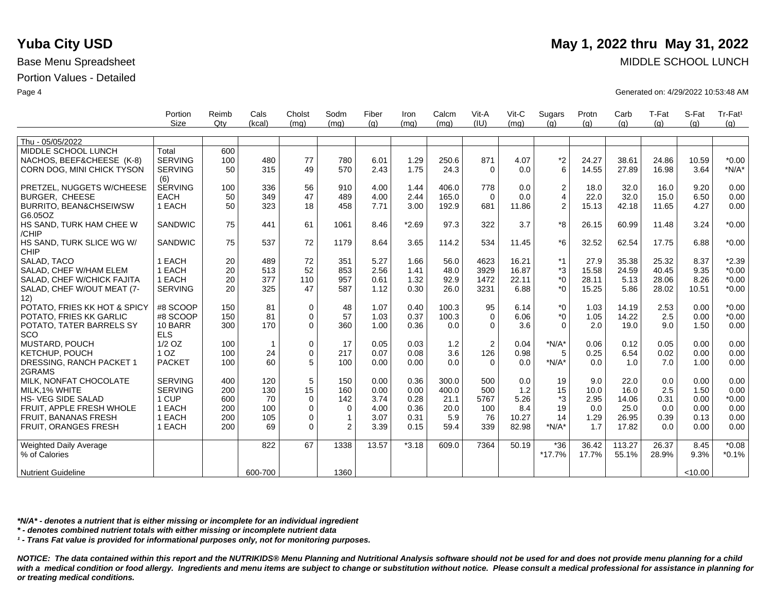# Yuba City USD

**May 1, 2022 thru May 31, 2022**

Base Menu Spreadsheet

MIDDLE SCHOOL LUNCH

Portion Values - Detailed

Generated on: 4/29/2022 10:53:48 AM

| | Portion Size | Reimb Qty | Cals (kcal) | Cholst (mg) | Sodm (mg) | Fiber (g) | Iron (mg) | Calcm (mg) | Vit-A (IU) | Vit-C (mg) | Sugars (g) | Protn (g) | Carb (g) | T-Fat (g) | S-Fat (g) | Tr-Fat[1] (g) |
|---|---|---|---|---|---|---|---|---|---|---|---|---|---|---|---|---|
| Thu - 05/05/2022 | | | | | | | | | | | | | | | | |
| MIDDLE SCHOOL LUNCH | Total | 600 | | | | | | | | | | | | | | |
| NACHOS, BEEF&CHEESE (K-8) | SERVING | 100 | 480 | 77 | 780 | 6.01 | 1.29 | 250.6 | 871 | 4.07 | *2 | 24.27 | 38.61 | 24.86 | 10.59 | *0.00 |
| CORN DOG, MINI CHICK TYSON | SERVING (6) | 50 | 315 | 49 | 570 | 2.43 | 1.75 | 24.3 | 0 | 0.0 | 6 | 14.55 | 27.89 | 16.98 | 3.64 | *N/A* |
| PRETZEL, NUGGETS W/CHEESE | SERVING | 100 | 336 | 56 | 910 | 4.00 | 1.44 | 406.0 | 778 | 0.0 | 2 | 18.0 | 32.0 | 16.0 | 9.20 | 0.00 |
| BURGER, CHEESE | EACH | 50 | 349 | 47 | 489 | 4.00 | 2.44 | 165.0 | 0 | 0.0 | 4 | 22.0 | 32.0 | 15.0 | 6.50 | 0.00 |
| BURRITO, BEAN&CHSEIWSW G6.05OZ | 1 EACH | 50 | 323 | 18 | 458 | 7.71 | 3.00 | 192.9 | 681 | 11.86 | 2 | 15.13 | 42.18 | 11.65 | 4.27 | 0.00 |
| HS SAND, TURK HAM CHEE W /CHIP | SANDWIC | 75 | 441 | 61 | 1061 | 8.46 | *2.69 | 97.3 | 322 | 3.7 | *8 | 26.15 | 60.99 | 11.48 | 3.24 | *0.00 |
| HS SAND, TURK SLICE WG W/ CHIP | SANDWIC | 75 | 537 | 72 | 1179 | 8.64 | 3.65 | 114.2 | 534 | 11.45 | *6 | 32.52 | 62.54 | 17.75 | 6.88 | *0.00 |
| SALAD, TACO | 1 EACH | 20 | 489 | 72 | 351 | 5.27 | 1.66 | 56.0 | 4623 | 16.21 | *1 | 27.9 | 35.38 | 25.32 | 8.37 | *2.39 |
| SALAD, CHEF W/HAM ELEM | 1 EACH | 20 | 513 | 52 | 853 | 2.56 | 1.41 | 48.0 | 3929 | 16.87 | *3 | 15.58 | 24.59 | 40.45 | 9.35 | *0.00 |
| SALAD, CHEF W/CHICK FAJITA | 1 EACH | 20 | 377 | 110 | 957 | 0.61 | 1.32 | 92.9 | 1472 | 22.11 | *0 | 28.11 | 5.13 | 28.06 | 8.26 | *0.00 |
| SALAD, CHEF W/OUT MEAT (7-12) | SERVING | 20 | 325 | 47 | 587 | 1.12 | 0.30 | 26.0 | 3231 | 6.88 | *0 | 15.25 | 5.86 | 28.02 | 10.51 | *0.00 |
| POTATO, FRIES KK HOT & SPICY | #8 SCOOP | 150 | 81 | 0 | 48 | 1.07 | 0.40 | 100.3 | 95 | 6.14 | *0 | 1.03 | 14.19 | 2.53 | 0.00 | *0.00 |
| POTATO, FRIES KK GARLIC | #8 SCOOP | 150 | 81 | 0 | 57 | 1.03 | 0.37 | 100.3 | 0 | 6.06 | *0 | 1.05 | 14.22 | 2.5 | 0.00 | *0.00 |
| POTATO, TATER BARRELS SY SCO | 10 BARRELS | 300 | 170 | 0 | 360 | 1.00 | 0.36 | 0.0 | 0 | 3.6 | 0 | 2.0 | 19.0 | 9.0 | 1.50 | 0.00 |
| MUSTARD, POUCH | 1/2 OZ | 100 | 1 | 0 | 17 | 0.05 | 0.03 | 1.2 | 2 | 0.04 | *N/A* | 0.06 | 0.12 | 0.05 | 0.00 | 0.00 |
| KETCHUP, POUCH | 1 OZ | 100 | 24 | 0 | 217 | 0.07 | 0.08 | 3.6 | 126 | 0.98 | 5 | 0.25 | 6.54 | 0.02 | 0.00 | 0.00 |
| DRESSING, RANCH PACKET 1 2GRAMS | PACKET | 100 | 60 | 5 | 100 | 0.00 | 0.00 | 0.0 | 0 | 0.0 | *N/A* | 0.0 | 1.0 | 7.0 | 1.00 | 0.00 |
| MILK, NONFAT CHOCOLATE | SERVING | 400 | 120 | 5 | 150 | 0.00 | 0.36 | 300.0 | 500 | 0.0 | 19 | 9.0 | 22.0 | 0.0 | 0.00 | 0.00 |
| MILK,1% WHITE | SERVING | 200 | 130 | 15 | 160 | 0.00 | 0.00 | 400.0 | 500 | 1.2 | 15 | 10.0 | 16.0 | 2.5 | 1.50 | 0.00 |
| HS- VEG SIDE SALAD | 1 CUP | 600 | 70 | 0 | 142 | 3.74 | 0.28 | 21.1 | 5767 | 5.26 | *3 | 2.95 | 14.06 | 0.31 | 0.00 | *0.00 |
| FRUIT, APPLE FRESH WHOLE | 1 EACH | 200 | 100 | 0 | 0 | 4.00 | 0.36 | 20.0 | 100 | 8.4 | 19 | 0.0 | 25.0 | 0.0 | 0.00 | 0.00 |
| FRUIT, BANANAS FRESH | 1 EACH | 200 | 105 | 0 | 1 | 3.07 | 0.31 | 5.9 | 76 | 10.27 | 14 | 1.29 | 26.95 | 0.39 | 0.13 | 0.00 |
| FRUIT, ORANGES FRESH | 1 EACH | 200 | 69 | 0 | 2 | 3.39 | 0.15 | 59.4 | 339 | 82.98 | *N/A* | 1.7 | 17.82 | 0.0 | 0.00 | 0.00 |
| Weighted Daily Average | | | 822 | 67 | 1338 | 13.57 | *3.18 | 609.0 | 7364 | 50.19 | *36 | 36.42 | 113.27 | 26.37 | 8.45 | *0.08 |
| % of Calories | | | | | | | | | | | *17.7% | 17.7% | 55.1% | 28.9% | 9.3% | *0.1% |
| Nutrient Guideline | | | 600-700 | | 1360 | | | | | | | | | | <10.00 | |

***N/A* - denotes a nutrient that is either missing or incomplete for an individual ingredient***

***\* - denotes combined nutrient totals with either missing or incomplete nutrient data***

***[1] - Trans Fat value is provided for informational purposes only, not for monitoring purposes.***

***NOTICE: The data contained within this report and the NUTRIKIDS® Menu Planning and Nutritional Analysis software should not be used for and does not provide menu planning for a child with a medical condition or food allergy. Ingredients and menu items are subject to change or substitution without notice. Please consult a medical professional for assistance in planning for or treating medical conditions.***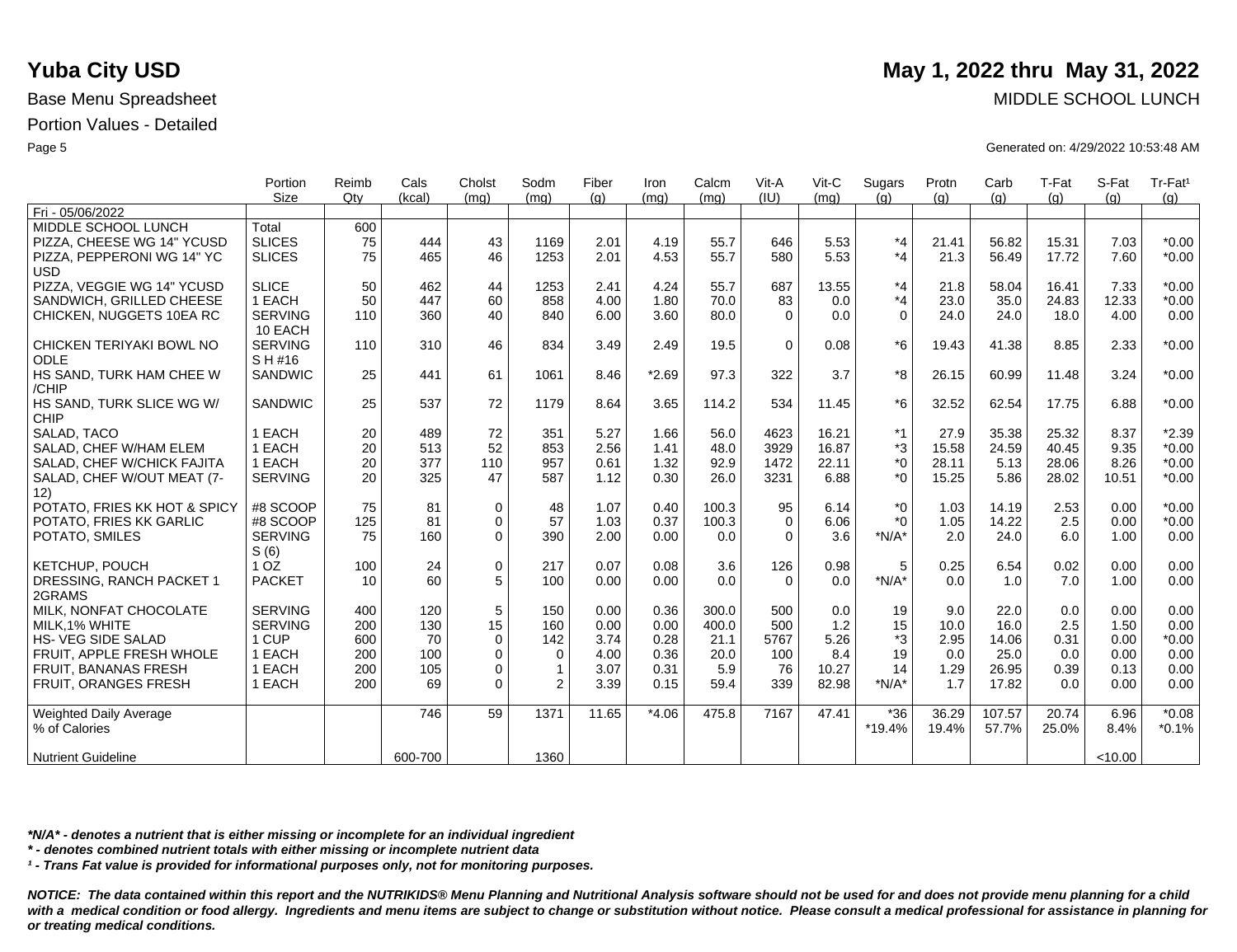# Yuba City USD

**May 1, 2022 thru May 31, 2022**

Base Menu Spreadsheet

MIDDLE SCHOOL LUNCH

Portion Values - Detailed

Generated on: 4/29/2022 10:53:48 AM

| | Portion Size | Reimb Qty | Cals (kcal) | Cholst (mg) | Sodm (mg) | Fiber (g) | Iron (mg) | Calcm (mg) | Vit-A (IU) | Vit-C (mg) | Sugars (g) | Protn (g) | Carb (g) | T-Fat (g) | S-Fat (g) | Tr-Fat¹ (g) |
|---|---|---|---|---|---|---|---|---|---|---|---|---|---|---|---|---|
| Fri - 05/06/2022 | | | | | | | | | | | | | | | | |
| MIDDLE SCHOOL LUNCH | Total | 600 | | | | | | | | | | | | | | |
| PIZZA, CHEESE WG 14" YCUSD | SLICES | 75 | 444 | 43 | 1169 | 2.01 | 4.19 | 55.7 | 646 | 5.53 | *4 | 21.41 | 56.82 | 15.31 | 7.03 | *0.00 |
| PIZZA, PEPPERONI WG 14" YC USD | SLICES | 75 | 465 | 46 | 1253 | 2.01 | 4.53 | 55.7 | 580 | 5.53 | *4 | 21.3 | 56.49 | 17.72 | 7.60 | *0.00 |
| PIZZA, VEGGIE WG 14" YCUSD | SLICE | 50 | 462 | 44 | 1253 | 2.41 | 4.24 | 55.7 | 687 | 13.55 | *4 | 21.8 | 58.04 | 16.41 | 7.33 | *0.00 |
| SANDWICH, GRILLED CHEESE | 1 EACH | 50 | 447 | 60 | 858 | 4.00 | 1.80 | 70.0 | 83 | 0.0 | *4 | 23.0 | 35.0 | 24.83 | 12.33 | *0.00 |
| CHICKEN, NUGGETS 10EA RC | SERVING 10 EACH | 110 | 360 | 40 | 840 | 6.00 | 3.60 | 80.0 | 0 | 0.0 | 0 | 24.0 | 24.0 | 18.0 | 4.00 | 0.00 |
| CHICKEN TERIYAKI BOWL NO ODLE | SERVING S H #16 | 110 | 310 | 46 | 834 | 3.49 | 2.49 | 19.5 | 0 | 0.08 | *6 | 19.43 | 41.38 | 8.85 | 2.33 | *0.00 |
| HS SAND, TURK HAM CHEE W /CHIP | SANDWIC | 25 | 441 | 61 | 1061 | 8.46 | *2.69 | 97.3 | 322 | 3.7 | *8 | 26.15 | 60.99 | 11.48 | 3.24 | *0.00 |
| HS SAND, TURK SLICE WG W/ CHIP | SANDWIC | 25 | 537 | 72 | 1179 | 8.64 | 3.65 | 114.2 | 534 | 11.45 | *6 | 32.52 | 62.54 | 17.75 | 6.88 | *0.00 |
| SALAD, TACO | 1 EACH | 20 | 489 | 72 | 351 | 5.27 | 1.66 | 56.0 | 4623 | 16.21 | *1 | 27.9 | 35.38 | 25.32 | 8.37 | *2.39 |
| SALAD, CHEF W/HAM ELEM | 1 EACH | 20 | 513 | 52 | 853 | 2.56 | 1.41 | 48.0 | 3929 | 16.87 | *3 | 15.58 | 24.59 | 40.45 | 9.35 | *0.00 |
| SALAD, CHEF W/CHICK FAJITA | 1 EACH | 20 | 377 | 110 | 957 | 0.61 | 1.32 | 92.9 | 1472 | 22.11 | *0 | 28.11 | 5.13 | 28.06 | 8.26 | *0.00 |
| SALAD, CHEF W/OUT MEAT (7-12) | SERVING | 20 | 325 | 47 | 587 | 1.12 | 0.30 | 26.0 | 3231 | 6.88 | *0 | 15.25 | 5.86 | 28.02 | 10.51 | *0.00 |
| POTATO, FRIES KK HOT & SPICY | #8 SCOOP | 75 | 81 | 0 | 48 | 1.07 | 0.40 | 100.3 | 95 | 6.14 | *0 | 1.03 | 14.19 | 2.53 | 0.00 | *0.00 |
| POTATO, FRIES KK GARLIC | #8 SCOOP | 125 | 81 | 0 | 57 | 1.03 | 0.37 | 100.3 | 0 | 6.06 | *0 | 1.05 | 14.22 | 2.5 | 0.00 | *0.00 |
| POTATO, SMILES | SERVING S (6) | 75 | 160 | 0 | 390 | 2.00 | 0.00 | 0.0 | 0 | 3.6 | *N/A* | 2.0 | 24.0 | 6.0 | 1.00 | 0.00 |
| KETCHUP, POUCH | 1 OZ | 100 | 24 | 0 | 217 | 0.07 | 0.08 | 3.6 | 126 | 0.98 | 5 | 0.25 | 6.54 | 0.02 | 0.00 | 0.00 |
| DRESSING, RANCH PACKET 1 2GRAMS | PACKET | 10 | 60 | 5 | 100 | 0.00 | 0.00 | 0.0 | 0 | 0.0 | *N/A* | 0.0 | 1.0 | 7.0 | 1.00 | 0.00 |
| MILK, NONFAT CHOCOLATE | SERVING | 400 | 120 | 5 | 150 | 0.00 | 0.36 | 300.0 | 500 | 0.0 | 19 | 9.0 | 22.0 | 0.0 | 0.00 | 0.00 |
| MILK,1% WHITE | SERVING | 200 | 130 | 15 | 160 | 0.00 | 0.00 | 400.0 | 500 | 1.2 | 15 | 10.0 | 16.0 | 2.5 | 1.50 | 0.00 |
| HS- VEG SIDE SALAD | 1 CUP | 600 | 70 | 0 | 142 | 3.74 | 0.28 | 21.1 | 5767 | 5.26 | *3 | 2.95 | 14.06 | 0.31 | 0.00 | *0.00 |
| FRUIT, APPLE FRESH WHOLE | 1 EACH | 200 | 100 | 0 | 0 | 4.00 | 0.36 | 20.0 | 100 | 8.4 | 19 | 0.0 | 25.0 | 0.0 | 0.00 | 0.00 |
| FRUIT, BANANAS FRESH | 1 EACH | 200 | 105 | 0 | 1 | 3.07 | 0.31 | 5.9 | 76 | 10.27 | 14 | 1.29 | 26.95 | 0.39 | 0.13 | 0.00 |
| FRUIT, ORANGES FRESH | 1 EACH | 200 | 69 | 0 | 2 | 3.39 | 0.15 | 59.4 | 339 | 82.98 | *N/A* | 1.7 | 17.82 | 0.0 | 0.00 | 0.00 |
| Weighted Daily Average | | | 746 | 59 | 1371 | 11.65 | *4.06 | 475.8 | 7167 | 47.41 | *36 | 36.29 | 107.57 | 20.74 | 6.96 | *0.08 |
| % of Calories | | | | | | | | | | | *19.4% | 19.4% | 57.7% | 25.0% | 8.4% | *0.1% |
| Nutrient Guideline | | | 600-700 | | 1360 | | | | | | | | | | <10.00 | |

*\*N/A\* - denotes a nutrient that is either missing or incomplete for an individual ingredient*

*\* - denotes combined nutrient totals with either missing or incomplete nutrient data*

*¹ - Trans Fat value is provided for informational purposes only, not for monitoring purposes.*

***NOTICE: The data contained within this report and the NUTRIKIDS® Menu Planning and Nutritional Analysis software should not be used for and does not provide menu planning for a child with a medical condition or food allergy. Ingredients and menu items are subject to change or substitution without notice. Please consult a medical professional for assistance in planning for or treating medical conditions.***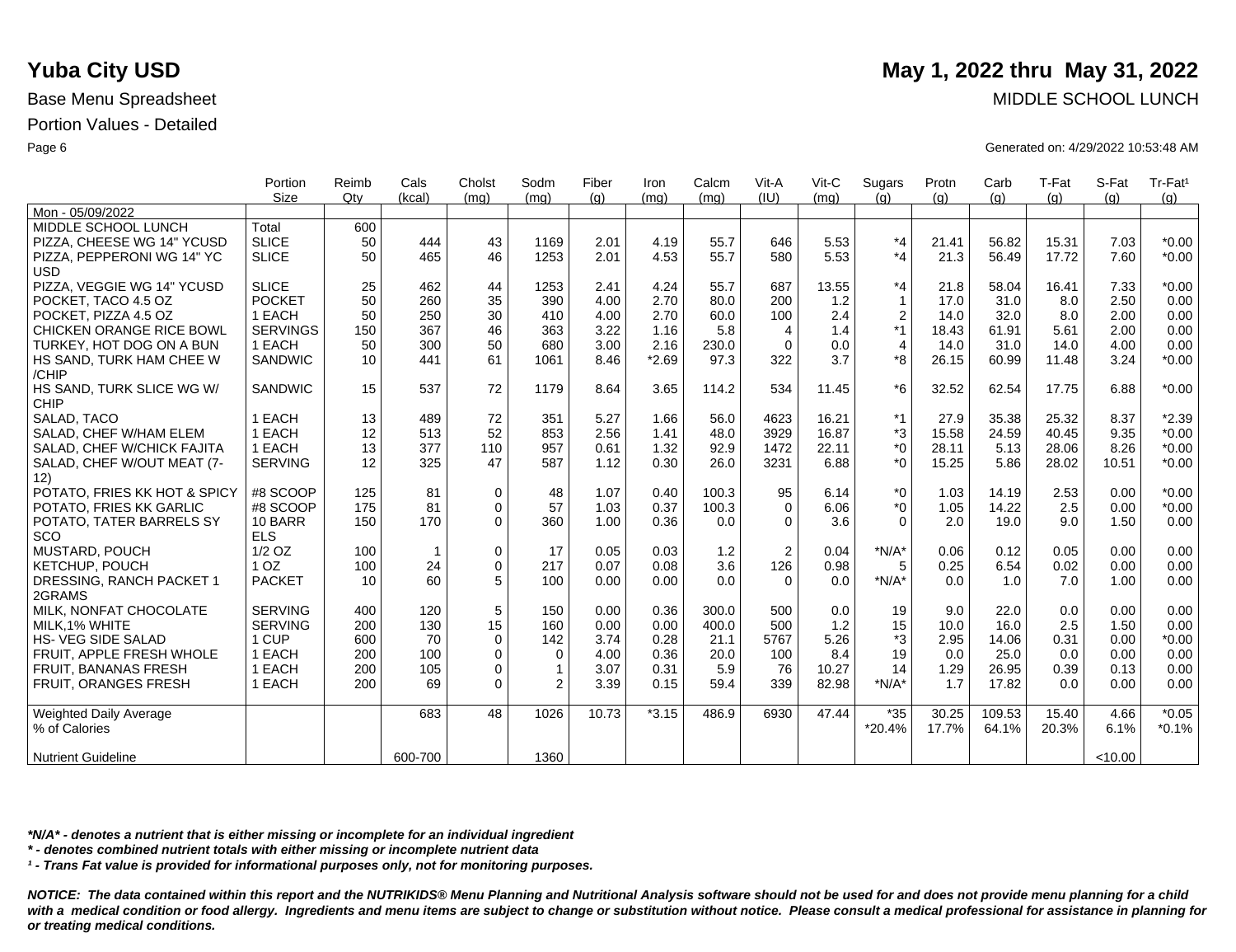# Yuba City USD

**May 1, 2022 thru May 31, 2022**

Base Menu Spreadsheet

MIDDLE SCHOOL LUNCH

Portion Values - Detailed

Generated on: 4/29/2022 10:53:48 AM

| | Portion Size | Reimb Qty | Cals (kcal) | Cholst (mg) | Sodm (mg) | Fiber (g) | Iron (mg) | Calcm (mg) | Vit-A (IU) | Vit-C (mg) | Sugars (g) | Protn (g) | Carb (g) | T-Fat (g) | S-Fat (g) | Tr-Fat¹ (g) |
|---|---|---|---|---|---|---|---|---|---|---|---|---|---|---|---|---|
| Mon - 05/09/2022 | | | | | | | | | | | | | | | | |
| MIDDLE SCHOOL LUNCH | Total | 600 | | | | | | | | | | | | | | |
| PIZZA, CHEESE WG 14" YCUSD | SLICE | 50 | 444 | 43 | 1169 | 2.01 | 4.19 | 55.7 | 646 | 5.53 | *4 | 21.41 | 56.82 | 15.31 | 7.03 | *0.00 |
| PIZZA, PEPPERONI WG 14" YC USD | SLICE | 50 | 465 | 46 | 1253 | 2.01 | 4.53 | 55.7 | 580 | 5.53 | *4 | 21.3 | 56.49 | 17.72 | 7.60 | *0.00 |
| PIZZA, VEGGIE WG 14" YCUSD | SLICE | 25 | 462 | 44 | 1253 | 2.41 | 4.24 | 55.7 | 687 | 13.55 | *4 | 21.8 | 58.04 | 16.41 | 7.33 | *0.00 |
| POCKET, TACO 4.5 OZ | POCKET | 50 | 260 | 35 | 390 | 4.00 | 2.70 | 80.0 | 200 | 1.2 | 1 | 17.0 | 31.0 | 8.0 | 2.50 | 0.00 |
| POCKET, PIZZA 4.5 OZ | 1 EACH | 50 | 250 | 30 | 410 | 4.00 | 2.70 | 60.0 | 100 | 2.4 | 2 | 14.0 | 32.0 | 8.0 | 2.00 | 0.00 |
| CHICKEN ORANGE RICE BOWL | SERVINGS | 150 | 367 | 46 | 363 | 3.22 | 1.16 | 5.8 | 4 | 1.4 | *1 | 18.43 | 61.91 | 5.61 | 2.00 | 0.00 |
| TURKEY, HOT DOG ON A BUN | 1 EACH | 50 | 300 | 50 | 680 | 3.00 | 2.16 | 230.0 | 0 | 0.0 | 4 | 14.0 | 31.0 | 14.0 | 4.00 | 0.00 |
| HS SAND, TURK HAM CHEE W /CHIP | SANDWIC | 10 | 441 | 61 | 1061 | 8.46 | *2.69 | 97.3 | 322 | 3.7 | *8 | 26.15 | 60.99 | 11.48 | 3.24 | *0.00 |
| HS SAND, TURK SLICE WG W/ CHIP | SANDWIC | 15 | 537 | 72 | 1179 | 8.64 | 3.65 | 114.2 | 534 | 11.45 | *6 | 32.52 | 62.54 | 17.75 | 6.88 | *0.00 |
| SALAD, TACO | 1 EACH | 13 | 489 | 72 | 351 | 5.27 | 1.66 | 56.0 | 4623 | 16.21 | *1 | 27.9 | 35.38 | 25.32 | 8.37 | *2.39 |
| SALAD, CHEF W/HAM ELEM | 1 EACH | 12 | 513 | 52 | 853 | 2.56 | 1.41 | 48.0 | 3929 | 16.87 | *3 | 15.58 | 24.59 | 40.45 | 9.35 | *0.00 |
| SALAD, CHEF W/CHICK FAJITA | 1 EACH | 13 | 377 | 110 | 957 | 0.61 | 1.32 | 92.9 | 1472 | 22.11 | *0 | 28.11 | 5.13 | 28.06 | 8.26 | *0.00 |
| SALAD, CHEF W/OUT MEAT (7-12) | SERVING | 12 | 325 | 47 | 587 | 1.12 | 0.30 | 26.0 | 3231 | 6.88 | *0 | 15.25 | 5.86 | 28.02 | 10.51 | *0.00 |
| POTATO, FRIES KK HOT & SPICY | #8 SCOOP | 125 | 81 | 0 | 48 | 1.07 | 0.40 | 100.3 | 95 | 6.14 | *0 | 1.03 | 14.19 | 2.53 | 0.00 | *0.00 |
| POTATO, FRIES KK GARLIC | #8 SCOOP | 175 | 81 | 0 | 57 | 1.03 | 0.37 | 100.3 | 0 | 6.06 | *0 | 1.05 | 14.22 | 2.5 | 0.00 | *0.00 |
| POTATO, TATER BARRELS SY SCO | 10 BARR ELS | 150 | 170 | 0 | 360 | 1.00 | 0.36 | 0.0 | 0 | 3.6 | 0 | 2.0 | 19.0 | 9.0 | 1.50 | 0.00 |
| MUSTARD, POUCH | 1/2 OZ | 100 | 1 | 0 | 17 | 0.05 | 0.03 | 1.2 | 2 | 0.04 | *N/A* | 0.06 | 0.12 | 0.05 | 0.00 | 0.00 |
| KETCHUP, POUCH | 1 OZ | 100 | 24 | 0 | 217 | 0.07 | 0.08 | 3.6 | 126 | 0.98 | 5 | 0.25 | 6.54 | 0.02 | 0.00 | 0.00 |
| DRESSING, RANCH PACKET 1 2GRAMS | PACKET | 10 | 60 | 5 | 100 | 0.00 | 0.00 | 0.0 | 0 | 0.0 | *N/A* | 0.0 | 1.0 | 7.0 | 1.00 | 0.00 |
| MILK, NONFAT CHOCOLATE | SERVING | 400 | 120 | 5 | 150 | 0.00 | 0.36 | 300.0 | 500 | 0.0 | 19 | 9.0 | 22.0 | 0.0 | 0.00 | 0.00 |
| MILK,1% WHITE | SERVING | 200 | 130 | 15 | 160 | 0.00 | 0.00 | 400.0 | 500 | 1.2 | 15 | 10.0 | 16.0 | 2.5 | 1.50 | 0.00 |
| HS- VEG SIDE SALAD | 1 CUP | 600 | 70 | 0 | 142 | 3.74 | 0.28 | 21.1 | 5767 | 5.26 | *3 | 2.95 | 14.06 | 0.31 | 0.00 | *0.00 |
| FRUIT, APPLE FRESH WHOLE | 1 EACH | 200 | 100 | 0 | 0 | 4.00 | 0.36 | 20.0 | 100 | 8.4 | 19 | 0.0 | 25.0 | 0.0 | 0.00 | 0.00 |
| FRUIT, BANANAS FRESH | 1 EACH | 200 | 105 | 0 | 1 | 3.07 | 0.31 | 5.9 | 76 | 10.27 | 14 | 1.29 | 26.95 | 0.39 | 0.13 | 0.00 |
| FRUIT, ORANGES FRESH | 1 EACH | 200 | 69 | 0 | 2 | 3.39 | 0.15 | 59.4 | 339 | 82.98 | *N/A* | 1.7 | 17.82 | 0.0 | 0.00 | 0.00 |
| Weighted Daily Average | | | 683 | 48 | 1026 | 10.73 | *3.15 | 486.9 | 6930 | 47.44 | *35 | 30.25 | 109.53 | 15.40 | 4.66 | *0.05 |
| % of Calories | | | | | | | | | | | *20.4% | 17.7% | 64.1% | 20.3% | 6.1% | *0.1% |
| Nutrient Guideline | | | 600-700 | | 1360 | | | | | | | | | | <10.00 | |

*\*N/A\* - denotes a nutrient that is either missing or incomplete for an individual ingredient*

*\* - denotes combined nutrient totals with either missing or incomplete nutrient data*

*¹ - Trans Fat value is provided for informational purposes only, not for monitoring purposes.*

***NOTICE: The data contained within this report and the NUTRIKIDS® Menu Planning and Nutritional Analysis software should not be used for and does not provide menu planning for a child with a medical condition or food allergy. Ingredients and menu items are subject to change or substitution without notice. Please consult a medical professional for assistance in planning for or treating medical conditions.***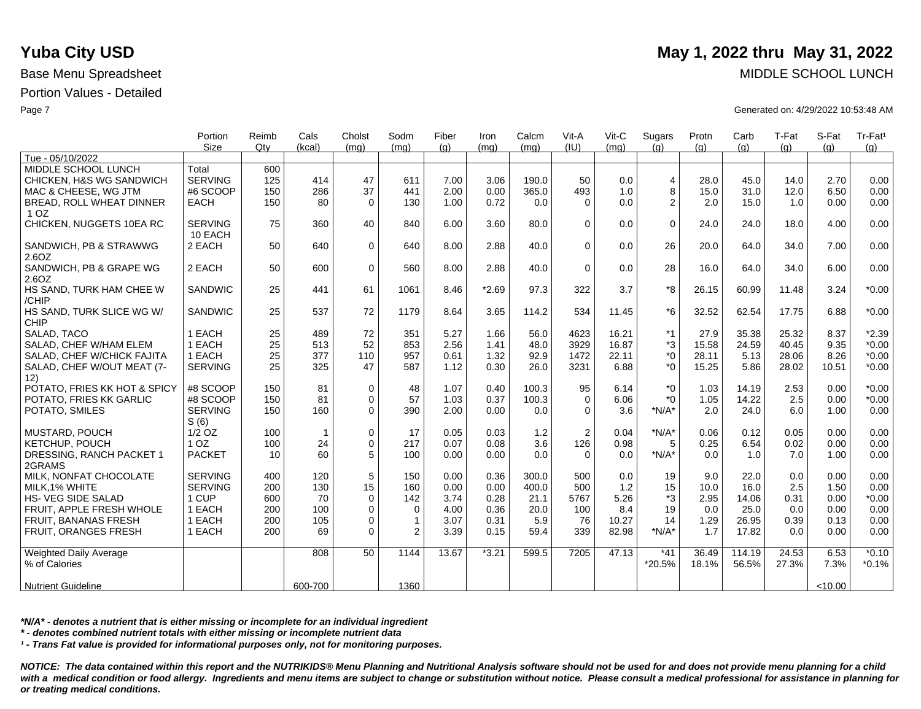# Yuba City USD

**May 1, 2022 thru May 31, 2022**

Base Menu Spreadsheet

MIDDLE SCHOOL LUNCH

Portion Values - Detailed

Generated on: 4/29/2022 10:53:48 AM

| | Portion Size | Reimb Qty | Cals (kcal) | Cholst (mg) | Sodm (mg) | Fiber (g) | Iron (mg) | Calcm (mg) | Vit-A (IU) | Vit-C (mg) | Sugars (g) | Protn (g) | Carb (g) | T-Fat (g) | S-Fat (g) | Tr-Fat¹ (g) |
|---|---|---|---|---|---|---|---|---|---|---|---|---|---|---|---|---|
| Tue - 05/10/2022 | | | | | | | | | | | | | | | | |
| MIDDLE SCHOOL LUNCH | Total | 600 | | | | | | | | | | | | | | |
| CHICKEN, H&S WG SANDWICH | SERVING | 125 | 414 | 47 | 611 | 7.00 | 3.06 | 190.0 | 50 | 0.0 | 4 | 28.0 | 45.0 | 14.0 | 2.70 | 0.00 |
| MAC & CHEESE, WG JTM | #6 SCOOP | 150 | 286 | 37 | 441 | 2.00 | 0.00 | 365.0 | 493 | 1.0 | 8 | 15.0 | 31.0 | 12.0 | 6.50 | 0.00 |
| BREAD, ROLL WHEAT DINNER 1 OZ | EACH | 150 | 80 | 0 | 130 | 1.00 | 0.72 | 0.0 | 0 | 0.0 | 2 | 2.0 | 15.0 | 1.0 | 0.00 | 0.00 |
| CHICKEN, NUGGETS 10EA RC | SERVING 10 EACH | 75 | 360 | 40 | 840 | 6.00 | 3.60 | 80.0 | 0 | 0.0 | 0 | 24.0 | 24.0 | 18.0 | 4.00 | 0.00 |
| SANDWICH, PB & STRAWWG 2.6OZ | 2 EACH | 50 | 640 | 0 | 640 | 8.00 | 2.88 | 40.0 | 0 | 0.0 | 26 | 20.0 | 64.0 | 34.0 | 7.00 | 0.00 |
| SANDWICH, PB & GRAPE WG 2.6OZ | 2 EACH | 50 | 600 | 0 | 560 | 8.00 | 2.88 | 40.0 | 0 | 0.0 | 28 | 16.0 | 64.0 | 34.0 | 6.00 | 0.00 |
| HS SAND, TURK HAM CHEE W /CHIP | SANDWIC | 25 | 441 | 61 | 1061 | 8.46 | *2.69 | 97.3 | 322 | 3.7 | *8 | 26.15 | 60.99 | 11.48 | 3.24 | *0.00 |
| HS SAND, TURK SLICE WG W/ CHIP | SANDWIC | 25 | 537 | 72 | 1179 | 8.64 | 3.65 | 114.2 | 534 | 11.45 | *6 | 32.52 | 62.54 | 17.75 | 6.88 | *0.00 |
| SALAD, TACO | 1 EACH | 25 | 489 | 72 | 351 | 5.27 | 1.66 | 56.0 | 4623 | 16.21 | *1 | 27.9 | 35.38 | 25.32 | 8.37 | *2.39 |
| SALAD, CHEF W/HAM ELEM | 1 EACH | 25 | 513 | 52 | 853 | 2.56 | 1.41 | 48.0 | 3929 | 16.87 | *3 | 15.58 | 24.59 | 40.45 | 9.35 | *0.00 |
| SALAD, CHEF W/CHICK FAJITA | 1 EACH | 25 | 377 | 110 | 957 | 0.61 | 1.32 | 92.9 | 1472 | 22.11 | *0 | 28.11 | 5.13 | 28.06 | 8.26 | *0.00 |
| SALAD, CHEF W/OUT MEAT (7-12) | SERVING | 25 | 325 | 47 | 587 | 1.12 | 0.30 | 26.0 | 3231 | 6.88 | *0 | 15.25 | 5.86 | 28.02 | 10.51 | *0.00 |
| POTATO, FRIES KK HOT & SPICY | #8 SCOOP | 150 | 81 | 0 | 48 | 1.07 | 0.40 | 100.3 | 95 | 6.14 | *0 | 1.03 | 14.19 | 2.53 | 0.00 | *0.00 |
| POTATO, FRIES KK GARLIC | #8 SCOOP | 150 | 81 | 0 | 57 | 1.03 | 0.37 | 100.3 | 0 | 6.06 | *0 | 1.05 | 14.22 | 2.5 | 0.00 | *0.00 |
| POTATO, SMILES | SERVING S (6) | 150 | 160 | 0 | 390 | 2.00 | 0.00 | 0.0 | 0 | 3.6 | *N/A* | 2.0 | 24.0 | 6.0 | 1.00 | 0.00 |
| MUSTARD, POUCH | 1/2 OZ | 100 | 1 | 0 | 17 | 0.05 | 0.03 | 1.2 | 2 | 0.04 | *N/A* | 0.06 | 0.12 | 0.05 | 0.00 | 0.00 |
| KETCHUP, POUCH | 1 OZ | 100 | 24 | 0 | 217 | 0.07 | 0.08 | 3.6 | 126 | 0.98 | 5 | 0.25 | 6.54 | 0.02 | 0.00 | 0.00 |
| DRESSING, RANCH PACKET 1 2GRAMS | PACKET | 10 | 60 | 5 | 100 | 0.00 | 0.00 | 0.0 | 0 | 0.0 | *N/A* | 0.0 | 1.0 | 7.0 | 1.00 | 0.00 |
| MILK, NONFAT CHOCOLATE | SERVING | 400 | 120 | 5 | 150 | 0.00 | 0.36 | 300.0 | 500 | 0.0 | 19 | 9.0 | 22.0 | 0.0 | 0.00 | 0.00 |
| MILK,1% WHITE | SERVING | 200 | 130 | 15 | 160 | 0.00 | 0.00 | 400.0 | 500 | 1.2 | 15 | 10.0 | 16.0 | 2.5 | 1.50 | 0.00 |
| HS- VEG SIDE SALAD | 1 CUP | 600 | 70 | 0 | 142 | 3.74 | 0.28 | 21.1 | 5767 | 5.26 | *3 | 2.95 | 14.06 | 0.31 | 0.00 | *0.00 |
| FRUIT, APPLE FRESH WHOLE | 1 EACH | 200 | 100 | 0 | 0 | 4.00 | 0.36 | 20.0 | 100 | 8.4 | 19 | 0.0 | 25.0 | 0.0 | 0.00 | 0.00 |
| FRUIT, BANANAS FRESH | 1 EACH | 200 | 105 | 0 | 1 | 3.07 | 0.31 | 5.9 | 76 | 10.27 | 14 | 1.29 | 26.95 | 0.39 | 0.13 | 0.00 |
| FRUIT, ORANGES FRESH | 1 EACH | 200 | 69 | 0 | 2 | 3.39 | 0.15 | 59.4 | 339 | 82.98 | *N/A* | 1.7 | 17.82 | 0.0 | 0.00 | 0.00 |
| Weighted Daily Average | | | 808 | 50 | 1144 | 13.67 | *3.21 | 599.5 | 7205 | 47.13 | *41 | 36.49 | 114.19 | 24.53 | 6.53 | *0.10 |
| % of Calories | | | | | | | | | | | *20.5% | 18.1% | 56.5% | 27.3% | 7.3% | *0.1% |
| Nutrient Guideline | | | 600-700 | | 1360 | | | | | | | | | | <10.00 | |

***N/A* - denotes a nutrient that is either missing or incomplete for an individual ingredient***

***\* - denotes combined nutrient totals with either missing or incomplete nutrient data***

***¹ - Trans Fat value is provided for informational purposes only, not for monitoring purposes.***

***NOTICE: The data contained within this report and the NUTRIKIDS® Menu Planning and Nutritional Analysis software should not be used for and does not provide menu planning for a child with a medical condition or food allergy. Ingredients and menu items are subject to change or substitution without notice. Please consult a medical professional for assistance in planning for or treating medical conditions.***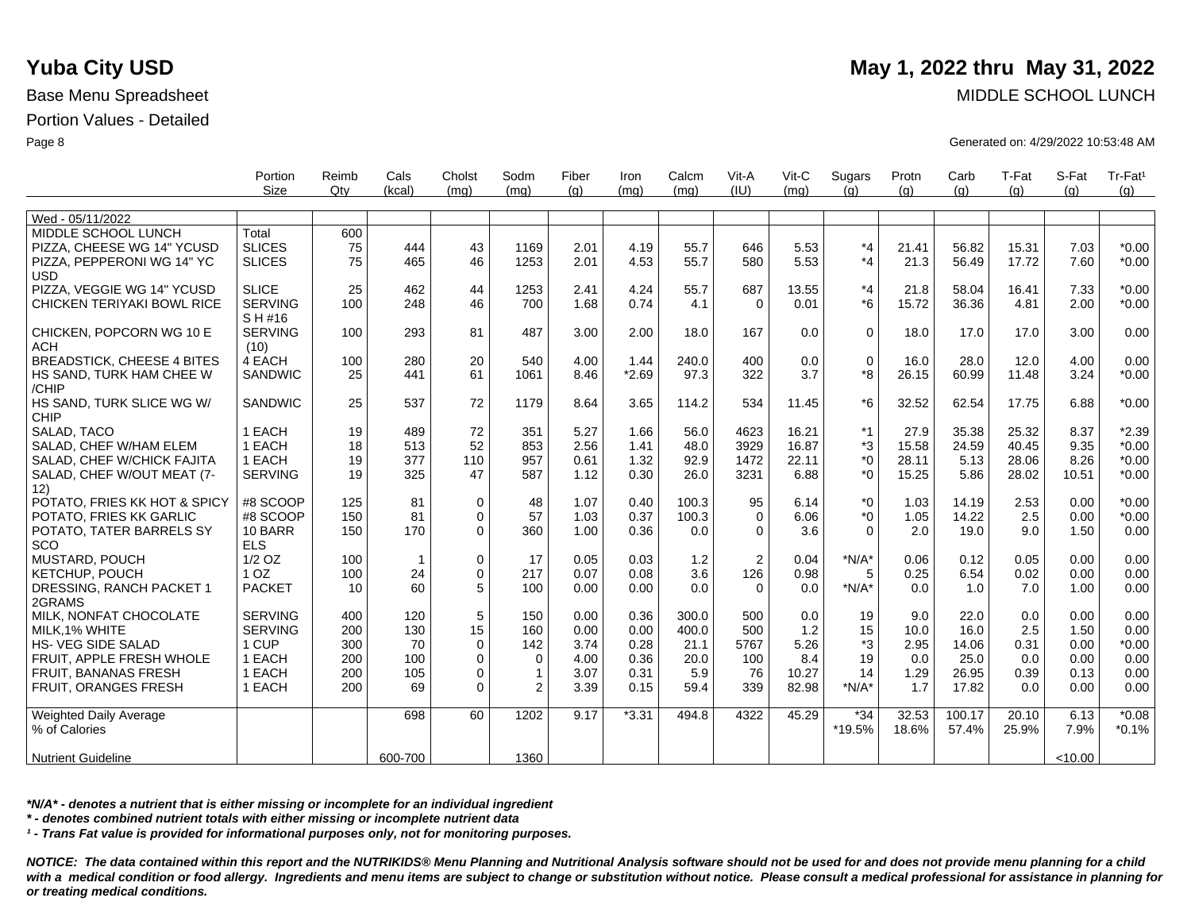# Yuba City USD

**May 1, 2022 thru May 31, 2022**

Base Menu Spreadsheet

MIDDLE SCHOOL LUNCH

Portion Values - Detailed

Generated on: 4/29/2022 10:53:48 AM

| | Portion Size | Reimb Qty | Cals (kcal) | Cholst (mg) | Sodm (mg) | Fiber (g) | Iron (mg) | Calcm (mg) | Vit-A (IU) | Vit-C (mg) | Sugars (g) | Protn (g) | Carb (g) | T-Fat (g) | S-Fat (g) | Tr-Fat¹ (g) |
|---|---|---|---|---|---|---|---|---|---|---|---|---|---|---|---|---|
| Wed - 05/11/2022 | | | | | | | | | | | | | | | | |
| MIDDLE SCHOOL LUNCH | Total | 600 | | | | | | | | | | | | | | |
| PIZZA, CHEESE WG 14" YCUSD | SLICES | 75 | 444 | 43 | 1169 | 2.01 | 4.19 | 55.7 | 646 | 5.53 | *4 | 21.41 | 56.82 | 15.31 | 7.03 | *0.00 |
| PIZZA, PEPPERONI WG 14" YC USD | SLICES | 75 | 465 | 46 | 1253 | 2.01 | 4.53 | 55.7 | 580 | 5.53 | *4 | 21.3 | 56.49 | 17.72 | 7.60 | *0.00 |
| PIZZA, VEGGIE WG 14" YCUSD | SLICE | 25 | 462 | 44 | 1253 | 2.41 | 4.24 | 55.7 | 687 | 13.55 | *4 | 21.8 | 58.04 | 16.41 | 7.33 | *0.00 |
| CHICKEN TERIYAKI BOWL RICE | SERVING S H #16 | 100 | 248 | 46 | 700 | 1.68 | 0.74 | 4.1 | 0 | 0.01 | *6 | 15.72 | 36.36 | 4.81 | 2.00 | *0.00 |
| CHICKEN, POPCORN WG 10 E ACH | SERVING (10) | 100 | 293 | 81 | 487 | 3.00 | 2.00 | 18.0 | 167 | 0.0 | 0 | 18.0 | 17.0 | 17.0 | 3.00 | 0.00 |
| BREADSTICK, CHEESE 4 BITES | 4 EACH | 100 | 280 | 20 | 540 | 4.00 | 1.44 | 240.0 | 400 | 0.0 | 0 | 16.0 | 28.0 | 12.0 | 4.00 | 0.00 |
| HS SAND, TURK HAM CHEE W /CHIP | SANDWIC | 25 | 441 | 61 | 1061 | 8.46 | *2.69 | 97.3 | 322 | 3.7 | *8 | 26.15 | 60.99 | 11.48 | 3.24 | *0.00 |
| HS SAND, TURK SLICE WG W/ CHIP | SANDWIC | 25 | 537 | 72 | 1179 | 8.64 | 3.65 | 114.2 | 534 | 11.45 | *6 | 32.52 | 62.54 | 17.75 | 6.88 | *0.00 |
| SALAD, TACO | 1 EACH | 19 | 489 | 72 | 351 | 5.27 | 1.66 | 56.0 | 4623 | 16.21 | *1 | 27.9 | 35.38 | 25.32 | 8.37 | *2.39 |
| SALAD, CHEF W/HAM ELEM | 1 EACH | 18 | 513 | 52 | 853 | 2.56 | 1.41 | 48.0 | 3929 | 16.87 | *3 | 15.58 | 24.59 | 40.45 | 9.35 | *0.00 |
| SALAD, CHEF W/CHICK FAJITA | 1 EACH | 19 | 377 | 110 | 957 | 0.61 | 1.32 | 92.9 | 1472 | 22.11 | *0 | 28.11 | 5.13 | 28.06 | 8.26 | *0.00 |
| SALAD, CHEF W/OUT MEAT (7-12) | SERVING | 19 | 325 | 47 | 587 | 1.12 | 0.30 | 26.0 | 3231 | 6.88 | *0 | 15.25 | 5.86 | 28.02 | 10.51 | *0.00 |
| POTATO, FRIES KK HOT & SPICY | #8 SCOOP | 125 | 81 | 0 | 48 | 1.07 | 0.40 | 100.3 | 95 | 6.14 | *0 | 1.03 | 14.19 | 2.53 | 0.00 | *0.00 |
| POTATO, FRIES KK GARLIC | #8 SCOOP | 150 | 81 | 0 | 57 | 1.03 | 0.37 | 100.3 | 0 | 6.06 | *0 | 1.05 | 14.22 | 2.5 | 0.00 | *0.00 |
| POTATO, TATER BARRELS SY SCO | 10 BARR ELS | 150 | 170 | 0 | 360 | 1.00 | 0.36 | 0.0 | 0 | 3.6 | 0 | 2.0 | 19.0 | 9.0 | 1.50 | 0.00 |
| MUSTARD, POUCH | 1/2 OZ | 100 | 1 | 0 | 17 | 0.05 | 0.03 | 1.2 | 2 | 0.04 | *N/A* | 0.06 | 0.12 | 0.05 | 0.00 | 0.00 |
| KETCHUP, POUCH | 1 OZ | 100 | 24 | 0 | 217 | 0.07 | 0.08 | 3.6 | 126 | 0.98 | 5 | 0.25 | 6.54 | 0.02 | 0.00 | 0.00 |
| DRESSING, RANCH PACKET 1 2GRAMS | PACKET | 10 | 60 | 5 | 100 | 0.00 | 0.00 | 0.0 | 0 | 0.0 | *N/A* | 0.0 | 1.0 | 7.0 | 1.00 | 0.00 |
| MILK, NONFAT CHOCOLATE | SERVING | 400 | 120 | 5 | 150 | 0.00 | 0.36 | 300.0 | 500 | 0.0 | 19 | 9.0 | 22.0 | 0.0 | 0.00 | 0.00 |
| MILK,1% WHITE | SERVING | 200 | 130 | 15 | 160 | 0.00 | 0.00 | 400.0 | 500 | 1.2 | 15 | 10.0 | 16.0 | 2.5 | 1.50 | 0.00 |
| HS- VEG SIDE SALAD | 1 CUP | 300 | 70 | 0 | 142 | 3.74 | 0.28 | 21.1 | 5767 | 5.26 | *3 | 2.95 | 14.06 | 0.31 | 0.00 | *0.00 |
| FRUIT, APPLE FRESH WHOLE | 1 EACH | 200 | 100 | 0 | 0 | 4.00 | 0.36 | 20.0 | 100 | 8.4 | 19 | 0.0 | 25.0 | 0.0 | 0.00 | 0.00 |
| FRUIT, BANANAS FRESH | 1 EACH | 200 | 105 | 0 | 1 | 3.07 | 0.31 | 5.9 | 76 | 10.27 | 14 | 1.29 | 26.95 | 0.39 | 0.13 | 0.00 |
| FRUIT, ORANGES FRESH | 1 EACH | 200 | 69 | 0 | 2 | 3.39 | 0.15 | 59.4 | 339 | 82.98 | *N/A* | 1.7 | 17.82 | 0.0 | 0.00 | 0.00 |
| Weighted Daily Average | | | 698 | 60 | 1202 | 9.17 | *3.31 | 494.8 | 4322 | 45.29 | *34 | 32.53 | 100.17 | 20.10 | 6.13 | *0.08 |
| % of Calories | | | | | | | | | | | *19.5% | 18.6% | 57.4% | 25.9% | 7.9% | *0.1% |
| Nutrient Guideline | | | 600-700 | | 1360 | | | | | | | | | | <10.00 | |

***N/A* - denotes a nutrient that is either missing or incomplete for an individual ingredient***

***\* - denotes combined nutrient totals with either missing or incomplete nutrient data***

***¹ - Trans Fat value is provided for informational purposes only, not for monitoring purposes.***

***NOTICE: The data contained within this report and the NUTRIKIDS® Menu Planning and Nutritional Analysis software should not be used for and does not provide menu planning for a child with a medical condition or food allergy. Ingredients and menu items are subject to change or substitution without notice. Please consult a medical professional for assistance in planning for or treating medical conditions.***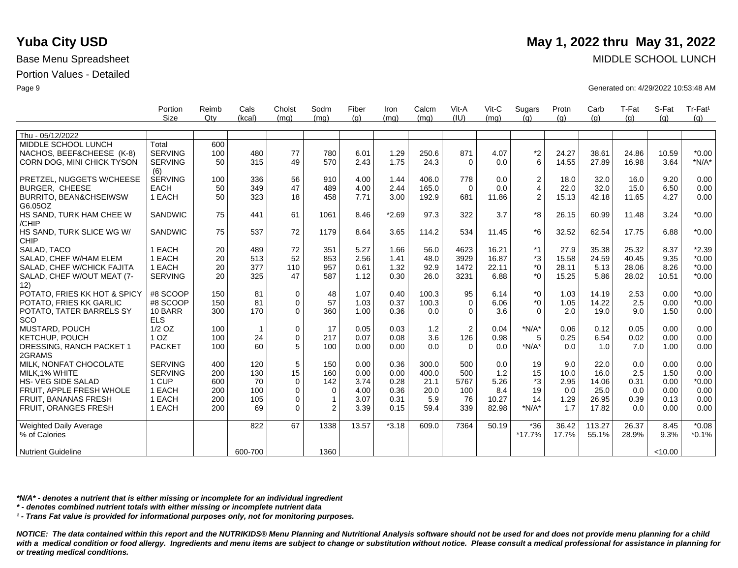# Yuba City USD

**May 1, 2022 thru May 31, 2022**

Base Menu Spreadsheet

MIDDLE SCHOOL LUNCH

Portion Values - Detailed

Generated on: 4/29/2022 10:53:48 AM

| | Portion Size | Reimb Qty | Cals (kcal) | Cholst (mg) | Sodm (mg) | Fiber (g) | Iron (mg) | Calcm (mg) | Vit-A (IU) | Vit-C (mg) | Sugars (g) | Protn (g) | Carb (g) | T-Fat (g) | S-Fat (g) | Tr-Fat[1] (g) |
|---|---|---|---|---|---|---|---|---|---|---|---|---|---|---|---|---|
| Thu - 05/12/2022 | | | | | | | | | | | | | | | | |
| MIDDLE SCHOOL LUNCH | Total | 600 | | | | | | | | | | | | | | |
| NACHOS, BEEF&CHEESE (K-8) | SERVING | 100 | 480 | 77 | 780 | 6.01 | 1.29 | 250.6 | 871 | 4.07 | *2 | 24.27 | 38.61 | 24.86 | 10.59 | *0.00 |
| CORN DOG, MINI CHICK TYSON | SERVING (6) | 50 | 315 | 49 | 570 | 2.43 | 1.75 | 24.3 | 0 | 0.0 | 6 | 14.55 | 27.89 | 16.98 | 3.64 | *N/A* |
| PRETZEL, NUGGETS W/CHEESE | SERVING | 100 | 336 | 56 | 910 | 4.00 | 1.44 | 406.0 | 778 | 0.0 | 2 | 18.0 | 32.0 | 16.0 | 9.20 | 0.00 |
| BURGER, CHEESE | EACH | 50 | 349 | 47 | 489 | 4.00 | 2.44 | 165.0 | 0 | 0.0 | 4 | 22.0 | 32.0 | 15.0 | 6.50 | 0.00 |
| BURRITO, BEAN&CHSEIWSW G6.05OZ | 1 EACH | 50 | 323 | 18 | 458 | 7.71 | 3.00 | 192.9 | 681 | 11.86 | 2 | 15.13 | 42.18 | 11.65 | 4.27 | 0.00 |
| HS SAND, TURK HAM CHEE W /CHIP | SANDWIC | 75 | 441 | 61 | 1061 | 8.46 | *2.69 | 97.3 | 322 | 3.7 | *8 | 26.15 | 60.99 | 11.48 | 3.24 | *0.00 |
| HS SAND, TURK SLICE WG W/ CHIP | SANDWIC | 75 | 537 | 72 | 1179 | 8.64 | 3.65 | 114.2 | 534 | 11.45 | *6 | 32.52 | 62.54 | 17.75 | 6.88 | *0.00 |
| SALAD, TACO | 1 EACH | 20 | 489 | 72 | 351 | 5.27 | 1.66 | 56.0 | 4623 | 16.21 | *1 | 27.9 | 35.38 | 25.32 | 8.37 | *2.39 |
| SALAD, CHEF W/HAM ELEM | 1 EACH | 20 | 513 | 52 | 853 | 2.56 | 1.41 | 48.0 | 3929 | 16.87 | *3 | 15.58 | 24.59 | 40.45 | 9.35 | *0.00 |
| SALAD, CHEF W/CHICK FAJITA | 1 EACH | 20 | 377 | 110 | 957 | 0.61 | 1.32 | 92.9 | 1472 | 22.11 | *0 | 28.11 | 5.13 | 28.06 | 8.26 | *0.00 |
| SALAD, CHEF W/OUT MEAT (7-12) | SERVING | 20 | 325 | 47 | 587 | 1.12 | 0.30 | 26.0 | 3231 | 6.88 | *0 | 15.25 | 5.86 | 28.02 | 10.51 | *0.00 |
| POTATO, FRIES KK HOT & SPICY | #8 SCOOP | 150 | 81 | 0 | 48 | 1.07 | 0.40 | 100.3 | 95 | 6.14 | *0 | 1.03 | 14.19 | 2.53 | 0.00 | *0.00 |
| POTATO, FRIES KK GARLIC | #8 SCOOP | 150 | 81 | 0 | 57 | 1.03 | 0.37 | 100.3 | 0 | 6.06 | *0 | 1.05 | 14.22 | 2.5 | 0.00 | *0.00 |
| POTATO, TATER BARRELS SY SCO | 10 BARR ELS | 300 | 170 | 0 | 360 | 1.00 | 0.36 | 0.0 | 0 | 3.6 | 0 | 2.0 | 19.0 | 9.0 | 1.50 | 0.00 |
| MUSTARD, POUCH | 1/2 OZ | 100 | 1 | 0 | 17 | 0.05 | 0.03 | 1.2 | 2 | 0.04 | *N/A* | 0.06 | 0.12 | 0.05 | 0.00 | 0.00 |
| KETCHUP, POUCH | 1 OZ | 100 | 24 | 0 | 217 | 0.07 | 0.08 | 3.6 | 126 | 0.98 | 5 | 0.25 | 6.54 | 0.02 | 0.00 | 0.00 |
| DRESSING, RANCH PACKET 1 2GRAMS | PACKET | 100 | 60 | 5 | 100 | 0.00 | 0.00 | 0.0 | 0 | 0.0 | *N/A* | 0.0 | 1.0 | 7.0 | 1.00 | 0.00 |
| MILK, NONFAT CHOCOLATE | SERVING | 400 | 120 | 5 | 150 | 0.00 | 0.36 | 300.0 | 500 | 0.0 | 19 | 9.0 | 22.0 | 0.0 | 0.00 | 0.00 |
| MILK,1% WHITE | SERVING | 200 | 130 | 15 | 160 | 0.00 | 0.00 | 400.0 | 500 | 1.2 | 15 | 10.0 | 16.0 | 2.5 | 1.50 | 0.00 |
| HS- VEG SIDE SALAD | 1 CUP | 600 | 70 | 0 | 142 | 3.74 | 0.28 | 21.1 | 5767 | 5.26 | *3 | 2.95 | 14.06 | 0.31 | 0.00 | *0.00 |
| FRUIT, APPLE FRESH WHOLE | 1 EACH | 200 | 100 | 0 | 0 | 4.00 | 0.36 | 20.0 | 100 | 8.4 | 19 | 0.0 | 25.0 | 0.0 | 0.00 | 0.00 |
| FRUIT, BANANAS FRESH | 1 EACH | 200 | 105 | 0 | 1 | 3.07 | 0.31 | 5.9 | 76 | 10.27 | 14 | 1.29 | 26.95 | 0.39 | 0.13 | 0.00 |
| FRUIT, ORANGES FRESH | 1 EACH | 200 | 69 | 0 | 2 | 3.39 | 0.15 | 59.4 | 339 | 82.98 | *N/A* | 1.7 | 17.82 | 0.0 | 0.00 | 0.00 |
| Weighted Daily Average | | | 822 | 67 | 1338 | 13.57 | *3.18 | 609.0 | 7364 | 50.19 | *36 | 36.42 | 113.27 | 26.37 | 8.45 | *0.08 |
| % of Calories | | | | | | | | | | | *17.7% | 17.7% | 55.1% | 28.9% | 9.3% | *0.1% |
| Nutrient Guideline | | | 600-700 | | 1360 | | | | | | | | | | <10.00 | |

***N/A* - denotes a nutrient that is either missing or incomplete for an individual ingredient***

***\* - denotes combined nutrient totals with either missing or incomplete nutrient data***

***[1] - Trans Fat value is provided for informational purposes only, not for monitoring purposes.***

***NOTICE: The data contained within this report and the NUTRIKIDS® Menu Planning and Nutritional Analysis software should not be used for and does not provide menu planning for a child with a medical condition or food allergy. Ingredients and menu items are subject to change or substitution without notice. Please consult a medical professional for assistance in planning for or treating medical conditions.***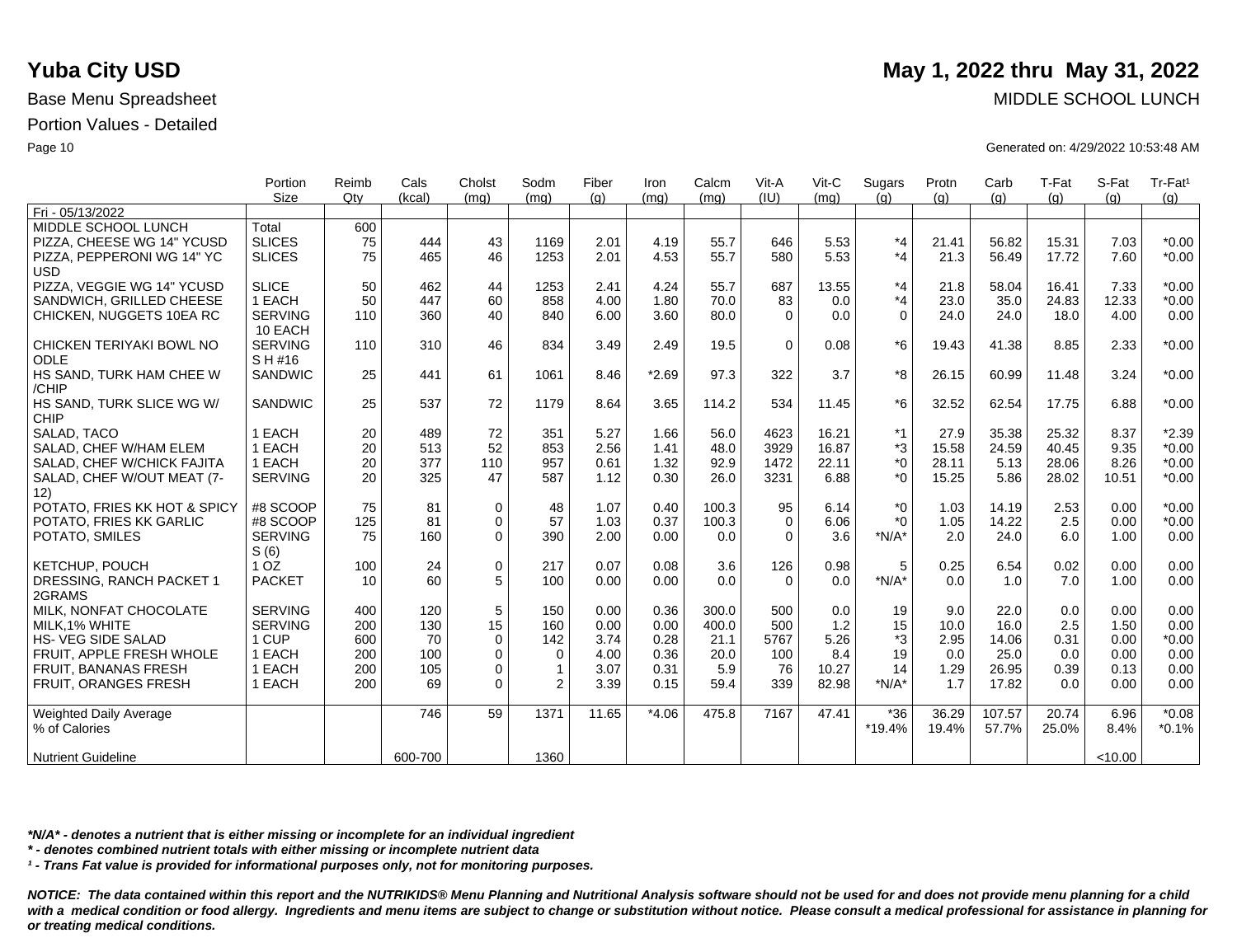# Yuba City USD

**May 1, 2022 thru May 31, 2022**

Base Menu Spreadsheet

MIDDLE SCHOOL LUNCH

Portion Values - Detailed

Generated on: 4/29/2022 10:53:48 AM

| | Portion Size | Reimb Qty | Cals (kcal) | Cholst (mg) | Sodm (mg) | Fiber (g) | Iron (mg) | Calcm (mg) | Vit-A (IU) | Vit-C (mg) | Sugars (g) | Protn (g) | Carb (g) | T-Fat (g) | S-Fat (g) | Tr-Fat¹ (g) |
|---|---|---|---|---|---|---|---|---|---|---|---|---|---|---|---|---|
| Fri - 05/13/2022 | | | | | | | | | | | | | | | | |
| MIDDLE SCHOOL LUNCH | Total | 600 | | | | | | | | | | | | | | |
| PIZZA, CHEESE WG 14" YCUSD | SLICES | 75 | 444 | 43 | 1169 | 2.01 | 4.19 | 55.7 | 646 | 5.53 | *4 | 21.41 | 56.82 | 15.31 | 7.03 | *0.00 |
| PIZZA, PEPPERONI WG 14" YC USD | SLICES | 75 | 465 | 46 | 1253 | 2.01 | 4.53 | 55.7 | 580 | 5.53 | *4 | 21.3 | 56.49 | 17.72 | 7.60 | *0.00 |
| PIZZA, VEGGIE WG 14" YCUSD | SLICE | 50 | 462 | 44 | 1253 | 2.41 | 4.24 | 55.7 | 687 | 13.55 | *4 | 21.8 | 58.04 | 16.41 | 7.33 | *0.00 |
| SANDWICH, GRILLED CHEESE | 1 EACH | 50 | 447 | 60 | 858 | 4.00 | 1.80 | 70.0 | 83 | 0.0 | *4 | 23.0 | 35.0 | 24.83 | 12.33 | *0.00 |
| CHICKEN, NUGGETS 10EA RC | SERVING 10 EACH | 110 | 360 | 40 | 840 | 6.00 | 3.60 | 80.0 | 0 | 0.0 | 0 | 24.0 | 24.0 | 18.0 | 4.00 | 0.00 |
| CHICKEN TERIYAKI BOWL NO ODLE | SERVING S H #16 | 110 | 310 | 46 | 834 | 3.49 | 2.49 | 19.5 | 0 | 0.08 | *6 | 19.43 | 41.38 | 8.85 | 2.33 | *0.00 |
| HS SAND, TURK HAM CHEE W /CHIP | SANDWIC | 25 | 441 | 61 | 1061 | 8.46 | *2.69 | 97.3 | 322 | 3.7 | *8 | 26.15 | 60.99 | 11.48 | 3.24 | *0.00 |
| HS SAND, TURK SLICE WG W/ CHIP | SANDWIC | 25 | 537 | 72 | 1179 | 8.64 | 3.65 | 114.2 | 534 | 11.45 | *6 | 32.52 | 62.54 | 17.75 | 6.88 | *0.00 |
| SALAD, TACO | 1 EACH | 20 | 489 | 72 | 351 | 5.27 | 1.66 | 56.0 | 4623 | 16.21 | *1 | 27.9 | 35.38 | 25.32 | 8.37 | *2.39 |
| SALAD, CHEF W/HAM ELEM | 1 EACH | 20 | 513 | 52 | 853 | 2.56 | 1.41 | 48.0 | 3929 | 16.87 | *3 | 15.58 | 24.59 | 40.45 | 9.35 | *0.00 |
| SALAD, CHEF W/CHICK FAJITA | 1 EACH | 20 | 377 | 110 | 957 | 0.61 | 1.32 | 92.9 | 1472 | 22.11 | *0 | 28.11 | 5.13 | 28.06 | 8.26 | *0.00 |
| SALAD, CHEF W/OUT MEAT (7-12) | SERVING | 20 | 325 | 47 | 587 | 1.12 | 0.30 | 26.0 | 3231 | 6.88 | *0 | 15.25 | 5.86 | 28.02 | 10.51 | *0.00 |
| POTATO, FRIES KK HOT & SPICY | #8 SCOOP | 75 | 81 | 0 | 48 | 1.07 | 0.40 | 100.3 | 95 | 6.14 | *0 | 1.03 | 14.19 | 2.53 | 0.00 | *0.00 |
| POTATO, FRIES KK GARLIC | #8 SCOOP | 125 | 81 | 0 | 57 | 1.03 | 0.37 | 100.3 | 0 | 6.06 | *0 | 1.05 | 14.22 | 2.5 | 0.00 | *0.00 |
| POTATO, SMILES | SERVING S (6) | 75 | 160 | 0 | 390 | 2.00 | 0.00 | 0.0 | 0 | 3.6 | *N/A* | 2.0 | 24.0 | 6.0 | 1.00 | 0.00 |
| KETCHUP, POUCH | 1 OZ | 100 | 24 | 0 | 217 | 0.07 | 0.08 | 3.6 | 126 | 0.98 | 5 | 0.25 | 6.54 | 0.02 | 0.00 | 0.00 |
| DRESSING, RANCH PACKET 1 2GRAMS | PACKET | 10 | 60 | 5 | 100 | 0.00 | 0.00 | 0.0 | 0 | 0.0 | *N/A* | 0.0 | 1.0 | 7.0 | 1.00 | 0.00 |
| MILK, NONFAT CHOCOLATE | SERVING | 400 | 120 | 5 | 150 | 0.00 | 0.36 | 300.0 | 500 | 0.0 | 19 | 9.0 | 22.0 | 0.0 | 0.00 | 0.00 |
| MILK,1% WHITE | SERVING | 200 | 130 | 15 | 160 | 0.00 | 0.00 | 400.0 | 500 | 1.2 | 15 | 10.0 | 16.0 | 2.5 | 1.50 | 0.00 |
| HS- VEG SIDE SALAD | 1 CUP | 600 | 70 | 0 | 142 | 3.74 | 0.28 | 21.1 | 5767 | 5.26 | *3 | 2.95 | 14.06 | 0.31 | 0.00 | *0.00 |
| FRUIT, APPLE FRESH WHOLE | 1 EACH | 200 | 100 | 0 | 0 | 4.00 | 0.36 | 20.0 | 100 | 8.4 | 19 | 0.0 | 25.0 | 0.0 | 0.00 | 0.00 |
| FRUIT, BANANAS FRESH | 1 EACH | 200 | 105 | 0 | 1 | 3.07 | 0.31 | 5.9 | 76 | 10.27 | 14 | 1.29 | 26.95 | 0.39 | 0.13 | 0.00 |
| FRUIT, ORANGES FRESH | 1 EACH | 200 | 69 | 0 | 2 | 3.39 | 0.15 | 59.4 | 339 | 82.98 | *N/A* | 1.7 | 17.82 | 0.0 | 0.00 | 0.00 |
| Weighted Daily Average | | | 746 | 59 | 1371 | 11.65 | *4.06 | 475.8 | 7167 | 47.41 | *36 | 36.29 | 107.57 | 20.74 | 6.96 | *0.08 |
| % of Calories | | | | | | | | | | | *19.4% | 19.4% | 57.7% | 25.0% | 8.4% | *0.1% |
| Nutrient Guideline | | | 600-700 | | 1360 | | | | | | | | | | <10.00 | |

***N/A* - denotes a nutrient that is either missing or incomplete for an individual ingredient**

***\* - denotes combined nutrient totals with either missing or incomplete nutrient data***

***¹ - Trans Fat value is provided for informational purposes only, not for monitoring purposes.***

***NOTICE: The data contained within this report and the NUTRIKIDS® Menu Planning and Nutritional Analysis software should not be used for and does not provide menu planning for a child with a medical condition or food allergy. Ingredients and menu items are subject to change or substitution without notice. Please consult a medical professional for assistance in planning for or treating medical conditions.***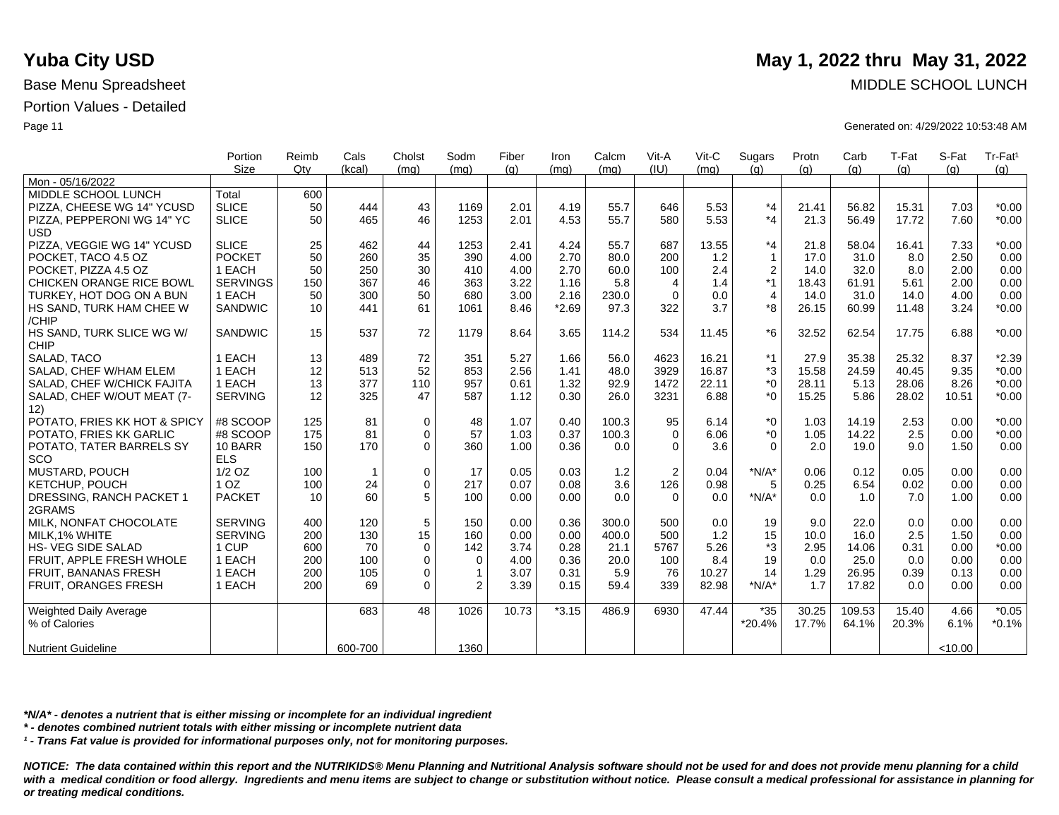# Yuba City USD

**May 1, 2022 thru May 31, 2022**

Base Menu Spreadsheet

MIDDLE SCHOOL LUNCH

Portion Values - Detailed

Generated on: 4/29/2022 10:53:48 AM

| | Portion Size | Reimb Qty | Cals (kcal) | Cholst (mg) | Sodm (mg) | Fiber (g) | Iron (mg) | Calcm (mg) | Vit-A (IU) | Vit-C (mg) | Sugars (g) | Protn (g) | Carb (g) | T-Fat (g) | S-Fat (g) | Tr-Fat¹ (g) |
|---|---|---|---|---|---|---|---|---|---|---|---|---|---|---|---|---|
| Mon - 05/16/2022 | | | | | | | | | | | | | | | | |
| MIDDLE SCHOOL LUNCH | Total | 600 | | | | | | | | | | | | | | |
| PIZZA, CHEESE WG 14" YCUSD | SLICE | 50 | 444 | 43 | 1169 | 2.01 | 4.19 | 55.7 | 646 | 5.53 | *4 | 21.41 | 56.82 | 15.31 | 7.03 | *0.00 |
| PIZZA, PEPPERONI WG 14" YC USD | SLICE | 50 | 465 | 46 | 1253 | 2.01 | 4.53 | 55.7 | 580 | 5.53 | *4 | 21.3 | 56.49 | 17.72 | 7.60 | *0.00 |
| PIZZA, VEGGIE WG 14" YCUSD | SLICE | 25 | 462 | 44 | 1253 | 2.41 | 4.24 | 55.7 | 687 | 13.55 | *4 | 21.8 | 58.04 | 16.41 | 7.33 | *0.00 |
| POCKET, TACO 4.5 OZ | POCKET | 50 | 260 | 35 | 390 | 4.00 | 2.70 | 80.0 | 200 | 1.2 | 1 | 17.0 | 31.0 | 8.0 | 2.50 | 0.00 |
| POCKET, PIZZA 4.5 OZ | 1 EACH | 50 | 250 | 30 | 410 | 4.00 | 2.70 | 60.0 | 100 | 2.4 | 2 | 14.0 | 32.0 | 8.0 | 2.00 | 0.00 |
| CHICKEN ORANGE RICE BOWL | SERVINGS | 150 | 367 | 46 | 363 | 3.22 | 1.16 | 5.8 | 4 | 1.4 | *1 | 18.43 | 61.91 | 5.61 | 2.00 | 0.00 |
| TURKEY, HOT DOG ON A BUN | 1 EACH | 50 | 300 | 50 | 680 | 3.00 | 2.16 | 230.0 | 0 | 0.0 | 4 | 14.0 | 31.0 | 14.0 | 4.00 | 0.00 |
| HS SAND, TURK HAM CHEE W /CHIP | SANDWIC | 10 | 441 | 61 | 1061 | 8.46 | *2.69 | 97.3 | 322 | 3.7 | *8 | 26.15 | 60.99 | 11.48 | 3.24 | *0.00 |
| HS SAND, TURK SLICE WG W/ CHIP | SANDWIC | 15 | 537 | 72 | 1179 | 8.64 | 3.65 | 114.2 | 534 | 11.45 | *6 | 32.52 | 62.54 | 17.75 | 6.88 | *0.00 |
| SALAD, TACO | 1 EACH | 13 | 489 | 72 | 351 | 5.27 | 1.66 | 56.0 | 4623 | 16.21 | *1 | 27.9 | 35.38 | 25.32 | 8.37 | *2.39 |
| SALAD, CHEF W/HAM ELEM | 1 EACH | 12 | 513 | 52 | 853 | 2.56 | 1.41 | 48.0 | 3929 | 16.87 | *3 | 15.58 | 24.59 | 40.45 | 9.35 | *0.00 |
| SALAD, CHEF W/CHICK FAJITA | 1 EACH | 13 | 377 | 110 | 957 | 0.61 | 1.32 | 92.9 | 1472 | 22.11 | *0 | 28.11 | 5.13 | 28.06 | 8.26 | *0.00 |
| SALAD, CHEF W/OUT MEAT (7-12) | SERVING | 12 | 325 | 47 | 587 | 1.12 | 0.30 | 26.0 | 3231 | 6.88 | *0 | 15.25 | 5.86 | 28.02 | 10.51 | *0.00 |
| POTATO, FRIES KK HOT & SPICY | #8 SCOOP | 125 | 81 | 0 | 48 | 1.07 | 0.40 | 100.3 | 95 | 6.14 | *0 | 1.03 | 14.19 | 2.53 | 0.00 | *0.00 |
| POTATO, FRIES KK GARLIC | #8 SCOOP | 175 | 81 | 0 | 57 | 1.03 | 0.37 | 100.3 | 0 | 6.06 | *0 | 1.05 | 14.22 | 2.5 | 0.00 | *0.00 |
| POTATO, TATER BARRELS SY SCO | 10 BARR ELS | 150 | 170 | 0 | 360 | 1.00 | 0.36 | 0.0 | 0 | 3.6 | 0 | 2.0 | 19.0 | 9.0 | 1.50 | 0.00 |
| MUSTARD, POUCH | 1/2 OZ | 100 | 1 | 0 | 17 | 0.05 | 0.03 | 1.2 | 2 | 0.04 | *N/A* | 0.06 | 0.12 | 0.05 | 0.00 | 0.00 |
| KETCHUP, POUCH | 1 OZ | 100 | 24 | 0 | 217 | 0.07 | 0.08 | 3.6 | 126 | 0.98 | 5 | 0.25 | 6.54 | 0.02 | 0.00 | 0.00 |
| DRESSING, RANCH PACKET 1 2GRAMS | PACKET | 10 | 60 | 5 | 100 | 0.00 | 0.00 | 0.0 | 0 | 0.0 | *N/A* | 0.0 | 1.0 | 7.0 | 1.00 | 0.00 |
| MILK, NONFAT CHOCOLATE | SERVING | 400 | 120 | 5 | 150 | 0.00 | 0.36 | 300.0 | 500 | 0.0 | 19 | 9.0 | 22.0 | 0.0 | 0.00 | 0.00 |
| MILK,1% WHITE | SERVING | 200 | 130 | 15 | 160 | 0.00 | 0.00 | 400.0 | 500 | 1.2 | 15 | 10.0 | 16.0 | 2.5 | 1.50 | 0.00 |
| HS- VEG SIDE SALAD | 1 CUP | 600 | 70 | 0 | 142 | 3.74 | 0.28 | 21.1 | 5767 | 5.26 | *3 | 2.95 | 14.06 | 0.31 | 0.00 | *0.00 |
| FRUIT, APPLE FRESH WHOLE | 1 EACH | 200 | 100 | 0 | 0 | 4.00 | 0.36 | 20.0 | 100 | 8.4 | 19 | 0.0 | 25.0 | 0.0 | 0.00 | 0.00 |
| FRUIT, BANANAS FRESH | 1 EACH | 200 | 105 | 0 | 1 | 3.07 | 0.31 | 5.9 | 76 | 10.27 | 14 | 1.29 | 26.95 | 0.39 | 0.13 | 0.00 |
| FRUIT, ORANGES FRESH | 1 EACH | 200 | 69 | 0 | 2 | 3.39 | 0.15 | 59.4 | 339 | 82.98 | *N/A* | 1.7 | 17.82 | 0.0 | 0.00 | 0.00 |
| Weighted Daily Average | | | 683 | 48 | 1026 | 10.73 | *3.15 | 486.9 | 6930 | 47.44 | *35 | 30.25 | 109.53 | 15.40 | 4.66 | *0.05 |
| % of Calories | | | | | | | | | | | *20.4% | 17.7% | 64.1% | 20.3% | 6.1% | *0.1% |
| Nutrient Guideline | | | 600-700 | | 1360 | | | | | | | | | | <10.00 | |

***N/A* - denotes a nutrient that is either missing or incomplete for an individual ingredient***

*** - denotes combined nutrient totals with either missing or incomplete nutrient data***

***¹ - Trans Fat value is provided for informational purposes only, not for monitoring purposes.***

***NOTICE: The data contained within this report and the NUTRIKIDS® Menu Planning and Nutritional Analysis software should not be used for and does not provide menu planning for a child with a medical condition or food allergy. Ingredients and menu items are subject to change or substitution without notice. Please consult a medical professional for assistance in planning for or treating medical conditions.***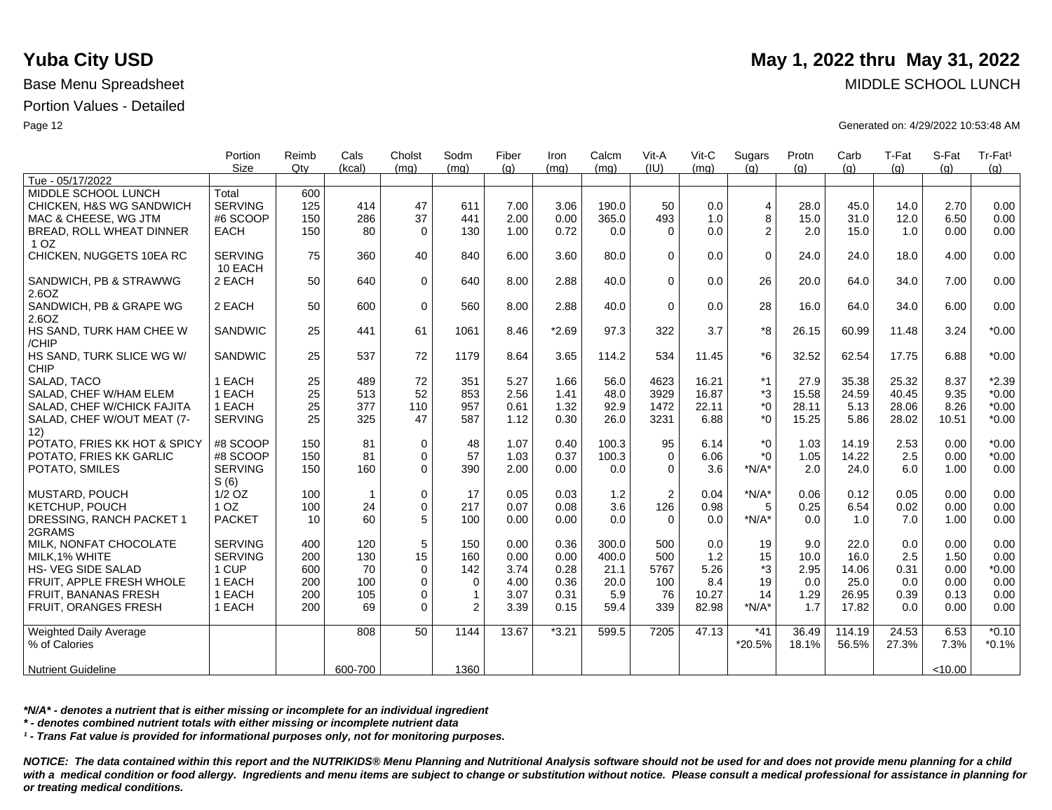# Yuba City USD

## May 1, 2022 thru May 31, 2022

Base Menu Spreadsheet

MIDDLE SCHOOL LUNCH

Portion Values - Detailed

Generated on: 4/29/2022 10:53:48 AM

| | Portion Size | Reimb Qty | Cals (kcal) | Cholst (mg) | Sodm (mg) | Fiber (g) | Iron (mg) | Calcm (mg) | Vit-A (IU) | Vit-C (mg) | Sugars (g) | Protn (g) | Carb (g) | T-Fat (g) | S-Fat (g) | Tr-Fat¹ (g) |
|---|---|---|---|---|---|---|---|---|---|---|---|---|---|---|---|---|
| Tue - 05/17/2022 | | | | | | | | | | | | | | | | |
| MIDDLE SCHOOL LUNCH | Total | 600 | | | | | | | | | | | | | | |
| CHICKEN, H&S WG SANDWICH | SERVING | 125 | 414 | 47 | 611 | 7.00 | 3.06 | 190.0 | 50 | 0.0 | 4 | 28.0 | 45.0 | 14.0 | 2.70 | 0.00 |
| MAC & CHEESE, WG JTM | #6 SCOOP | 150 | 286 | 37 | 441 | 2.00 | 0.00 | 365.0 | 493 | 1.0 | 8 | 15.0 | 31.0 | 12.0 | 6.50 | 0.00 |
| BREAD, ROLL WHEAT DINNER 1 OZ | EACH | 150 | 80 | 0 | 130 | 1.00 | 0.72 | 0.0 | 0 | 0.0 | 2 | 2.0 | 15.0 | 1.0 | 0.00 | 0.00 |
| CHICKEN, NUGGETS 10EA RC | SERVING 10 EACH | 75 | 360 | 40 | 840 | 6.00 | 3.60 | 80.0 | 0 | 0.0 | 0 | 24.0 | 24.0 | 18.0 | 4.00 | 0.00 |
| SANDWICH, PB & STRAWWG 2.6OZ | 2 EACH | 50 | 640 | 0 | 640 | 8.00 | 2.88 | 40.0 | 0 | 0.0 | 26 | 20.0 | 64.0 | 34.0 | 7.00 | 0.00 |
| SANDWICH, PB & GRAPE WG 2.6OZ | 2 EACH | 50 | 600 | 0 | 560 | 8.00 | 2.88 | 40.0 | 0 | 0.0 | 28 | 16.0 | 64.0 | 34.0 | 6.00 | 0.00 |
| HS SAND, TURK HAM CHEE W /CHIP | SANDWIC | 25 | 441 | 61 | 1061 | 8.46 | *2.69 | 97.3 | 322 | 3.7 | *8 | 26.15 | 60.99 | 11.48 | 3.24 | *0.00 |
| HS SAND, TURK SLICE WG W/ CHIP | SANDWIC | 25 | 537 | 72 | 1179 | 8.64 | 3.65 | 114.2 | 534 | 11.45 | *6 | 32.52 | 62.54 | 17.75 | 6.88 | *0.00 |
| SALAD, TACO | 1 EACH | 25 | 489 | 72 | 351 | 5.27 | 1.66 | 56.0 | 4623 | 16.21 | *1 | 27.9 | 35.38 | 25.32 | 8.37 | *2.39 |
| SALAD, CHEF W/HAM ELEM | 1 EACH | 25 | 513 | 52 | 853 | 2.56 | 1.41 | 48.0 | 3929 | 16.87 | *3 | 15.58 | 24.59 | 40.45 | 9.35 | *0.00 |
| SALAD, CHEF W/CHICK FAJITA | 1 EACH | 25 | 377 | 110 | 957 | 0.61 | 1.32 | 92.9 | 1472 | 22.11 | *0 | 28.11 | 5.13 | 28.06 | 8.26 | *0.00 |
| SALAD, CHEF W/OUT MEAT (7-12) | SERVING | 25 | 325 | 47 | 587 | 1.12 | 0.30 | 26.0 | 3231 | 6.88 | *0 | 15.25 | 5.86 | 28.02 | 10.51 | *0.00 |
| POTATO, FRIES KK HOT & SPICY | #8 SCOOP | 150 | 81 | 0 | 48 | 1.07 | 0.40 | 100.3 | 95 | 6.14 | *0 | 1.03 | 14.19 | 2.53 | 0.00 | *0.00 |
| POTATO, FRIES KK GARLIC | #8 SCOOP | 150 | 81 | 0 | 57 | 1.03 | 0.37 | 100.3 | 0 | 6.06 | *0 | 1.05 | 14.22 | 2.5 | 0.00 | *0.00 |
| POTATO, SMILES | SERVING S (6) | 150 | 160 | 0 | 390 | 2.00 | 0.00 | 0.0 | 0 | 3.6 | *N/A* | 2.0 | 24.0 | 6.0 | 1.00 | 0.00 |
| MUSTARD, POUCH | 1/2 OZ | 100 | 1 | 0 | 17 | 0.05 | 0.03 | 1.2 | 2 | 0.04 | *N/A* | 0.06 | 0.12 | 0.05 | 0.00 | 0.00 |
| KETCHUP, POUCH | 1 OZ | 100 | 24 | 0 | 217 | 0.07 | 0.08 | 3.6 | 126 | 0.98 | 5 | 0.25 | 6.54 | 0.02 | 0.00 | 0.00 |
| DRESSING, RANCH PACKET 1 2GRAMS | PACKET | 10 | 60 | 5 | 100 | 0.00 | 0.00 | 0.0 | 0 | 0.0 | *N/A* | 0.0 | 1.0 | 7.0 | 1.00 | 0.00 |
| MILK, NONFAT CHOCOLATE | SERVING | 400 | 120 | 5 | 150 | 0.00 | 0.36 | 300.0 | 500 | 0.0 | 19 | 9.0 | 22.0 | 0.0 | 0.00 | 0.00 |
| MILK,1% WHITE | SERVING | 200 | 130 | 15 | 160 | 0.00 | 0.00 | 400.0 | 500 | 1.2 | 15 | 10.0 | 16.0 | 2.5 | 1.50 | 0.00 |
| HS- VEG SIDE SALAD | 1 CUP | 600 | 70 | 0 | 142 | 3.74 | 0.28 | 21.1 | 5767 | 5.26 | *3 | 2.95 | 14.06 | 0.31 | 0.00 | *0.00 |
| FRUIT, APPLE FRESH WHOLE | 1 EACH | 200 | 100 | 0 | 0 | 4.00 | 0.36 | 20.0 | 100 | 8.4 | 19 | 0.0 | 25.0 | 0.0 | 0.00 | 0.00 |
| FRUIT, BANANAS FRESH | 1 EACH | 200 | 105 | 0 | 1 | 3.07 | 0.31 | 5.9 | 76 | 10.27 | 14 | 1.29 | 26.95 | 0.39 | 0.13 | 0.00 |
| FRUIT, ORANGES FRESH | 1 EACH | 200 | 69 | 0 | 2 | 3.39 | 0.15 | 59.4 | 339 | 82.98 | *N/A* | 1.7 | 17.82 | 0.0 | 0.00 | 0.00 |
| Weighted Daily Average | | | 808 | 50 | 1144 | 13.67 | *3.21 | 599.5 | 7205 | 47.13 | *41 | 36.49 | 114.19 | 24.53 | 6.53 | *0.10 |
| % of Calories | | | | | | | | | | | *20.5% | 18.1% | 56.5% | 27.3% | 7.3% | *0.1% |
| Nutrient Guideline | | | 600-700 | | 1360 | | | | | | | | | | <10.00 | |

***N/A* - denotes a nutrient that is either missing or incomplete for an individual ingredient***

***\* - denotes combined nutrient totals with either missing or incomplete nutrient data***

***¹ - Trans Fat value is provided for informational purposes only, not for monitoring purposes.***

***NOTICE: The data contained within this report and the NUTRIKIDS® Menu Planning and Nutritional Analysis software should not be used for and does not provide menu planning for a child with a medical condition or food allergy. Ingredients and menu items are subject to change or substitution without notice. Please consult a medical professional for assistance in planning for or treating medical conditions.***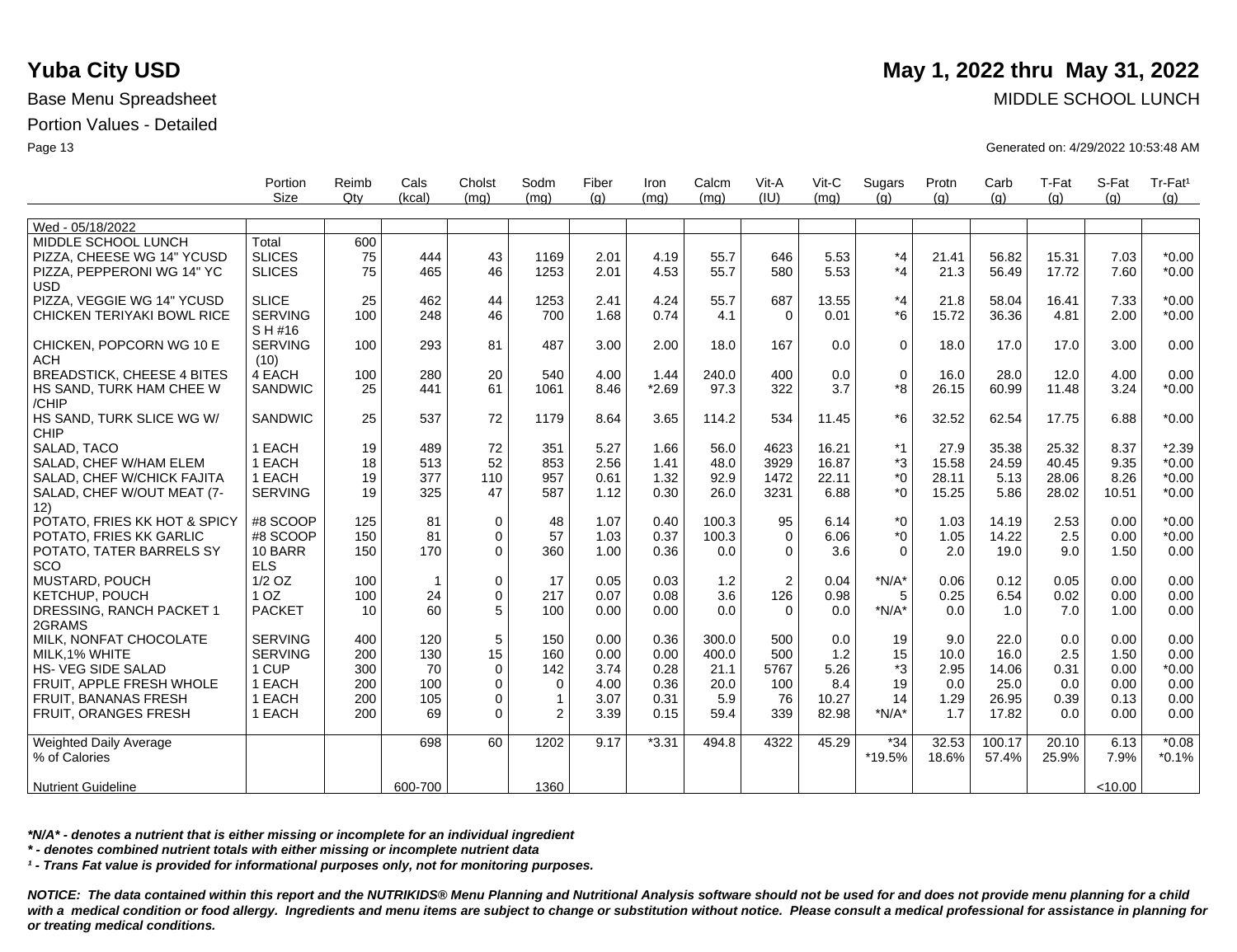# Yuba City USD

**May 1, 2022 thru May 31, 2022**

Base Menu Spreadsheet

MIDDLE SCHOOL LUNCH

Portion Values - Detailed

Generated on: 4/29/2022 10:53:48 AM

| | Portion Size | Reimb Qty | Cals (kcal) | Cholst (mg) | Sodm (mg) | Fiber (g) | Iron (mg) | Calcm (mg) | Vit-A (IU) | Vit-C (mg) | Sugars (g) | Protn (g) | Carb (g) | T-Fat (g) | S-Fat (g) | Tr-Fat[1] (g) |
|---|---|---|---|---|---|---|---|---|---|---|---|---|---|---|---|---|
| Wed - 05/18/2022 | | | | | | | | | | | | | | | | |
| MIDDLE SCHOOL LUNCH | Total | 600 | | | | | | | | | | | | | | |
| PIZZA, CHEESE WG 14" YCUSD | SLICES | 75 | 444 | 43 | 1169 | 2.01 | 4.19 | 55.7 | 646 | 5.53 | *4 | 21.41 | 56.82 | 15.31 | 7.03 | *0.00 |
| PIZZA, PEPPERONI WG 14" YC USD | SLICES | 75 | 465 | 46 | 1253 | 2.01 | 4.53 | 55.7 | 580 | 5.53 | *4 | 21.3 | 56.49 | 17.72 | 7.60 | *0.00 |
| PIZZA, VEGGIE WG 14" YCUSD | SLICE | 25 | 462 | 44 | 1253 | 2.41 | 4.24 | 55.7 | 687 | 13.55 | *4 | 21.8 | 58.04 | 16.41 | 7.33 | *0.00 |
| CHICKEN TERIYAKI BOWL RICE | SERVING S H #16 | 100 | 248 | 46 | 700 | 1.68 | 0.74 | 4.1 | 0 | 0.01 | *6 | 15.72 | 36.36 | 4.81 | 2.00 | *0.00 |
| CHICKEN, POPCORN WG 10 E ACH | SERVING (10) | 100 | 293 | 81 | 487 | 3.00 | 2.00 | 18.0 | 167 | 0.0 | 0 | 18.0 | 17.0 | 17.0 | 3.00 | 0.00 |
| BREADSTICK, CHEESE 4 BITES | 4 EACH | 100 | 280 | 20 | 540 | 4.00 | 1.44 | 240.0 | 400 | 0.0 | 0 | 16.0 | 28.0 | 12.0 | 4.00 | 0.00 |
| HS SAND, TURK HAM CHEE W /CHIP | SANDWIC | 25 | 441 | 61 | 1061 | 8.46 | *2.69 | 97.3 | 322 | 3.7 | *8 | 26.15 | 60.99 | 11.48 | 3.24 | *0.00 |
| HS SAND, TURK SLICE WG W/ CHIP | SANDWIC | 25 | 537 | 72 | 1179 | 8.64 | 3.65 | 114.2 | 534 | 11.45 | *6 | 32.52 | 62.54 | 17.75 | 6.88 | *0.00 |
| SALAD, TACO | 1 EACH | 19 | 489 | 72 | 351 | 5.27 | 1.66 | 56.0 | 4623 | 16.21 | *1 | 27.9 | 35.38 | 25.32 | 8.37 | *2.39 |
| SALAD, CHEF W/HAM ELEM | 1 EACH | 18 | 513 | 52 | 853 | 2.56 | 1.41 | 48.0 | 3929 | 16.87 | *3 | 15.58 | 24.59 | 40.45 | 9.35 | *0.00 |
| SALAD, CHEF W/CHICK FAJITA | 1 EACH | 19 | 377 | 110 | 957 | 0.61 | 1.32 | 92.9 | 1472 | 22.11 | *0 | 28.11 | 5.13 | 28.06 | 8.26 | *0.00 |
| SALAD, CHEF W/OUT MEAT (7-12) | SERVING | 19 | 325 | 47 | 587 | 1.12 | 0.30 | 26.0 | 3231 | 6.88 | *0 | 15.25 | 5.86 | 28.02 | 10.51 | *0.00 |
| POTATO, FRIES KK HOT & SPICY | #8 SCOOP | 125 | 81 | 0 | 48 | 1.07 | 0.40 | 100.3 | 95 | 6.14 | *0 | 1.03 | 14.19 | 2.53 | 0.00 | *0.00 |
| POTATO, FRIES KK GARLIC | #8 SCOOP | 150 | 81 | 0 | 57 | 1.03 | 0.37 | 100.3 | 0 | 6.06 | *0 | 1.05 | 14.22 | 2.5 | 0.00 | *0.00 |
| POTATO, TATER BARRELS SY SCO | 10 BARR ELS | 150 | 170 | 0 | 360 | 1.00 | 0.36 | 0.0 | 0 | 3.6 | 0 | 2.0 | 19.0 | 9.0 | 1.50 | 0.00 |
| MUSTARD, POUCH | 1/2 OZ | 100 | 1 | 0 | 17 | 0.05 | 0.03 | 1.2 | 2 | 0.04 | *N/A* | 0.06 | 0.12 | 0.05 | 0.00 | 0.00 |
| KETCHUP, POUCH | 1 OZ | 100 | 24 | 0 | 217 | 0.07 | 0.08 | 3.6 | 126 | 0.98 | 5 | 0.25 | 6.54 | 0.02 | 0.00 | 0.00 |
| DRESSING, RANCH PACKET 1 2GRAMS | PACKET | 10 | 60 | 5 | 100 | 0.00 | 0.00 | 0.0 | 0 | 0.0 | *N/A* | 0.0 | 1.0 | 7.0 | 1.00 | 0.00 |
| MILK, NONFAT CHOCOLATE | SERVING | 400 | 120 | 5 | 150 | 0.00 | 0.36 | 300.0 | 500 | 0.0 | 19 | 9.0 | 22.0 | 0.0 | 0.00 | 0.00 |
| MILK,1% WHITE | SERVING | 200 | 130 | 15 | 160 | 0.00 | 0.00 | 400.0 | 500 | 1.2 | 15 | 10.0 | 16.0 | 2.5 | 1.50 | 0.00 |
| HS- VEG SIDE SALAD | 1 CUP | 300 | 70 | 0 | 142 | 3.74 | 0.28 | 21.1 | 5767 | 5.26 | *3 | 2.95 | 14.06 | 0.31 | 0.00 | *0.00 |
| FRUIT, APPLE FRESH WHOLE | 1 EACH | 200 | 100 | 0 | 0 | 4.00 | 0.36 | 20.0 | 100 | 8.4 | 19 | 0.0 | 25.0 | 0.0 | 0.00 | 0.00 |
| FRUIT, BANANAS FRESH | 1 EACH | 200 | 105 | 0 | 1 | 3.07 | 0.31 | 5.9 | 76 | 10.27 | 14 | 1.29 | 26.95 | 0.39 | 0.13 | 0.00 |
| FRUIT, ORANGES FRESH | 1 EACH | 200 | 69 | 0 | 2 | 3.39 | 0.15 | 59.4 | 339 | 82.98 | *N/A* | 1.7 | 17.82 | 0.0 | 0.00 | 0.00 |
| Weighted Daily Average | | | 698 | 60 | 1202 | 9.17 | *3.31 | 494.8 | 4322 | 45.29 | *34 | 32.53 | 100.17 | 20.10 | 6.13 | *0.08 |
| % of Calories | | | | | | | | | | | *19.5% | 18.6% | 57.4% | 25.9% | 7.9% | *0.1% |
| Nutrient Guideline | | | 600-700 | | 1360 | | | | | | | | | | <10.00 | |

*\*N/A\* - denotes a nutrient that is either missing or incomplete for an individual ingredient*

*\* - denotes combined nutrient totals with either missing or incomplete nutrient data*

*[1] - Trans Fat value is provided for informational purposes only, not for monitoring purposes.*

***NOTICE: The data contained within this report and the NUTRIKIDS® Menu Planning and Nutritional Analysis software should not be used for and does not provide menu planning for a child with a medical condition or food allergy. Ingredients and menu items are subject to change or substitution without notice. Please consult a medical professional for assistance in planning for or treating medical conditions.***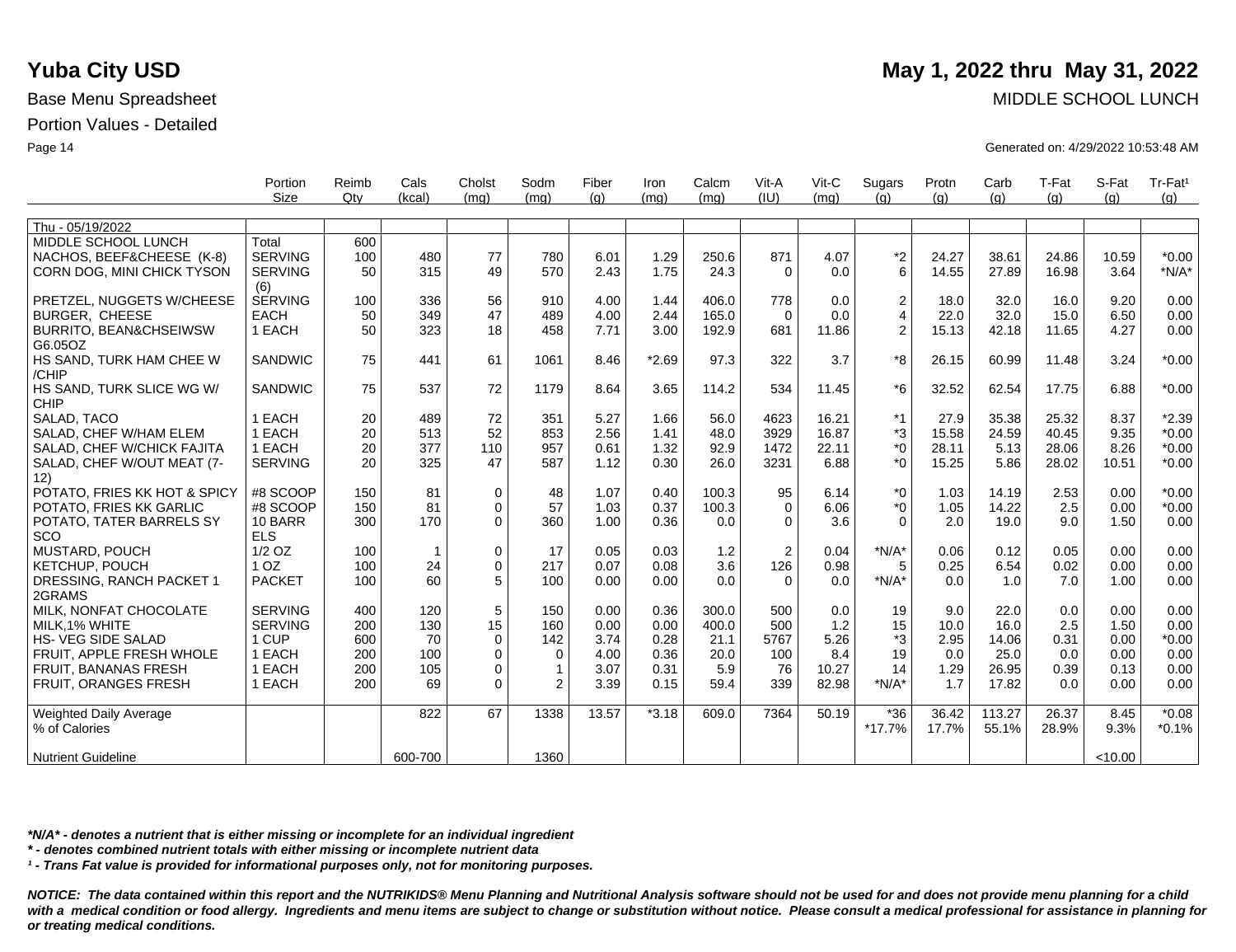# Yuba City USD

**May 1, 2022 thru May 31, 2022**

Base Menu Spreadsheet

MIDDLE SCHOOL LUNCH

Portion Values - Detailed

Generated on: 4/29/2022 10:53:48 AM

| | Portion Size | Reimb Qty | Cals (kcal) | Cholst (mg) | Sodm (mg) | Fiber (g) | Iron (mg) | Calcm (mg) | Vit-A (IU) | Vit-C (mg) | Sugars (g) | Protn (g) | Carb (g) | T-Fat (g) | S-Fat (g) | Tr-Fat[1] (g) |
|---|---|---|---|---|---|---|---|---|---|---|---|---|---|---|---|---|
| Thu - 05/19/2022 | | | | | | | | | | | | | | | | |
| MIDDLE SCHOOL LUNCH | Total | 600 | | | | | | | | | | | | | | |
| NACHOS, BEEF&CHEESE (K-8) | SERVING | 100 | 480 | 77 | 780 | 6.01 | 1.29 | 250.6 | 871 | 4.07 | *2 | 24.27 | 38.61 | 24.86 | 10.59 | *0.00 |
| CORN DOG, MINI CHICK TYSON | SERVING (6) | 50 | 315 | 49 | 570 | 2.43 | 1.75 | 24.3 | 0 | 0.0 | 6 | 14.55 | 27.89 | 16.98 | 3.64 | *N/A* |
| PRETZEL, NUGGETS W/CHEESE | SERVING | 100 | 336 | 56 | 910 | 4.00 | 1.44 | 406.0 | 778 | 0.0 | 2 | 18.0 | 32.0 | 16.0 | 9.20 | 0.00 |
| BURGER, CHEESE | EACH | 50 | 349 | 47 | 489 | 4.00 | 2.44 | 165.0 | 0 | 0.0 | 4 | 22.0 | 32.0 | 15.0 | 6.50 | 0.00 |
| BURRITO, BEAN&CHSEIWSW G6.05OZ | 1 EACH | 50 | 323 | 18 | 458 | 7.71 | 3.00 | 192.9 | 681 | 11.86 | 2 | 15.13 | 42.18 | 11.65 | 4.27 | 0.00 |
| HS SAND, TURK HAM CHEE W /CHIP | SANDWIC | 75 | 441 | 61 | 1061 | 8.46 | *2.69 | 97.3 | 322 | 3.7 | *8 | 26.15 | 60.99 | 11.48 | 3.24 | *0.00 |
| HS SAND, TURK SLICE WG W/ CHIP | SANDWIC | 75 | 537 | 72 | 1179 | 8.64 | 3.65 | 114.2 | 534 | 11.45 | *6 | 32.52 | 62.54 | 17.75 | 6.88 | *0.00 |
| SALAD, TACO | 1 EACH | 20 | 489 | 72 | 351 | 5.27 | 1.66 | 56.0 | 4623 | 16.21 | *1 | 27.9 | 35.38 | 25.32 | 8.37 | *2.39 |
| SALAD, CHEF W/HAM ELEM | 1 EACH | 20 | 513 | 52 | 853 | 2.56 | 1.41 | 48.0 | 3929 | 16.87 | *3 | 15.58 | 24.59 | 40.45 | 9.35 | *0.00 |
| SALAD, CHEF W/CHICK FAJITA | 1 EACH | 20 | 377 | 110 | 957 | 0.61 | 1.32 | 92.9 | 1472 | 22.11 | *0 | 28.11 | 5.13 | 28.06 | 8.26 | *0.00 |
| SALAD, CHEF W/OUT MEAT (7-12) | SERVING | 20 | 325 | 47 | 587 | 1.12 | 0.30 | 26.0 | 3231 | 6.88 | *0 | 15.25 | 5.86 | 28.02 | 10.51 | *0.00 |
| POTATO, FRIES KK HOT & SPICY | #8 SCOOP | 150 | 81 | 0 | 48 | 1.07 | 0.40 | 100.3 | 95 | 6.14 | *0 | 1.03 | 14.19 | 2.53 | 0.00 | *0.00 |
| POTATO, FRIES KK GARLIC | #8 SCOOP | 150 | 81 | 0 | 57 | 1.03 | 0.37 | 100.3 | 0 | 6.06 | *0 | 1.05 | 14.22 | 2.5 | 0.00 | *0.00 |
| POTATO, TATER BARRELS SY SCO | 10 BARRELS | 300 | 170 | 0 | 360 | 1.00 | 0.36 | 0.0 | 0 | 3.6 | 0 | 2.0 | 19.0 | 9.0 | 1.50 | 0.00 |
| MUSTARD, POUCH | 1/2 OZ | 100 | 1 | 0 | 17 | 0.05 | 0.03 | 1.2 | 2 | 0.04 | *N/A* | 0.06 | 0.12 | 0.05 | 0.00 | 0.00 |
| KETCHUP, POUCH | 1 OZ | 100 | 24 | 0 | 217 | 0.07 | 0.08 | 3.6 | 126 | 0.98 | 5 | 0.25 | 6.54 | 0.02 | 0.00 | 0.00 |
| DRESSING, RANCH PACKET 1 2GRAMS | PACKET | 100 | 60 | 5 | 100 | 0.00 | 0.00 | 0.0 | 0 | 0.0 | *N/A* | 0.0 | 1.0 | 7.0 | 1.00 | 0.00 |
| MILK, NONFAT CHOCOLATE | SERVING | 400 | 120 | 5 | 150 | 0.00 | 0.36 | 300.0 | 500 | 0.0 | 19 | 9.0 | 22.0 | 0.0 | 0.00 | 0.00 |
| MILK,1% WHITE | SERVING | 200 | 130 | 15 | 160 | 0.00 | 0.00 | 400.0 | 500 | 1.2 | 15 | 10.0 | 16.0 | 2.5 | 1.50 | 0.00 |
| HS- VEG SIDE SALAD | 1 CUP | 600 | 70 | 0 | 142 | 3.74 | 0.28 | 21.1 | 5767 | 5.26 | *3 | 2.95 | 14.06 | 0.31 | 0.00 | *0.00 |
| FRUIT, APPLE FRESH WHOLE | 1 EACH | 200 | 100 | 0 | 0 | 4.00 | 0.36 | 20.0 | 100 | 8.4 | 19 | 0.0 | 25.0 | 0.0 | 0.00 | 0.00 |
| FRUIT, BANANAS FRESH | 1 EACH | 200 | 105 | 0 | 1 | 3.07 | 0.31 | 5.9 | 76 | 10.27 | 14 | 1.29 | 26.95 | 0.39 | 0.13 | 0.00 |
| FRUIT, ORANGES FRESH | 1 EACH | 200 | 69 | 0 | 2 | 3.39 | 0.15 | 59.4 | 339 | 82.98 | *N/A* | 1.7 | 17.82 | 0.0 | 0.00 | 0.00 |
| Weighted Daily Average | | | 822 | 67 | 1338 | 13.57 | *3.18 | 609.0 | 7364 | 50.19 | *36 | 36.42 | 113.27 | 26.37 | 8.45 | *0.08 |
| % of Calories | | | | | | | | | | | *17.7% | 17.7% | 55.1% | 28.9% | 9.3% | *0.1% |
| Nutrient Guideline | | | 600-700 | | 1360 | | | | | | | | | | <10.00 | |

*\*N/A\* - denotes a nutrient that is either missing or incomplete for an individual ingredient*

*\* - denotes combined nutrient totals with either missing or incomplete nutrient data*

*[1] - Trans Fat value is provided for informational purposes only, not for monitoring purposes.*

***NOTICE: The data contained within this report and the NUTRIKIDS® Menu Planning and Nutritional Analysis software should not be used for and does not provide menu planning for a child with a medical condition or food allergy. Ingredients and menu items are subject to change or substitution without notice. Please consult a medical professional for assistance in planning for or treating medical conditions.***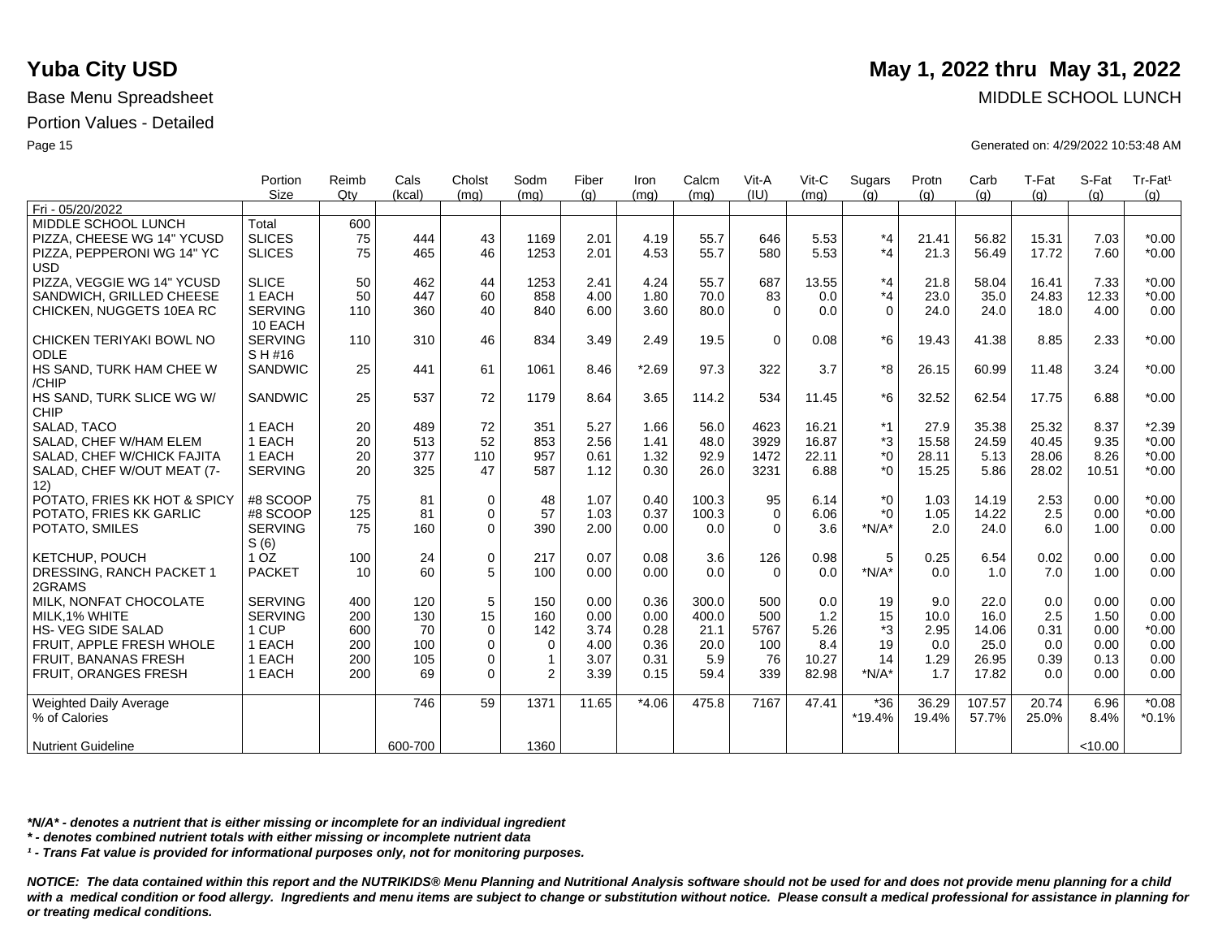# Yuba City USD

**May 1, 2022 thru May 31, 2022**

Base Menu Spreadsheet

MIDDLE SCHOOL LUNCH

Portion Values - Detailed

Generated on: 4/29/2022 10:53:48 AM

| | Portion Size | Reimb Qty | Cals (kcal) | Cholst (mg) | Sodm (mg) | Fiber (g) | Iron (mg) | Calcm (mg) | Vit-A (IU) | Vit-C (mg) | Sugars (g) | Protn (g) | Carb (g) | T-Fat (g) | S-Fat (g) | Tr-Fat¹ (g) |
|---|---|---|---|---|---|---|---|---|---|---|---|---|---|---|---|---|
| Fri - 05/20/2022 | | | | | | | | | | | | | | | | |
| MIDDLE SCHOOL LUNCH | Total | 600 | | | | | | | | | | | | | | |
| PIZZA, CHEESE WG 14" YCUSD | SLICES | 75 | 444 | 43 | 1169 | 2.01 | 4.19 | 55.7 | 646 | 5.53 | *4 | 21.41 | 56.82 | 15.31 | 7.03 | *0.00 |
| PIZZA, PEPPERONI WG 14" YC USD | SLICES | 75 | 465 | 46 | 1253 | 2.01 | 4.53 | 55.7 | 580 | 5.53 | *4 | 21.3 | 56.49 | 17.72 | 7.60 | *0.00 |
| PIZZA, VEGGIE WG 14" YCUSD | SLICE | 50 | 462 | 44 | 1253 | 2.41 | 4.24 | 55.7 | 687 | 13.55 | *4 | 21.8 | 58.04 | 16.41 | 7.33 | *0.00 |
| SANDWICH, GRILLED CHEESE | 1 EACH | 50 | 447 | 60 | 858 | 4.00 | 1.80 | 70.0 | 83 | 0.0 | *4 | 23.0 | 35.0 | 24.83 | 12.33 | *0.00 |
| CHICKEN, NUGGETS 10EA RC | SERVING 10 EACH | 110 | 360 | 40 | 840 | 6.00 | 3.60 | 80.0 | 0 | 0.0 | 0 | 24.0 | 24.0 | 18.0 | 4.00 | 0.00 |
| CHICKEN TERIYAKI BOWL NO ODLE | SERVING S H #16 | 110 | 310 | 46 | 834 | 3.49 | 2.49 | 19.5 | 0 | 0.08 | *6 | 19.43 | 41.38 | 8.85 | 2.33 | *0.00 |
| HS SAND, TURK HAM CHEE W /CHIP | SANDWIC | 25 | 441 | 61 | 1061 | 8.46 | *2.69 | 97.3 | 322 | 3.7 | *8 | 26.15 | 60.99 | 11.48 | 3.24 | *0.00 |
| HS SAND, TURK SLICE WG W/ CHIP | SANDWIC | 25 | 537 | 72 | 1179 | 8.64 | 3.65 | 114.2 | 534 | 11.45 | *6 | 32.52 | 62.54 | 17.75 | 6.88 | *0.00 |
| SALAD, TACO | 1 EACH | 20 | 489 | 72 | 351 | 5.27 | 1.66 | 56.0 | 4623 | 16.21 | *1 | 27.9 | 35.38 | 25.32 | 8.37 | *2.39 |
| SALAD, CHEF W/HAM ELEM | 1 EACH | 20 | 513 | 52 | 853 | 2.56 | 1.41 | 48.0 | 3929 | 16.87 | *3 | 15.58 | 24.59 | 40.45 | 9.35 | *0.00 |
| SALAD, CHEF W/CHICK FAJITA | 1 EACH | 20 | 377 | 110 | 957 | 0.61 | 1.32 | 92.9 | 1472 | 22.11 | *0 | 28.11 | 5.13 | 28.06 | 8.26 | *0.00 |
| SALAD, CHEF W/OUT MEAT (7-12) | SERVING | 20 | 325 | 47 | 587 | 1.12 | 0.30 | 26.0 | 3231 | 6.88 | *0 | 15.25 | 5.86 | 28.02 | 10.51 | *0.00 |
| POTATO, FRIES KK HOT & SPICY | #8 SCOOP | 75 | 81 | 0 | 48 | 1.07 | 0.40 | 100.3 | 95 | 6.14 | *0 | 1.03 | 14.19 | 2.53 | 0.00 | *0.00 |
| POTATO, FRIES KK GARLIC | #8 SCOOP | 125 | 81 | 0 | 57 | 1.03 | 0.37 | 100.3 | 0 | 6.06 | *0 | 1.05 | 14.22 | 2.5 | 0.00 | *0.00 |
| POTATO, SMILES | SERVING S (6) | 75 | 160 | 0 | 390 | 2.00 | 0.00 | 0.0 | 0 | 3.6 | *N/A* | 2.0 | 24.0 | 6.0 | 1.00 | 0.00 |
| KETCHUP, POUCH | 1 OZ | 100 | 24 | 0 | 217 | 0.07 | 0.08 | 3.6 | 126 | 0.98 | 5 | 0.25 | 6.54 | 0.02 | 0.00 | 0.00 |
| DRESSING, RANCH PACKET 1 2GRAMS | PACKET | 10 | 60 | 5 | 100 | 0.00 | 0.00 | 0.0 | 0 | 0.0 | *N/A* | 0.0 | 1.0 | 7.0 | 1.00 | 0.00 |
| MILK, NONFAT CHOCOLATE | SERVING | 400 | 120 | 5 | 150 | 0.00 | 0.36 | 300.0 | 500 | 0.0 | 19 | 9.0 | 22.0 | 0.0 | 0.00 | 0.00 |
| MILK,1% WHITE | SERVING | 200 | 130 | 15 | 160 | 0.00 | 0.00 | 400.0 | 500 | 1.2 | 15 | 10.0 | 16.0 | 2.5 | 1.50 | 0.00 |
| HS- VEG SIDE SALAD | 1 CUP | 600 | 70 | 0 | 142 | 3.74 | 0.28 | 21.1 | 5767 | 5.26 | *3 | 2.95 | 14.06 | 0.31 | 0.00 | *0.00 |
| FRUIT, APPLE FRESH WHOLE | 1 EACH | 200 | 100 | 0 | 0 | 4.00 | 0.36 | 20.0 | 100 | 8.4 | 19 | 0.0 | 25.0 | 0.0 | 0.00 | 0.00 |
| FRUIT, BANANAS FRESH | 1 EACH | 200 | 105 | 0 | 1 | 3.07 | 0.31 | 5.9 | 76 | 10.27 | 14 | 1.29 | 26.95 | 0.39 | 0.13 | 0.00 |
| FRUIT, ORANGES FRESH | 1 EACH | 200 | 69 | 0 | 2 | 3.39 | 0.15 | 59.4 | 339 | 82.98 | *N/A* | 1.7 | 17.82 | 0.0 | 0.00 | 0.00 |
| Weighted Daily Average | | | 746 | 59 | 1371 | 11.65 | *4.06 | 475.8 | 7167 | 47.41 | *36 | 36.29 | 107.57 | 20.74 | 6.96 | *0.08 |
| % of Calories | | | | | | | | | | | *19.4% | 19.4% | 57.7% | 25.0% | 8.4% | *0.1% |
| Nutrient Guideline | | | 600-700 | | 1360 | | | | | | | | | | <10.00 | |

*\*N/A\* - denotes a nutrient that is either missing or incomplete for an individual ingredient*

*\* - denotes combined nutrient totals with either missing or incomplete nutrient data*

*¹ - Trans Fat value is provided for informational purposes only, not for monitoring purposes.*

***NOTICE: The data contained within this report and the NUTRIKIDS® Menu Planning and Nutritional Analysis software should not be used for and does not provide menu planning for a child with a medical condition or food allergy. Ingredients and menu items are subject to change or substitution without notice. Please consult a medical professional for assistance in planning for or treating medical conditions.***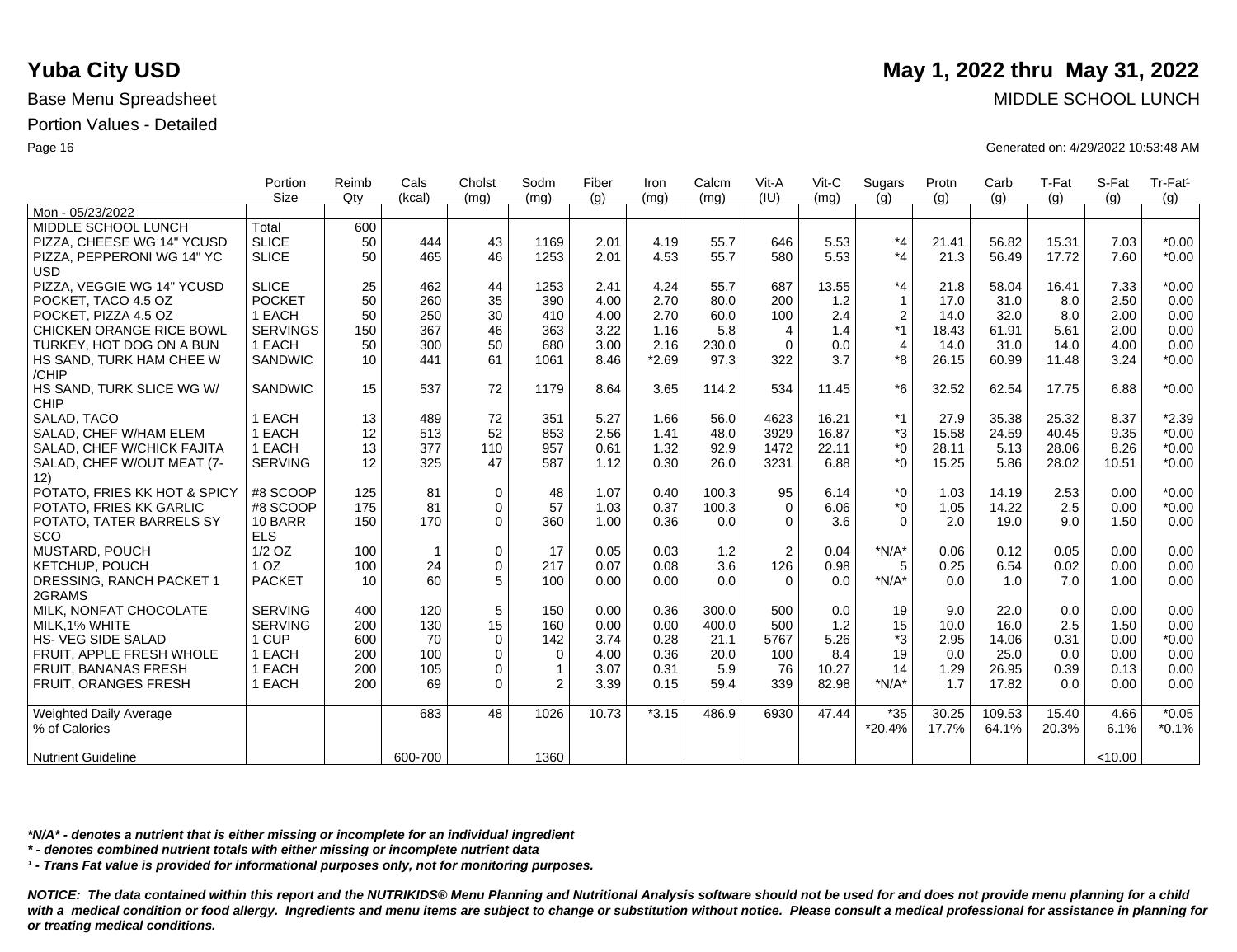# Yuba City USD

**May 1, 2022 thru May 31, 2022**

Base Menu Spreadsheet

MIDDLE SCHOOL LUNCH

Portion Values - Detailed

Generated on: 4/29/2022 10:53:48 AM

| | Portion Size | Reimb Qty | Cals (kcal) | Cholst (mg) | Sodm (mg) | Fiber (g) | Iron (mg) | Calcm (mg) | Vit-A (IU) | Vit-C (mg) | Sugars (g) | Protn (g) | Carb (g) | T-Fat (g) | S-Fat (g) | Tr-Fat¹ (g) |
|---|---|---|---|---|---|---|---|---|---|---|---|---|---|---|---|---|
| Mon - 05/23/2022 | | | | | | | | | | | | | | | | |
| MIDDLE SCHOOL LUNCH | Total | 600 | | | | | | | | | | | | | | |
| PIZZA, CHEESE WG 14" YCUSD | SLICE | 50 | 444 | 43 | 1169 | 2.01 | 4.19 | 55.7 | 646 | 5.53 | *4 | 21.41 | 56.82 | 15.31 | 7.03 | *0.00 |
| PIZZA, PEPPERONI WG 14" YC USD | SLICE | 50 | 465 | 46 | 1253 | 2.01 | 4.53 | 55.7 | 580 | 5.53 | *4 | 21.3 | 56.49 | 17.72 | 7.60 | *0.00 |
| PIZZA, VEGGIE WG 14" YCUSD | SLICE | 25 | 462 | 44 | 1253 | 2.41 | 4.24 | 55.7 | 687 | 13.55 | *4 | 21.8 | 58.04 | 16.41 | 7.33 | *0.00 |
| POCKET, TACO 4.5 OZ | POCKET | 50 | 260 | 35 | 390 | 4.00 | 2.70 | 80.0 | 200 | 1.2 | 1 | 17.0 | 31.0 | 8.0 | 2.50 | 0.00 |
| POCKET, PIZZA 4.5 OZ | 1 EACH | 50 | 250 | 30 | 410 | 4.00 | 2.70 | 60.0 | 100 | 2.4 | 2 | 14.0 | 32.0 | 8.0 | 2.00 | 0.00 |
| CHICKEN ORANGE RICE BOWL | SERVINGS | 150 | 367 | 46 | 363 | 3.22 | 1.16 | 5.8 | 4 | 1.4 | *1 | 18.43 | 61.91 | 5.61 | 2.00 | 0.00 |
| TURKEY, HOT DOG ON A BUN | 1 EACH | 50 | 300 | 50 | 680 | 3.00 | 2.16 | 230.0 | 0 | 0.0 | 4 | 14.0 | 31.0 | 14.0 | 4.00 | 0.00 |
| HS SAND, TURK HAM CHEE W /CHIP | SANDWIC | 10 | 441 | 61 | 1061 | 8.46 | *2.69 | 97.3 | 322 | 3.7 | *8 | 26.15 | 60.99 | 11.48 | 3.24 | *0.00 |
| HS SAND, TURK SLICE WG W/ CHIP | SANDWIC | 15 | 537 | 72 | 1179 | 8.64 | 3.65 | 114.2 | 534 | 11.45 | *6 | 32.52 | 62.54 | 17.75 | 6.88 | *0.00 |
| SALAD, TACO | 1 EACH | 13 | 489 | 72 | 351 | 5.27 | 1.66 | 56.0 | 4623 | 16.21 | *1 | 27.9 | 35.38 | 25.32 | 8.37 | *2.39 |
| SALAD, CHEF W/HAM ELEM | 1 EACH | 12 | 513 | 52 | 853 | 2.56 | 1.41 | 48.0 | 3929 | 16.87 | *3 | 15.58 | 24.59 | 40.45 | 9.35 | *0.00 |
| SALAD, CHEF W/CHICK FAJITA | 1 EACH | 13 | 377 | 110 | 957 | 0.61 | 1.32 | 92.9 | 1472 | 22.11 | *0 | 28.11 | 5.13 | 28.06 | 8.26 | *0.00 |
| SALAD, CHEF W/OUT MEAT (7-12) | SERVING | 12 | 325 | 47 | 587 | 1.12 | 0.30 | 26.0 | 3231 | 6.88 | *0 | 15.25 | 5.86 | 28.02 | 10.51 | *0.00 |
| POTATO, FRIES KK HOT & SPICY | #8 SCOOP | 125 | 81 | 0 | 48 | 1.07 | 0.40 | 100.3 | 95 | 6.14 | *0 | 1.03 | 14.19 | 2.53 | 0.00 | *0.00 |
| POTATO, FRIES KK GARLIC | #8 SCOOP | 175 | 81 | 0 | 57 | 1.03 | 0.37 | 100.3 | 0 | 6.06 | *0 | 1.05 | 14.22 | 2.5 | 0.00 | *0.00 |
| POTATO, TATER BARRELS SY SCO | 10 BARR ELS | 150 | 170 | 0 | 360 | 1.00 | 0.36 | 0.0 | 0 | 3.6 | 0 | 2.0 | 19.0 | 9.0 | 1.50 | 0.00 |
| MUSTARD, POUCH | 1/2 OZ | 100 | 1 | 0 | 17 | 0.05 | 0.03 | 1.2 | 2 | 0.04 | *N/A* | 0.06 | 0.12 | 0.05 | 0.00 | 0.00 |
| KETCHUP, POUCH | 1 OZ | 100 | 24 | 0 | 217 | 0.07 | 0.08 | 3.6 | 126 | 0.98 | 5 | 0.25 | 6.54 | 0.02 | 0.00 | 0.00 |
| DRESSING, RANCH PACKET 1 2GRAMS | PACKET | 10 | 60 | 5 | 100 | 0.00 | 0.00 | 0.0 | 0 | 0.0 | *N/A* | 0.0 | 1.0 | 7.0 | 1.00 | 0.00 |
| MILK, NONFAT CHOCOLATE | SERVING | 400 | 120 | 5 | 150 | 0.00 | 0.36 | 300.0 | 500 | 0.0 | 19 | 9.0 | 22.0 | 0.0 | 0.00 | 0.00 |
| MILK,1% WHITE | SERVING | 200 | 130 | 15 | 160 | 0.00 | 0.00 | 400.0 | 500 | 1.2 | 15 | 10.0 | 16.0 | 2.5 | 1.50 | 0.00 |
| HS- VEG SIDE SALAD | 1 CUP | 600 | 70 | 0 | 142 | 3.74 | 0.28 | 21.1 | 5767 | 5.26 | *3 | 2.95 | 14.06 | 0.31 | 0.00 | *0.00 |
| FRUIT, APPLE FRESH WHOLE | 1 EACH | 200 | 100 | 0 | 0 | 4.00 | 0.36 | 20.0 | 100 | 8.4 | 19 | 0.0 | 25.0 | 0.0 | 0.00 | 0.00 |
| FRUIT, BANANAS FRESH | 1 EACH | 200 | 105 | 0 | 1 | 3.07 | 0.31 | 5.9 | 76 | 10.27 | 14 | 1.29 | 26.95 | 0.39 | 0.13 | 0.00 |
| FRUIT, ORANGES FRESH | 1 EACH | 200 | 69 | 0 | 2 | 3.39 | 0.15 | 59.4 | 339 | 82.98 | *N/A* | 1.7 | 17.82 | 0.0 | 0.00 | 0.00 |
| Weighted Daily Average | | | 683 | 48 | 1026 | 10.73 | *3.15 | 486.9 | 6930 | 47.44 | *35 | 30.25 | 109.53 | 15.40 | 4.66 | *0.05 |
| % of Calories | | | | | | | | | | | *20.4% | 17.7% | 64.1% | 20.3% | 6.1% | *0.1% |
| Nutrient Guideline | | | 600-700 | | 1360 | | | | | | | | | | <10.00 | |

*\*N/A\* - denotes a nutrient that is either missing or incomplete for an individual ingredient*

*\* - denotes combined nutrient totals with either missing or incomplete nutrient data*

*¹ - Trans Fat value is provided for informational purposes only, not for monitoring purposes.*

***NOTICE: The data contained within this report and the NUTRIKIDS® Menu Planning and Nutritional Analysis software should not be used for and does not provide menu planning for a child with a medical condition or food allergy. Ingredients and menu items are subject to change or substitution without notice. Please consult a medical professional for assistance in planning for or treating medical conditions.***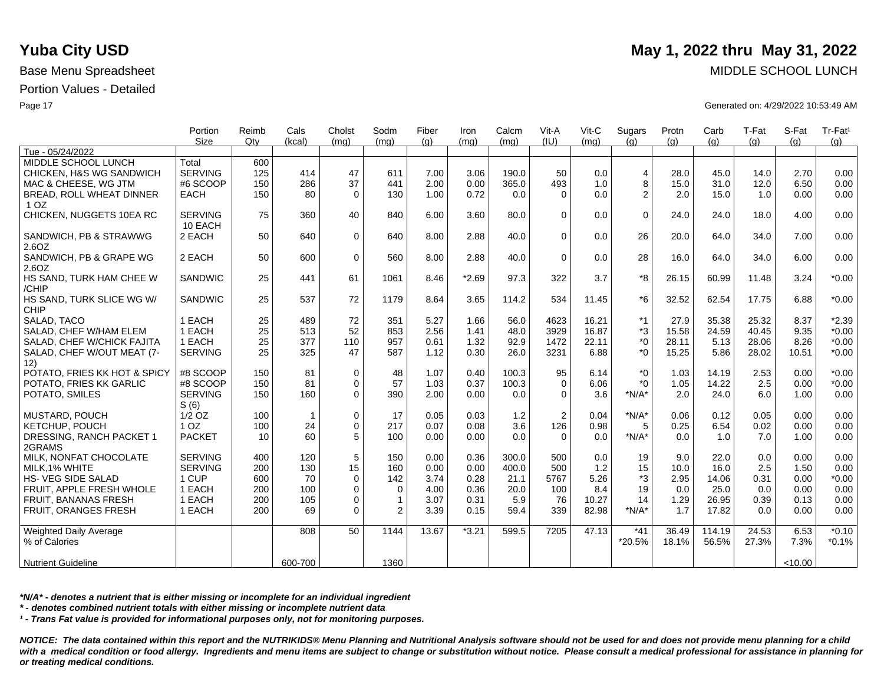# Yuba City USD

**May 1, 2022 thru May 31, 2022**

Base Menu Spreadsheet

MIDDLE SCHOOL LUNCH

Portion Values - Detailed

Generated on: 4/29/2022 10:53:49 AM

| | Portion Size | Reimb Qty | Cals (kcal) | Cholst (mg) | Sodm (mg) | Fiber (g) | Iron (mg) | Calcm (mg) | Vit-A (IU) | Vit-C (mg) | Sugars (g) | Protn (g) | Carb (g) | T-Fat (g) | S-Fat (g) | Tr-Fat[1] (g) |
|---|---|---|---|---|---|---|---|---|---|---|---|---|---|---|---|---|
| Tue - 05/24/2022 | | | | | | | | | | | | | | | | |
| MIDDLE SCHOOL LUNCH | Total | 600 | | | | | | | | | | | | | | |
| CHICKEN, H&S WG SANDWICH | SERVING | 125 | 414 | 47 | 611 | 7.00 | 3.06 | 190.0 | 50 | 0.0 | 4 | 28.0 | 45.0 | 14.0 | 2.70 | 0.00 |
| MAC & CHEESE, WG JTM | #6 SCOOP | 150 | 286 | 37 | 441 | 2.00 | 0.00 | 365.0 | 493 | 1.0 | 8 | 15.0 | 31.0 | 12.0 | 6.50 | 0.00 |
| BREAD, ROLL WHEAT DINNER 1 OZ | EACH | 150 | 80 | 0 | 130 | 1.00 | 0.72 | 0.0 | 0 | 0.0 | 2 | 2.0 | 15.0 | 1.0 | 0.00 | 0.00 |
| CHICKEN, NUGGETS 10EA RC | SERVING 10 EACH | 75 | 360 | 40 | 840 | 6.00 | 3.60 | 80.0 | 0 | 0.0 | 0 | 24.0 | 24.0 | 18.0 | 4.00 | 0.00 |
| SANDWICH, PB & STRAWWG 2.6OZ | 2 EACH | 50 | 640 | 0 | 640 | 8.00 | 2.88 | 40.0 | 0 | 0.0 | 26 | 20.0 | 64.0 | 34.0 | 7.00 | 0.00 |
| SANDWICH, PB & GRAPE WG 2.6OZ | 2 EACH | 50 | 600 | 0 | 560 | 8.00 | 2.88 | 40.0 | 0 | 0.0 | 28 | 16.0 | 64.0 | 34.0 | 6.00 | 0.00 |
| HS SAND, TURK HAM CHEE W /CHIP | SANDWIC | 25 | 441 | 61 | 1061 | 8.46 | *2.69 | 97.3 | 322 | 3.7 | *8 | 26.15 | 60.99 | 11.48 | 3.24 | *0.00 |
| HS SAND, TURK SLICE WG W/ CHIP | SANDWIC | 25 | 537 | 72 | 1179 | 8.64 | 3.65 | 114.2 | 534 | 11.45 | *6 | 32.52 | 62.54 | 17.75 | 6.88 | *0.00 |
| SALAD, TACO | 1 EACH | 25 | 489 | 72 | 351 | 5.27 | 1.66 | 56.0 | 4623 | 16.21 | *1 | 27.9 | 35.38 | 25.32 | 8.37 | *2.39 |
| SALAD, CHEF W/HAM ELEM | 1 EACH | 25 | 513 | 52 | 853 | 2.56 | 1.41 | 48.0 | 3929 | 16.87 | *3 | 15.58 | 24.59 | 40.45 | 9.35 | *0.00 |
| SALAD, CHEF W/CHICK FAJITA | 1 EACH | 25 | 377 | 110 | 957 | 0.61 | 1.32 | 92.9 | 1472 | 22.11 | *0 | 28.11 | 5.13 | 28.06 | 8.26 | *0.00 |
| SALAD, CHEF W/OUT MEAT (7-12) | SERVING | 25 | 325 | 47 | 587 | 1.12 | 0.30 | 26.0 | 3231 | 6.88 | *0 | 15.25 | 5.86 | 28.02 | 10.51 | *0.00 |
| POTATO, FRIES KK HOT & SPICY | #8 SCOOP | 150 | 81 | 0 | 48 | 1.07 | 0.40 | 100.3 | 95 | 6.14 | *0 | 1.03 | 14.19 | 2.53 | 0.00 | *0.00 |
| POTATO, FRIES KK GARLIC | #8 SCOOP | 150 | 81 | 0 | 57 | 1.03 | 0.37 | 100.3 | 0 | 6.06 | *0 | 1.05 | 14.22 | 2.5 | 0.00 | *0.00 |
| POTATO, SMILES | SERVING S (6) | 150 | 160 | 0 | 390 | 2.00 | 0.00 | 0.0 | 0 | 3.6 | *N/A* | 2.0 | 24.0 | 6.0 | 1.00 | 0.00 |
| MUSTARD, POUCH | 1/2 OZ | 100 | 1 | 0 | 17 | 0.05 | 0.03 | 1.2 | 2 | 0.04 | *N/A* | 0.06 | 0.12 | 0.05 | 0.00 | 0.00 |
| KETCHUP, POUCH | 1 OZ | 100 | 24 | 0 | 217 | 0.07 | 0.08 | 3.6 | 126 | 0.98 | 5 | 0.25 | 6.54 | 0.02 | 0.00 | 0.00 |
| DRESSING, RANCH PACKET 1 2GRAMS | PACKET | 10 | 60 | 5 | 100 | 0.00 | 0.00 | 0.0 | 0 | 0.0 | *N/A* | 0.0 | 1.0 | 7.0 | 1.00 | 0.00 |
| MILK, NONFAT CHOCOLATE | SERVING | 400 | 120 | 5 | 150 | 0.00 | 0.36 | 300.0 | 500 | 0.0 | 19 | 9.0 | 22.0 | 0.0 | 0.00 | 0.00 |
| MILK,1% WHITE | SERVING | 200 | 130 | 15 | 160 | 0.00 | 0.00 | 400.0 | 500 | 1.2 | 15 | 10.0 | 16.0 | 2.5 | 1.50 | 0.00 |
| HS- VEG SIDE SALAD | 1 CUP | 600 | 70 | 0 | 142 | 3.74 | 0.28 | 21.1 | 5767 | 5.26 | *3 | 2.95 | 14.06 | 0.31 | 0.00 | *0.00 |
| FRUIT, APPLE FRESH WHOLE | 1 EACH | 200 | 100 | 0 | 0 | 4.00 | 0.36 | 20.0 | 100 | 8.4 | 19 | 0.0 | 25.0 | 0.0 | 0.00 | 0.00 |
| FRUIT, BANANAS FRESH | 1 EACH | 200 | 105 | 0 | 1 | 3.07 | 0.31 | 5.9 | 76 | 10.27 | 14 | 1.29 | 26.95 | 0.39 | 0.13 | 0.00 |
| FRUIT, ORANGES FRESH | 1 EACH | 200 | 69 | 0 | 2 | 3.39 | 0.15 | 59.4 | 339 | 82.98 | *N/A* | 1.7 | 17.82 | 0.0 | 0.00 | 0.00 |
| Weighted Daily Average | | | 808 | 50 | 1144 | 13.67 | *3.21 | 599.5 | 7205 | 47.13 | *41 | 36.49 | 114.19 | 24.53 | 6.53 | *0.10 |
| % of Calories | | | | | | | | | | | *20.5% | 18.1% | 56.5% | 27.3% | 7.3% | *0.1% |
| Nutrient Guideline | | | 600-700 | | 1360 | | | | | | | | | | <10.00 | |

*\*N/A\* - denotes a nutrient that is either missing or incomplete for an individual ingredient*

*\* - denotes combined nutrient totals with either missing or incomplete nutrient data*

*[1] - Trans Fat value is provided for informational purposes only, not for monitoring purposes.*

***NOTICE: The data contained within this report and the NUTRIKIDS® Menu Planning and Nutritional Analysis software should not be used for and does not provide menu planning for a child with a medical condition or food allergy. Ingredients and menu items are subject to change or substitution without notice. Please consult a medical professional for assistance in planning for or treating medical conditions.***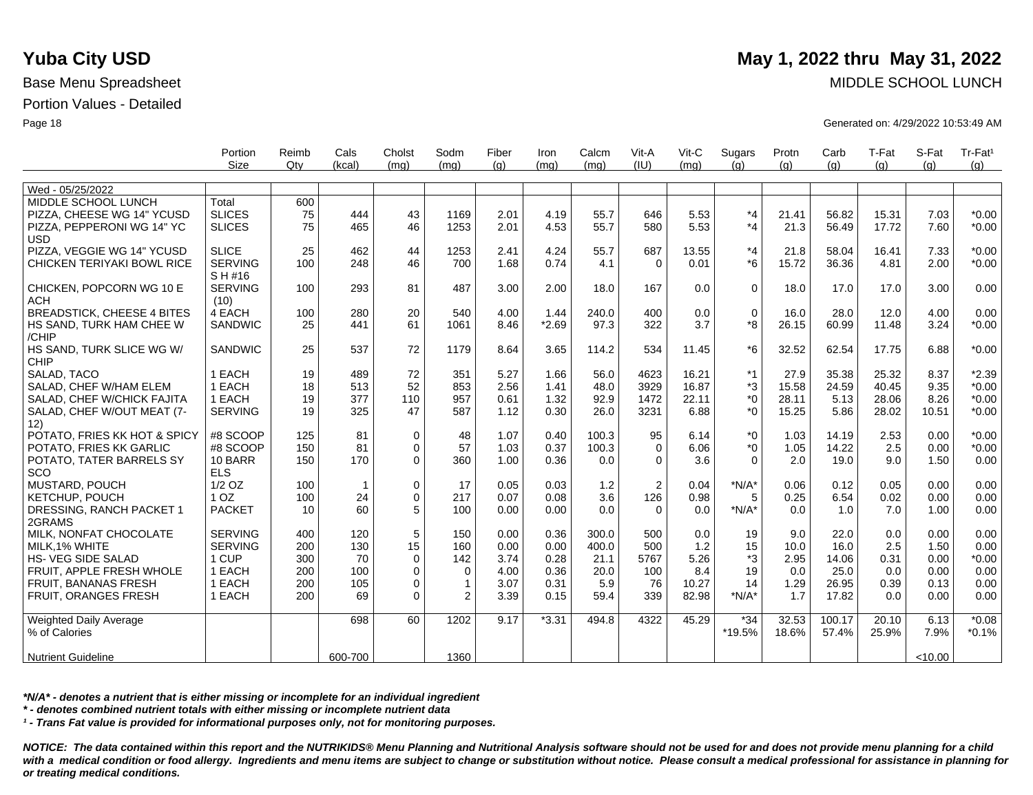# Yuba City USD

**May 1, 2022 thru May 31, 2022**

Base Menu Spreadsheet

MIDDLE SCHOOL LUNCH

Portion Values - Detailed

Generated on: 4/29/2022 10:53:49 AM

| | Portion Size | Reimb Qty | Cals (kcal) | Cholst (mg) | Sodm (mg) | Fiber (g) | Iron (mg) | Calcm (mg) | Vit-A (IU) | Vit-C (mg) | Sugars (g) | Protn (g) | Carb (g) | T-Fat (g) | S-Fat (g) | Tr-Fat¹ (g) |
|---|---|---|---|---|---|---|---|---|---|---|---|---|---|---|---|---|
| Wed - 05/25/2022 | | | | | | | | | | | | | | | | |
| MIDDLE SCHOOL LUNCH | Total | 600 | | | | | | | | | | | | | | |
| PIZZA, CHEESE WG 14" YCUSD | SLICES | 75 | 444 | 43 | 1169 | 2.01 | 4.19 | 55.7 | 646 | 5.53 | *4 | 21.41 | 56.82 | 15.31 | 7.03 | *0.00 |
| PIZZA, PEPPERONI WG 14" YC USD | SLICES | 75 | 465 | 46 | 1253 | 2.01 | 4.53 | 55.7 | 580 | 5.53 | *4 | 21.3 | 56.49 | 17.72 | 7.60 | *0.00 |
| PIZZA, VEGGIE WG 14" YCUSD | SLICE | 25 | 462 | 44 | 1253 | 2.41 | 4.24 | 55.7 | 687 | 13.55 | *4 | 21.8 | 58.04 | 16.41 | 7.33 | *0.00 |
| CHICKEN TERIYAKI BOWL RICE | SERVING S H #16 | 100 | 248 | 46 | 700 | 1.68 | 0.74 | 4.1 | 0 | 0.01 | *6 | 15.72 | 36.36 | 4.81 | 2.00 | *0.00 |
| CHICKEN, POPCORN WG 10 E ACH | SERVING (10) | 100 | 293 | 81 | 487 | 3.00 | 2.00 | 18.0 | 167 | 0.0 | 0 | 18.0 | 17.0 | 17.0 | 3.00 | 0.00 |
| BREADSTICK, CHEESE 4 BITES | 4 EACH | 100 | 280 | 20 | 540 | 4.00 | 1.44 | 240.0 | 400 | 0.0 | 0 | 16.0 | 28.0 | 12.0 | 4.00 | 0.00 |
| HS SAND, TURK HAM CHEE W /CHIP | SANDWIC | 25 | 441 | 61 | 1061 | 8.46 | *2.69 | 97.3 | 322 | 3.7 | *8 | 26.15 | 60.99 | 11.48 | 3.24 | *0.00 |
| HS SAND, TURK SLICE WG W/ CHIP | SANDWIC | 25 | 537 | 72 | 1179 | 8.64 | 3.65 | 114.2 | 534 | 11.45 | *6 | 32.52 | 62.54 | 17.75 | 6.88 | *0.00 |
| SALAD, TACO | 1 EACH | 19 | 489 | 72 | 351 | 5.27 | 1.66 | 56.0 | 4623 | 16.21 | *1 | 27.9 | 35.38 | 25.32 | 8.37 | *2.39 |
| SALAD, CHEF W/HAM ELEM | 1 EACH | 18 | 513 | 52 | 853 | 2.56 | 1.41 | 48.0 | 3929 | 16.87 | *3 | 15.58 | 24.59 | 40.45 | 9.35 | *0.00 |
| SALAD, CHEF W/CHICK FAJITA | 1 EACH | 19 | 377 | 110 | 957 | 0.61 | 1.32 | 92.9 | 1472 | 22.11 | *0 | 28.11 | 5.13 | 28.06 | 8.26 | *0.00 |
| SALAD, CHEF W/OUT MEAT (7-12) | SERVING | 19 | 325 | 47 | 587 | 1.12 | 0.30 | 26.0 | 3231 | 6.88 | *0 | 15.25 | 5.86 | 28.02 | 10.51 | *0.00 |
| POTATO, FRIES KK HOT & SPICY | #8 SCOOP | 125 | 81 | 0 | 48 | 1.07 | 0.40 | 100.3 | 95 | 6.14 | *0 | 1.03 | 14.19 | 2.53 | 0.00 | *0.00 |
| POTATO, FRIES KK GARLIC | #8 SCOOP | 150 | 81 | 0 | 57 | 1.03 | 0.37 | 100.3 | 0 | 6.06 | *0 | 1.05 | 14.22 | 2.5 | 0.00 | *0.00 |
| POTATO, TATER BARRELS SY SCO | 10 BARR ELS | 150 | 170 | 0 | 360 | 1.00 | 0.36 | 0.0 | 0 | 3.6 | 0 | 2.0 | 19.0 | 9.0 | 1.50 | 0.00 |
| MUSTARD, POUCH | 1/2 OZ | 100 | 1 | 0 | 17 | 0.05 | 0.03 | 1.2 | 2 | 0.04 | *N/A* | 0.06 | 0.12 | 0.05 | 0.00 | 0.00 |
| KETCHUP, POUCH | 1 OZ | 100 | 24 | 0 | 217 | 0.07 | 0.08 | 3.6 | 126 | 0.98 | 5 | 0.25 | 6.54 | 0.02 | 0.00 | 0.00 |
| DRESSING, RANCH PACKET 1 2GRAMS | PACKET | 10 | 60 | 5 | 100 | 0.00 | 0.00 | 0.0 | 0 | 0.0 | *N/A* | 0.0 | 1.0 | 7.0 | 1.00 | 0.00 |
| MILK, NONFAT CHOCOLATE | SERVING | 400 | 120 | 5 | 150 | 0.00 | 0.36 | 300.0 | 500 | 0.0 | 19 | 9.0 | 22.0 | 0.0 | 0.00 | 0.00 |
| MILK,1% WHITE | SERVING | 200 | 130 | 15 | 160 | 0.00 | 0.00 | 400.0 | 500 | 1.2 | 15 | 10.0 | 16.0 | 2.5 | 1.50 | 0.00 |
| HS- VEG SIDE SALAD | 1 CUP | 300 | 70 | 0 | 142 | 3.74 | 0.28 | 21.1 | 5767 | 5.26 | *3 | 2.95 | 14.06 | 0.31 | 0.00 | *0.00 |
| FRUIT, APPLE FRESH WHOLE | 1 EACH | 200 | 100 | 0 | 0 | 4.00 | 0.36 | 20.0 | 100 | 8.4 | 19 | 0.0 | 25.0 | 0.0 | 0.00 | 0.00 |
| FRUIT, BANANAS FRESH | 1 EACH | 200 | 105 | 0 | 1 | 3.07 | 0.31 | 5.9 | 76 | 10.27 | 14 | 1.29 | 26.95 | 0.39 | 0.13 | 0.00 |
| FRUIT, ORANGES FRESH | 1 EACH | 200 | 69 | 0 | 2 | 3.39 | 0.15 | 59.4 | 339 | 82.98 | *N/A* | 1.7 | 17.82 | 0.0 | 0.00 | 0.00 |
| Weighted Daily Average | | | 698 | 60 | 1202 | 9.17 | *3.31 | 494.8 | 4322 | 45.29 | *34 | 32.53 | 100.17 | 20.10 | 6.13 | *0.08 |
| % of Calories | | | | | | | | | | | *19.5% | 18.6% | 57.4% | 25.9% | 7.9% | *0.1% |
| Nutrient Guideline | | | 600-700 | | 1360 | | | | | | | | | | <10.00 | |

***N/A* - denotes a nutrient that is either missing or incomplete for an individual ingredient***

***\* - denotes combined nutrient totals with either missing or incomplete nutrient data***

***¹ - Trans Fat value is provided for informational purposes only, not for monitoring purposes.***

***NOTICE: The data contained within this report and the NUTRIKIDS® Menu Planning and Nutritional Analysis software should not be used for and does not provide menu planning for a child with a medical condition or food allergy. Ingredients and menu items are subject to change or substitution without notice. Please consult a medical professional for assistance in planning for or treating medical conditions.***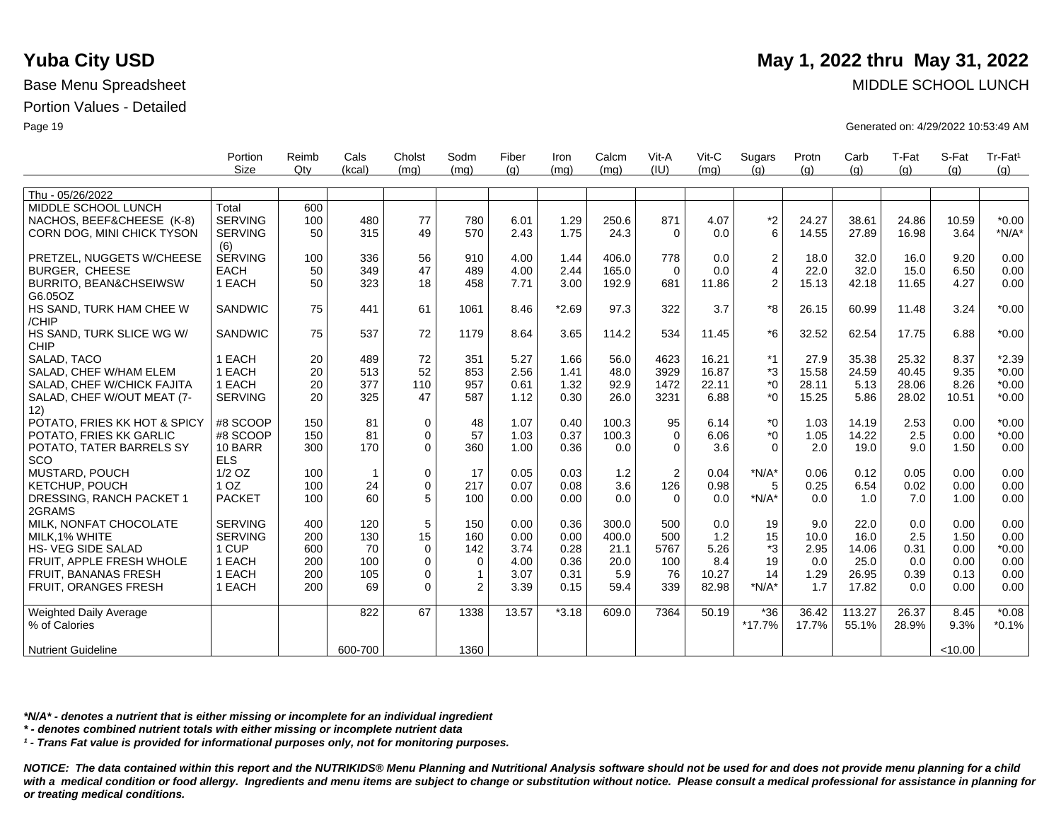# Yuba City USD

**May 1, 2022 thru May 31, 2022**

Base Menu Spreadsheet

MIDDLE SCHOOL LUNCH

Portion Values - Detailed

Generated on: 4/29/2022 10:53:49 AM

| | Portion Size | Reimb Qty | Cals (kcal) | Cholst (mg) | Sodm (mg) | Fiber (g) | Iron (mg) | Calcm (mg) | Vit-A (IU) | Vit-C (mg) | Sugars (g) | Protn (g) | Carb (g) | T-Fat (g) | S-Fat (g) | Tr-Fat¹ (g) |
|---|---|---|---|---|---|---|---|---|---|---|---|---|---|---|---|---|
| Thu - 05/26/2022 | | | | | | | | | | | | | | | | |
| MIDDLE SCHOOL LUNCH | Total | 600 | | | | | | | | | | | | | | |
| NACHOS, BEEF&CHEESE (K-8) | SERVING | 100 | 480 | 77 | 780 | 6.01 | 1.29 | 250.6 | 871 | 4.07 | *2 | 24.27 | 38.61 | 24.86 | 10.59 | *0.00 |
| CORN DOG, MINI CHICK TYSON | SERVING (6) | 50 | 315 | 49 | 570 | 2.43 | 1.75 | 24.3 | 0 | 0.0 | 6 | 14.55 | 27.89 | 16.98 | 3.64 | *N/A* |
| PRETZEL, NUGGETS W/CHEESE | SERVING | 100 | 336 | 56 | 910 | 4.00 | 1.44 | 406.0 | 778 | 0.0 | 2 | 18.0 | 32.0 | 16.0 | 9.20 | 0.00 |
| BURGER, CHEESE | EACH | 50 | 349 | 47 | 489 | 4.00 | 2.44 | 165.0 | 0 | 0.0 | 4 | 22.0 | 32.0 | 15.0 | 6.50 | 0.00 |
| BURRITO, BEAN&CHSEIWSW G6.05OZ | 1 EACH | 50 | 323 | 18 | 458 | 7.71 | 3.00 | 192.9 | 681 | 11.86 | 2 | 15.13 | 42.18 | 11.65 | 4.27 | 0.00 |
| HS SAND, TURK HAM CHEE W /CHIP | SANDWIC | 75 | 441 | 61 | 1061 | 8.46 | *2.69 | 97.3 | 322 | 3.7 | *8 | 26.15 | 60.99 | 11.48 | 3.24 | *0.00 |
| HS SAND, TURK SLICE WG W/ CHIP | SANDWIC | 75 | 537 | 72 | 1179 | 8.64 | 3.65 | 114.2 | 534 | 11.45 | *6 | 32.52 | 62.54 | 17.75 | 6.88 | *0.00 |
| SALAD, TACO | 1 EACH | 20 | 489 | 72 | 351 | 5.27 | 1.66 | 56.0 | 4623 | 16.21 | *1 | 27.9 | 35.38 | 25.32 | 8.37 | *2.39 |
| SALAD, CHEF W/HAM ELEM | 1 EACH | 20 | 513 | 52 | 853 | 2.56 | 1.41 | 48.0 | 3929 | 16.87 | *3 | 15.58 | 24.59 | 40.45 | 9.35 | *0.00 |
| SALAD, CHEF W/CHICK FAJITA | 1 EACH | 20 | 377 | 110 | 957 | 0.61 | 1.32 | 92.9 | 1472 | 22.11 | *0 | 28.11 | 5.13 | 28.06 | 8.26 | *0.00 |
| SALAD, CHEF W/OUT MEAT (7-12) | SERVING | 20 | 325 | 47 | 587 | 1.12 | 0.30 | 26.0 | 3231 | 6.88 | *0 | 15.25 | 5.86 | 28.02 | 10.51 | *0.00 |
| POTATO, FRIES KK HOT & SPICY | #8 SCOOP | 150 | 81 | 0 | 48 | 1.07 | 0.40 | 100.3 | 95 | 6.14 | *0 | 1.03 | 14.19 | 2.53 | 0.00 | *0.00 |
| POTATO, FRIES KK GARLIC | #8 SCOOP | 150 | 81 | 0 | 57 | 1.03 | 0.37 | 100.3 | 0 | 6.06 | *0 | 1.05 | 14.22 | 2.5 | 0.00 | *0.00 |
| POTATO, TATER BARRELS SY SCO | 10 BARRELS | 300 | 170 | 0 | 360 | 1.00 | 0.36 | 0.0 | 0 | 3.6 | 0 | 2.0 | 19.0 | 9.0 | 1.50 | 0.00 |
| MUSTARD, POUCH | 1/2 OZ | 100 | 1 | 0 | 17 | 0.05 | 0.03 | 1.2 | 2 | 0.04 | *N/A* | 0.06 | 0.12 | 0.05 | 0.00 | 0.00 |
| KETCHUP, POUCH | 1 OZ | 100 | 24 | 0 | 217 | 0.07 | 0.08 | 3.6 | 126 | 0.98 | 5 | 0.25 | 6.54 | 0.02 | 0.00 | 0.00 |
| DRESSING, RANCH PACKET 1 2GRAMS | PACKET | 100 | 60 | 5 | 100 | 0.00 | 0.00 | 0.0 | 0 | 0.0 | *N/A* | 0.0 | 1.0 | 7.0 | 1.00 | 0.00 |
| MILK, NONFAT CHOCOLATE | SERVING | 400 | 120 | 5 | 150 | 0.00 | 0.36 | 300.0 | 500 | 0.0 | 19 | 9.0 | 22.0 | 0.0 | 0.00 | 0.00 |
| MILK,1% WHITE | SERVING | 200 | 130 | 15 | 160 | 0.00 | 0.00 | 400.0 | 500 | 1.2 | 15 | 10.0 | 16.0 | 2.5 | 1.50 | 0.00 |
| HS- VEG SIDE SALAD | 1 CUP | 600 | 70 | 0 | 142 | 3.74 | 0.28 | 21.1 | 5767 | 5.26 | *3 | 2.95 | 14.06 | 0.31 | 0.00 | *0.00 |
| FRUIT, APPLE FRESH WHOLE | 1 EACH | 200 | 100 | 0 | 0 | 4.00 | 0.36 | 20.0 | 100 | 8.4 | 19 | 0.0 | 25.0 | 0.0 | 0.00 | 0.00 |
| FRUIT, BANANAS FRESH | 1 EACH | 200 | 105 | 0 | 1 | 3.07 | 0.31 | 5.9 | 76 | 10.27 | 14 | 1.29 | 26.95 | 0.39 | 0.13 | 0.00 |
| FRUIT, ORANGES FRESH | 1 EACH | 200 | 69 | 0 | 2 | 3.39 | 0.15 | 59.4 | 339 | 82.98 | *N/A* | 1.7 | 17.82 | 0.0 | 0.00 | 0.00 |
| Weighted Daily Average | | | 822 | 67 | 1338 | 13.57 | *3.18 | 609.0 | 7364 | 50.19 | *36 | 36.42 | 113.27 | 26.37 | 8.45 | *0.08 |
| % of Calories | | | | | | | | | | | *17.7% | 17.7% | 55.1% | 28.9% | 9.3% | *0.1% |
| Nutrient Guideline | | | 600-700 | | 1360 | | | | | | | | | | <10.00 | |

*\*N/A\* - denotes a nutrient that is either missing or incomplete for an individual ingredient*

*\* - denotes combined nutrient totals with either missing or incomplete nutrient data*

*¹ - Trans Fat value is provided for informational purposes only, not for monitoring purposes.*

***NOTICE: The data contained within this report and the NUTRIKIDS® Menu Planning and Nutritional Analysis software should not be used for and does not provide menu planning for a child with a medical condition or food allergy. Ingredients and menu items are subject to change or substitution without notice. Please consult a medical professional for assistance in planning for or treating medical conditions.***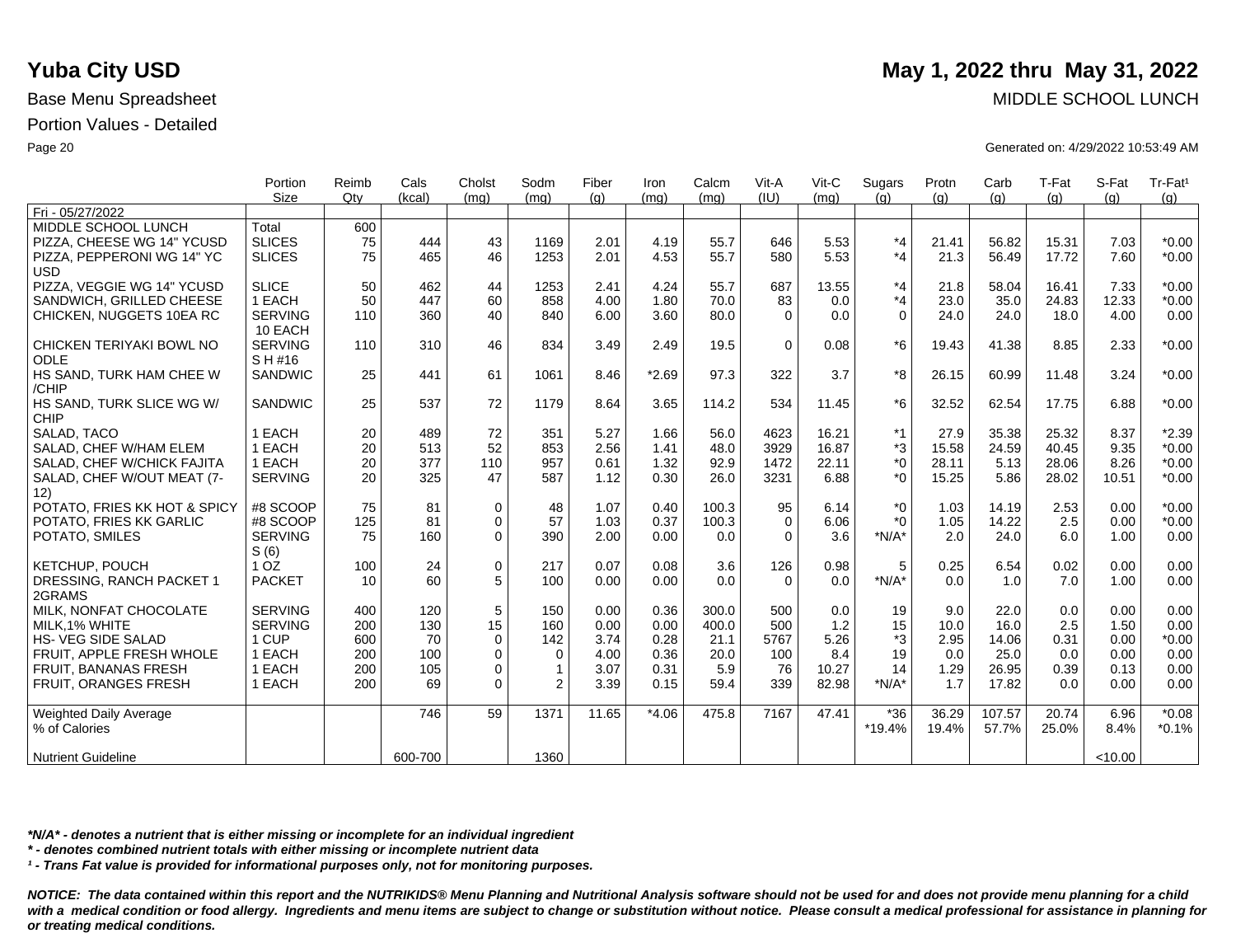# Yuba City USD

**May 1, 2022 thru May 31, 2022**

Base Menu Spreadsheet

MIDDLE SCHOOL LUNCH

Portion Values - Detailed

Generated on: 4/29/2022 10:53:49 AM

| | Portion Size | Reimb Qty | Cals (kcal) | Cholst (mg) | Sodm (mg) | Fiber (g) | Iron (mg) | Calcm (mg) | Vit-A (IU) | Vit-C (mg) | Sugars (g) | Protn (g) | Carb (g) | T-Fat (g) | S-Fat (g) | Tr-Fat¹ (g) |
|---|---|---|---|---|---|---|---|---|---|---|---|---|---|---|---|---|
| Fri - 05/27/2022 | | | | | | | | | | | | | | | | |
| MIDDLE SCHOOL LUNCH | Total | 600 | | | | | | | | | | | | | | |
| PIZZA, CHEESE WG 14" YCUSD | SLICES | 75 | 444 | 43 | 1169 | 2.01 | 4.19 | 55.7 | 646 | 5.53 | *4 | 21.41 | 56.82 | 15.31 | 7.03 | *0.00 |
| PIZZA, PEPPERONI WG 14" YC USD | SLICES | 75 | 465 | 46 | 1253 | 2.01 | 4.53 | 55.7 | 580 | 5.53 | *4 | 21.3 | 56.49 | 17.72 | 7.60 | *0.00 |
| PIZZA, VEGGIE WG 14" YCUSD | SLICE | 50 | 462 | 44 | 1253 | 2.41 | 4.24 | 55.7 | 687 | 13.55 | *4 | 21.8 | 58.04 | 16.41 | 7.33 | *0.00 |
| SANDWICH, GRILLED CHEESE | 1 EACH | 50 | 447 | 60 | 858 | 4.00 | 1.80 | 70.0 | 83 | 0.0 | *4 | 23.0 | 35.0 | 24.83 | 12.33 | *0.00 |
| CHICKEN, NUGGETS 10EA RC | SERVING 10 EACH | 110 | 360 | 40 | 840 | 6.00 | 3.60 | 80.0 | 0 | 0.0 | 0 | 24.0 | 24.0 | 18.0 | 4.00 | 0.00 |
| CHICKEN TERIYAKI BOWL NO ODLE | SERVING S H #16 | 110 | 310 | 46 | 834 | 3.49 | 2.49 | 19.5 | 0 | 0.08 | *6 | 19.43 | 41.38 | 8.85 | 2.33 | *0.00 |
| HS SAND, TURK HAM CHEE W /CHIP | SANDWIC | 25 | 441 | 61 | 1061 | 8.46 | *2.69 | 97.3 | 322 | 3.7 | *8 | 26.15 | 60.99 | 11.48 | 3.24 | *0.00 |
| HS SAND, TURK SLICE WG W/ CHIP | SANDWIC | 25 | 537 | 72 | 1179 | 8.64 | 3.65 | 114.2 | 534 | 11.45 | *6 | 32.52 | 62.54 | 17.75 | 6.88 | *0.00 |
| SALAD, TACO | 1 EACH | 20 | 489 | 72 | 351 | 5.27 | 1.66 | 56.0 | 4623 | 16.21 | *1 | 27.9 | 35.38 | 25.32 | 8.37 | *2.39 |
| SALAD, CHEF W/HAM ELEM | 1 EACH | 20 | 513 | 52 | 853 | 2.56 | 1.41 | 48.0 | 3929 | 16.87 | *3 | 15.58 | 24.59 | 40.45 | 9.35 | *0.00 |
| SALAD, CHEF W/CHICK FAJITA | 1 EACH | 20 | 377 | 110 | 957 | 0.61 | 1.32 | 92.9 | 1472 | 22.11 | *0 | 28.11 | 5.13 | 28.06 | 8.26 | *0.00 |
| SALAD, CHEF W/OUT MEAT (7-12) | SERVING | 20 | 325 | 47 | 587 | 1.12 | 0.30 | 26.0 | 3231 | 6.88 | *0 | 15.25 | 5.86 | 28.02 | 10.51 | *0.00 |
| POTATO, FRIES KK HOT & SPICY | #8 SCOOP | 75 | 81 | 0 | 48 | 1.07 | 0.40 | 100.3 | 95 | 6.14 | *0 | 1.03 | 14.19 | 2.53 | 0.00 | *0.00 |
| POTATO, FRIES KK GARLIC | #8 SCOOP | 125 | 81 | 0 | 57 | 1.03 | 0.37 | 100.3 | 0 | 6.06 | *0 | 1.05 | 14.22 | 2.5 | 0.00 | *0.00 |
| POTATO, SMILES | SERVING S (6) | 75 | 160 | 0 | 390 | 2.00 | 0.00 | 0.0 | 0 | 3.6 | *N/A* | 2.0 | 24.0 | 6.0 | 1.00 | 0.00 |
| KETCHUP, POUCH | 1 OZ | 100 | 24 | 0 | 217 | 0.07 | 0.08 | 3.6 | 126 | 0.98 | 5 | 0.25 | 6.54 | 0.02 | 0.00 | 0.00 |
| DRESSING, RANCH PACKET 1 2GRAMS | PACKET | 10 | 60 | 5 | 100 | 0.00 | 0.00 | 0.0 | 0 | 0.0 | *N/A* | 0.0 | 1.0 | 7.0 | 1.00 | 0.00 |
| MILK, NONFAT CHOCOLATE | SERVING | 400 | 120 | 5 | 150 | 0.00 | 0.36 | 300.0 | 500 | 0.0 | 19 | 9.0 | 22.0 | 0.0 | 0.00 | 0.00 |
| MILK,1% WHITE | SERVING | 200 | 130 | 15 | 160 | 0.00 | 0.00 | 400.0 | 500 | 1.2 | 15 | 10.0 | 16.0 | 2.5 | 1.50 | 0.00 |
| HS- VEG SIDE SALAD | 1 CUP | 600 | 70 | 0 | 142 | 3.74 | 0.28 | 21.1 | 5767 | 5.26 | *3 | 2.95 | 14.06 | 0.31 | 0.00 | *0.00 |
| FRUIT, APPLE FRESH WHOLE | 1 EACH | 200 | 100 | 0 | 0 | 4.00 | 0.36 | 20.0 | 100 | 8.4 | 19 | 0.0 | 25.0 | 0.0 | 0.00 | 0.00 |
| FRUIT, BANANAS FRESH | 1 EACH | 200 | 105 | 0 | 1 | 3.07 | 0.31 | 5.9 | 76 | 10.27 | 14 | 1.29 | 26.95 | 0.39 | 0.13 | 0.00 |
| FRUIT, ORANGES FRESH | 1 EACH | 200 | 69 | 0 | 2 | 3.39 | 0.15 | 59.4 | 339 | 82.98 | *N/A* | 1.7 | 17.82 | 0.0 | 0.00 | 0.00 |
| Weighted Daily Average | | | 746 | 59 | 1371 | 11.65 | *4.06 | 475.8 | 7167 | 47.41 | *36 | 36.29 | 107.57 | 20.74 | 6.96 | *0.08 |
| % of Calories | | | | | | | | | | | *19.4% | 19.4% | 57.7% | 25.0% | 8.4% | *0.1% |
| Nutrient Guideline | | | 600-700 | | 1360 | | | | | | | | | | <10.00 | |

*\*N/A\* - denotes a nutrient that is either missing or incomplete for an individual ingredient*

*\* - denotes combined nutrient totals with either missing or incomplete nutrient data*

*¹ - Trans Fat value is provided for informational purposes only, not for monitoring purposes.*

***NOTICE: The data contained within this report and the NUTRIKIDS® Menu Planning and Nutritional Analysis software should not be used for and does not provide menu planning for a child with a medical condition or food allergy. Ingredients and menu items are subject to change or substitution without notice. Please consult a medical professional for assistance in planning for or treating medical conditions.***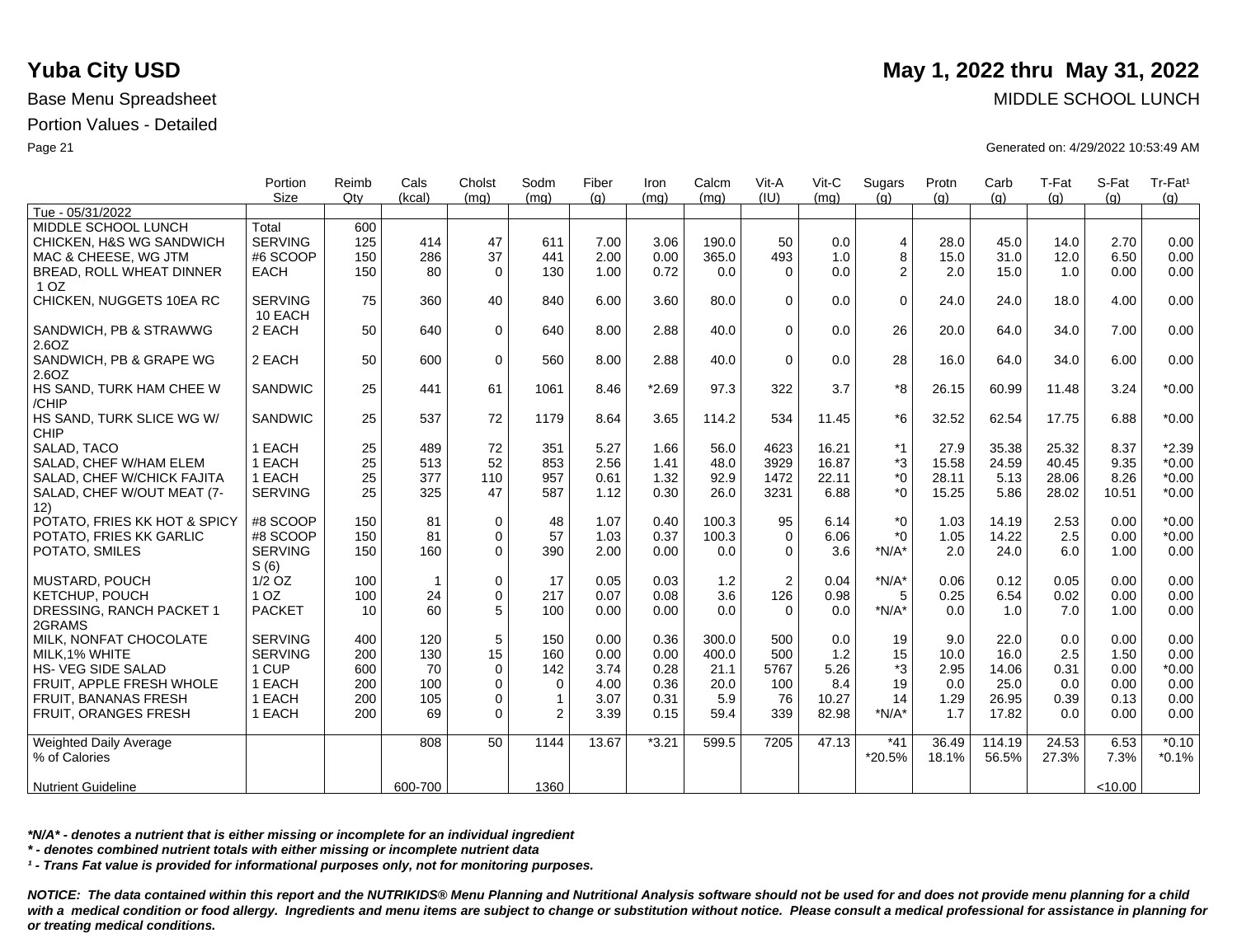# Yuba City USD

**May 1, 2022 thru May 31, 2022**

Base Menu Spreadsheet — MIDDLE SCHOOL LUNCH

Portion Values - Detailed

Generated on: 4/29/2022 10:53:49 AM

| | Portion Size | Reimb Qty | Cals (kcal) | Cholst (mg) | Sodm (mg) | Fiber (g) | Iron (mg) | Calcm (mg) | Vit-A (IU) | Vit-C (mg) | Sugars (g) | Protn (g) | Carb (g) | T-Fat (g) | S-Fat (g) | Tr-Fat[1] (g) |
|---|---|---|---|---|---|---|---|---|---|---|---|---|---|---|---|---|
| Tue - 05/31/2022 | | | | | | | | | | | | | | | | |
| MIDDLE SCHOOL LUNCH | Total | 600 | | | | | | | | | | | | | | |
| CHICKEN, H&S WG SANDWICH | SERVING | 125 | 414 | 47 | 611 | 7.00 | 3.06 | 190.0 | 50 | 0.0 | 4 | 28.0 | 45.0 | 14.0 | 2.70 | 0.00 |
| MAC & CHEESE, WG JTM | #6 SCOOP | 150 | 286 | 37 | 441 | 2.00 | 0.00 | 365.0 | 493 | 1.0 | 8 | 15.0 | 31.0 | 12.0 | 6.50 | 0.00 |
| BREAD, ROLL WHEAT DINNER 1 OZ | EACH | 150 | 80 | 0 | 130 | 1.00 | 0.72 | 0.0 | 0 | 0.0 | 2 | 2.0 | 15.0 | 1.0 | 0.00 | 0.00 |
| CHICKEN, NUGGETS 10EA RC | SERVING 10 EACH | 75 | 360 | 40 | 840 | 6.00 | 3.60 | 80.0 | 0 | 0.0 | 0 | 24.0 | 24.0 | 18.0 | 4.00 | 0.00 |
| SANDWICH, PB & STRAWWG 2.6OZ | 2 EACH | 50 | 640 | 0 | 640 | 8.00 | 2.88 | 40.0 | 0 | 0.0 | 26 | 20.0 | 64.0 | 34.0 | 7.00 | 0.00 |
| SANDWICH, PB & GRAPE WG 2.6OZ | 2 EACH | 50 | 600 | 0 | 560 | 8.00 | 2.88 | 40.0 | 0 | 0.0 | 28 | 16.0 | 64.0 | 34.0 | 6.00 | 0.00 |
| HS SAND, TURK HAM CHEE W /CHIP | SANDWIC | 25 | 441 | 61 | 1061 | 8.46 | *2.69 | 97.3 | 322 | 3.7 | *8 | 26.15 | 60.99 | 11.48 | 3.24 | *0.00 |
| HS SAND, TURK SLICE WG W/ CHIP | SANDWIC | 25 | 537 | 72 | 1179 | 8.64 | 3.65 | 114.2 | 534 | 11.45 | *6 | 32.52 | 62.54 | 17.75 | 6.88 | *0.00 |
| SALAD, TACO | 1 EACH | 25 | 489 | 72 | 351 | 5.27 | 1.66 | 56.0 | 4623 | 16.21 | *1 | 27.9 | 35.38 | 25.32 | 8.37 | *2.39 |
| SALAD, CHEF W/HAM ELEM | 1 EACH | 25 | 513 | 52 | 853 | 2.56 | 1.41 | 48.0 | 3929 | 16.87 | *3 | 15.58 | 24.59 | 40.45 | 9.35 | *0.00 |
| SALAD, CHEF W/CHICK FAJITA | 1 EACH | 25 | 377 | 110 | 957 | 0.61 | 1.32 | 92.9 | 1472 | 22.11 | *0 | 28.11 | 5.13 | 28.06 | 8.26 | *0.00 |
| SALAD, CHEF W/OUT MEAT (7-12) | SERVING | 25 | 325 | 47 | 587 | 1.12 | 0.30 | 26.0 | 3231 | 6.88 | *0 | 15.25 | 5.86 | 28.02 | 10.51 | *0.00 |
| POTATO, FRIES KK HOT & SPICY | #8 SCOOP | 150 | 81 | 0 | 48 | 1.07 | 0.40 | 100.3 | 95 | 6.14 | *0 | 1.03 | 14.19 | 2.53 | 0.00 | *0.00 |
| POTATO, FRIES KK GARLIC | #8 SCOOP | 150 | 81 | 0 | 57 | 1.03 | 0.37 | 100.3 | 0 | 6.06 | *0 | 1.05 | 14.22 | 2.5 | 0.00 | *0.00 |
| POTATO, SMILES | SERVING S (6) | 150 | 160 | 0 | 390 | 2.00 | 0.00 | 0.0 | 0 | 3.6 | *N/A* | 2.0 | 24.0 | 6.0 | 1.00 | 0.00 |
| MUSTARD, POUCH | 1/2 OZ | 100 | 1 | 0 | 17 | 0.05 | 0.03 | 1.2 | 2 | 0.04 | *N/A* | 0.06 | 0.12 | 0.05 | 0.00 | 0.00 |
| KETCHUP, POUCH | 1 OZ | 100 | 24 | 0 | 217 | 0.07 | 0.08 | 3.6 | 126 | 0.98 | 5 | 0.25 | 6.54 | 0.02 | 0.00 | 0.00 |
| DRESSING, RANCH PACKET 1 2GRAMS | PACKET | 10 | 60 | 5 | 100 | 0.00 | 0.00 | 0.0 | 0 | 0.0 | *N/A* | 0.0 | 1.0 | 7.0 | 1.00 | 0.00 |
| MILK, NONFAT CHOCOLATE | SERVING | 400 | 120 | 5 | 150 | 0.00 | 0.36 | 300.0 | 500 | 0.0 | 19 | 9.0 | 22.0 | 0.0 | 0.00 | 0.00 |
| MILK,1% WHITE | SERVING | 200 | 130 | 15 | 160 | 0.00 | 0.00 | 400.0 | 500 | 1.2 | 15 | 10.0 | 16.0 | 2.5 | 1.50 | 0.00 |
| HS- VEG SIDE SALAD | 1 CUP | 600 | 70 | 0 | 142 | 3.74 | 0.28 | 21.1 | 5767 | 5.26 | *3 | 2.95 | 14.06 | 0.31 | 0.00 | *0.00 |
| FRUIT, APPLE FRESH WHOLE | 1 EACH | 200 | 100 | 0 | 0 | 4.00 | 0.36 | 20.0 | 100 | 8.4 | 19 | 0.0 | 25.0 | 0.0 | 0.00 | 0.00 |
| FRUIT, BANANAS FRESH | 1 EACH | 200 | 105 | 0 | 1 | 3.07 | 0.31 | 5.9 | 76 | 10.27 | 14 | 1.29 | 26.95 | 0.39 | 0.13 | 0.00 |
| FRUIT, ORANGES FRESH | 1 EACH | 200 | 69 | 0 | 2 | 3.39 | 0.15 | 59.4 | 339 | 82.98 | *N/A* | 1.7 | 17.82 | 0.0 | 0.00 | 0.00 |
| Weighted Daily Average | | | 808 | 50 | 1144 | 13.67 | *3.21 | 599.5 | 7205 | 47.13 | *41 | 36.49 | 114.19 | 24.53 | 6.53 | *0.10 |
| % of Calories | | | | | | | | | | | *20.5% | 18.1% | 56.5% | 27.3% | 7.3% | *0.1% |
| Nutrient Guideline | | | 600-700 | | 1360 | | | | | | | | | | <10.00 | |

***N/A* - denotes a nutrient that is either missing or incomplete for an individual ingredient***

***\* - denotes combined nutrient totals with either missing or incomplete nutrient data***

***[1] - Trans Fat value is provided for informational purposes only, not for monitoring purposes.***

***NOTICE: The data contained within this report and the NUTRIKIDS® Menu Planning and Nutritional Analysis software should not be used for and does not provide menu planning for a child with a medical condition or food allergy. Ingredients and menu items are subject to change or substitution without notice. Please consult a medical professional for assistance in planning for or treating medical conditions.***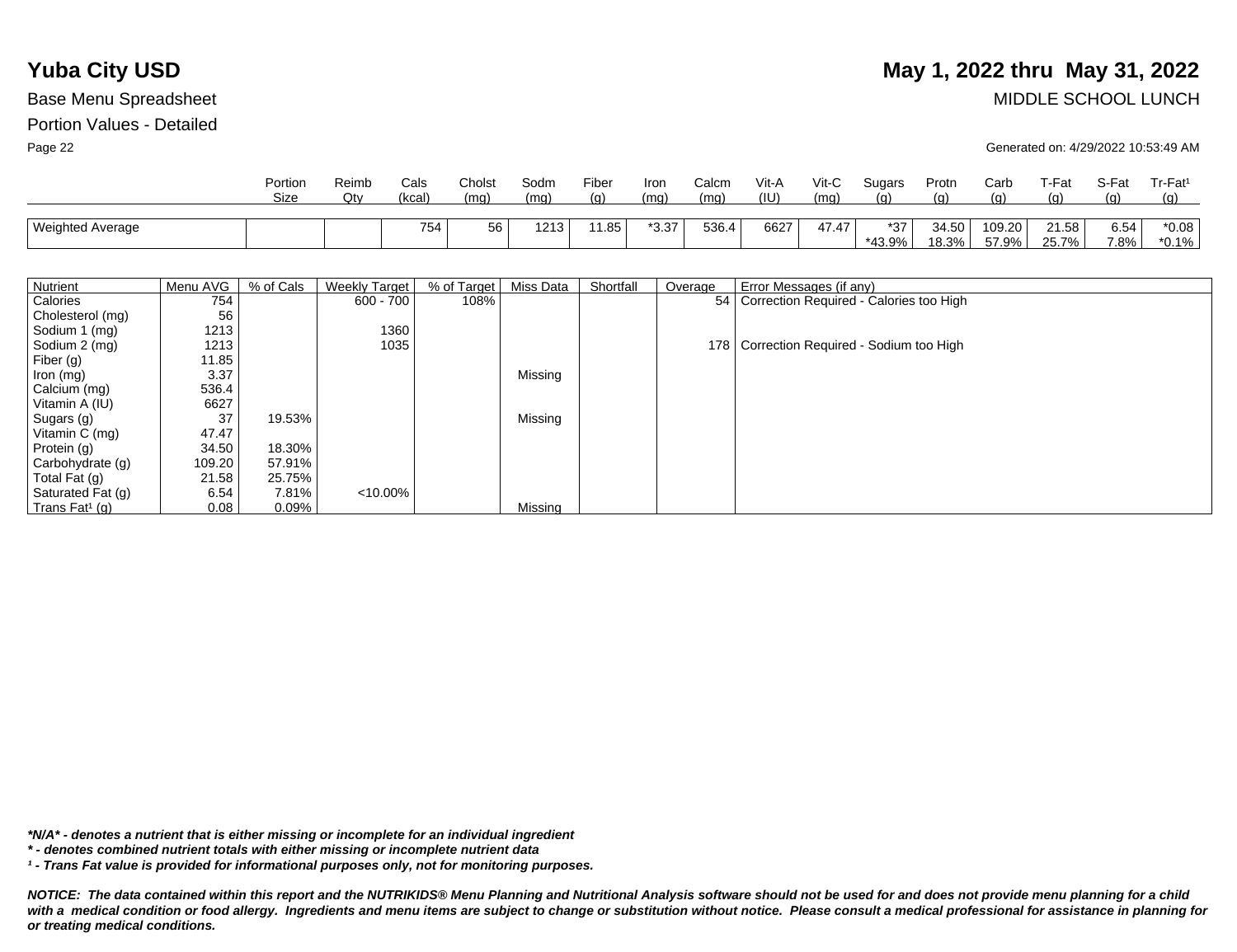# Yuba City USD

**May 1, 2022 thru May 31, 2022**

Base Menu Spreadsheet

MIDDLE SCHOOL LUNCH

Portion Values - Detailed

Generated on: 4/29/2022 10:53:49 AM

| | Portion Size | Reimb Qty | Cals (kcal) | Cholst (mg) | Sodm (mg) | Fiber (g) | Iron (mg) | Calcm (mg) | Vit-A (IU) | Vit-C (mg) | Sugars (g) | Protn (g) | Carb (g) | T-Fat (g) | S-Fat (g) | Tr-Fat¹ (g) |
|---|---|---|---|---|---|---|---|---|---|---|---|---|---|---|---|---|
| Weighted Average | | | 754 | 56 | 1213 | 11.85 | *3.37 | 536.4 | 6627 | 47.47 | *37<br>*43.9% | 34.50<br>18.3% | 109.20<br>57.9% | 21.58<br>25.7% | 6.54<br>7.8% | *0.08<br>*0.1% |

| Nutrient | Menu AVG | % of Cals | Weekly Target | % of Target | Miss Data | Shortfall | Overage | Error Messages (if any) |
|---|---|---|---|---|---|---|---|---|
| Calories | 754 | | 600 - 700 | 108% | | | 54 | Correction Required - Calories too High |
| Cholesterol (mg) | 56 | | | | | | | |
| Sodium 1 (mg) | 1213 | | 1360 | | | | | |
| Sodium 2 (mg) | 1213 | | 1035 | | | | 178 | Correction Required - Sodium too High |
| Fiber (g) | 11.85 | | | | | | | |
| Iron (mg) | 3.37 | | | | Missing | | | |
| Calcium (mg) | 536.4 | | | | | | | |
| Vitamin A (IU) | 6627 | | | | | | | |
| Sugars (g) | 37 | 19.53% | | | Missing | | | |
| Vitamin C (mg) | 47.47 | | | | | | | |
| Protein (g) | 34.50 | 18.30% | | | | | | |
| Carbohydrate (g) | 109.20 | 57.91% | | | | | | |
| Total Fat (g) | 21.58 | 25.75% | | | | | | |
| Saturated Fat (g) | 6.54 | 7.81% | <10.00% | | | | | |
| Trans Fat¹ (g) | 0.08 | 0.09% | | | Missing | | | |

***N/A* - denotes a nutrient that is either missing or incomplete for an individual ingredient**

***\* - denotes combined nutrient totals with either missing or incomplete nutrient data***

***¹ - Trans Fat value is provided for informational purposes only, not for monitoring purposes.***

***NOTICE: The data contained within this report and the NUTRIKIDS® Menu Planning and Nutritional Analysis software should not be used for and does not provide menu planning for a child with a medical condition or food allergy. Ingredients and menu items are subject to change or substitution without notice. Please consult a medical professional for assistance in planning for or treating medical conditions.***